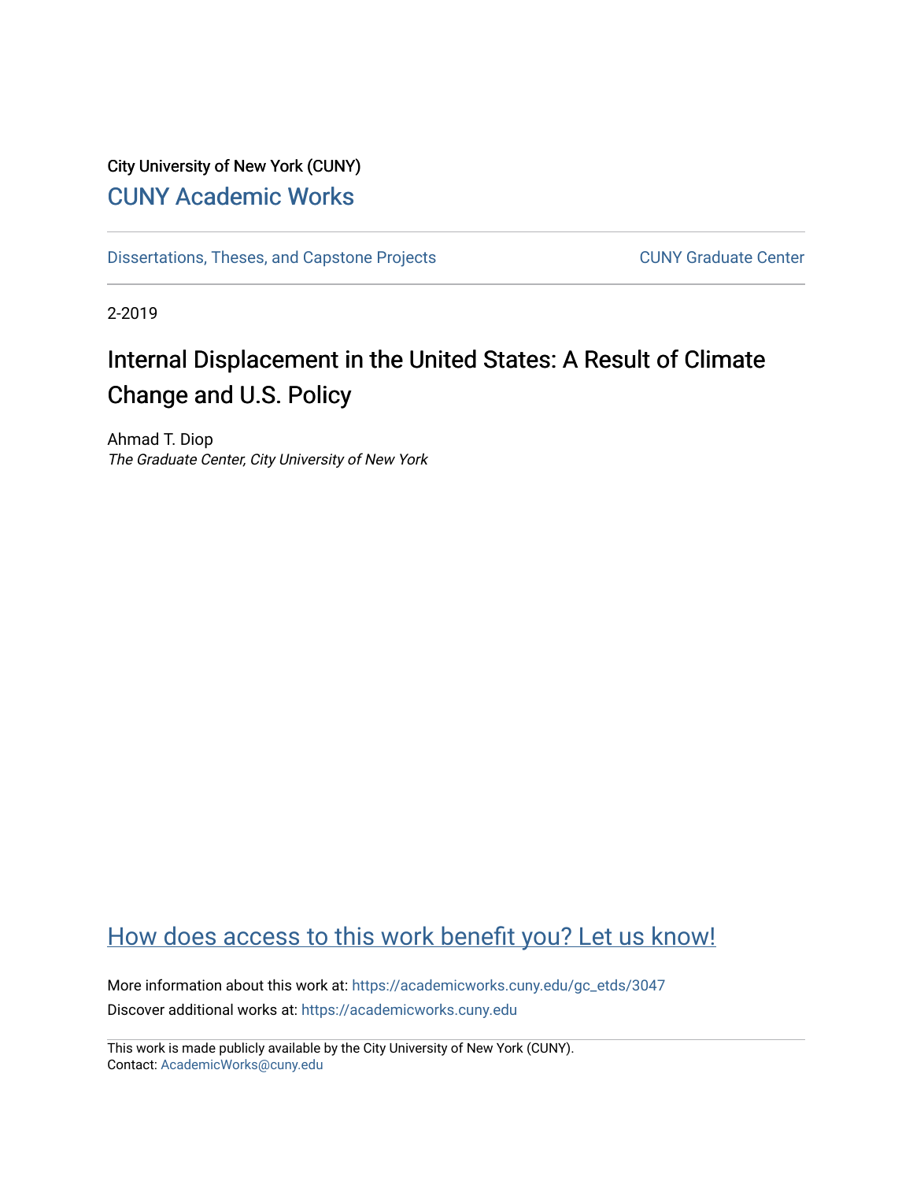City University of New York (CUNY)

CUNY Academic Works

Dissertations, Theses, and Capstone Projects

CUNY Graduate Center

2-2019

# Internal Displacement in the United States: A Result of Climate Change and U.S. Policy

Ahmad T. Diop

*The Graduate Center, City University of New York*

How does access to this work benefit you? Let us know!

More information about this work at: https://academicworks.cuny.edu/gc_etds/3047

Discover additional works at: https://academicworks.cuny.edu

This work is made publicly available by the City University of New York (CUNY).
Contact: AcademicWorks@cuny.edu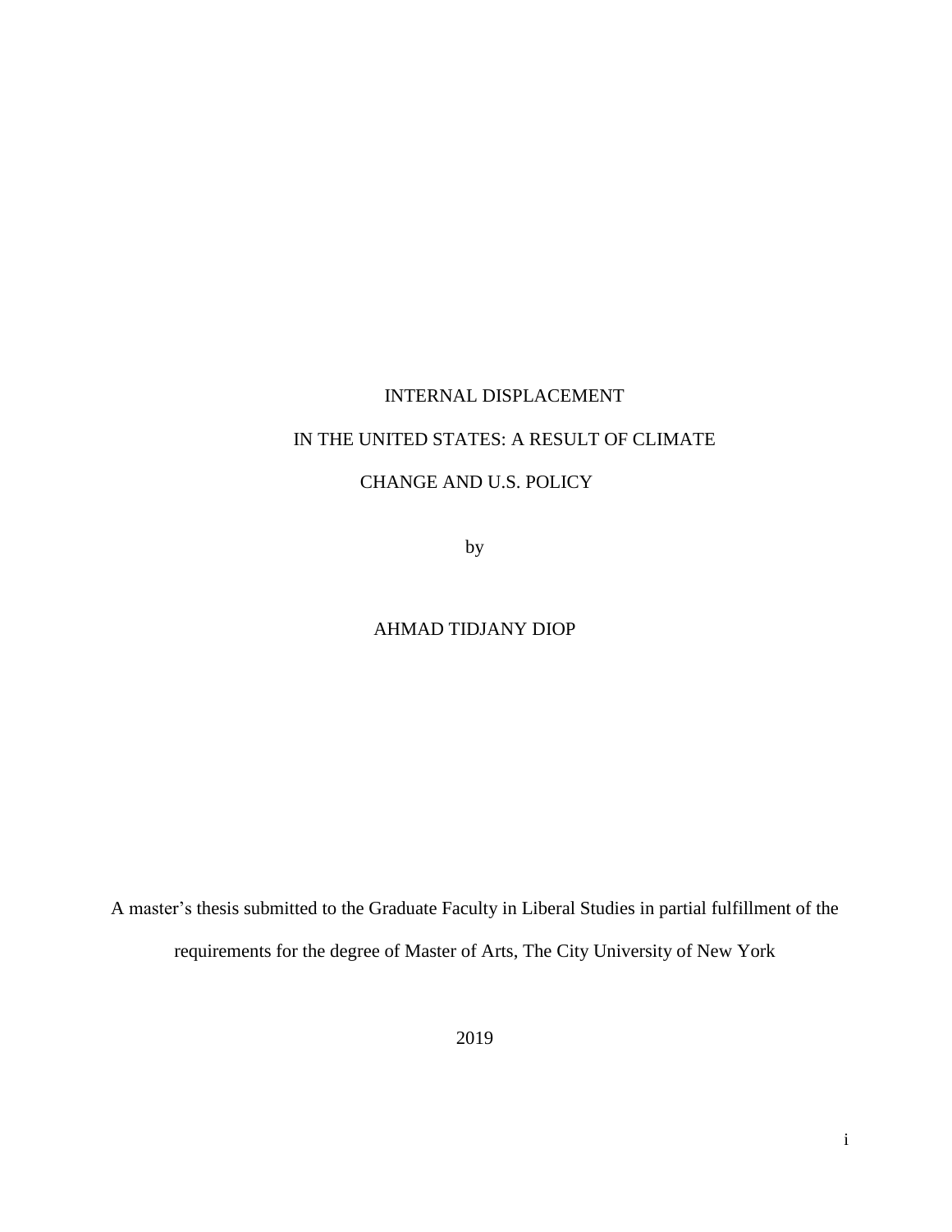# INTERNAL DISPLACEMENT IN THE UNITED STATES: A RESULT OF CLIMATE CHANGE AND U.S. POLICY

by

AHMAD TIDJANY DIOP

A master's thesis submitted to the Graduate Faculty in Liberal Studies in partial fulfillment of the requirements for the degree of Master of Arts, The City University of New York

2019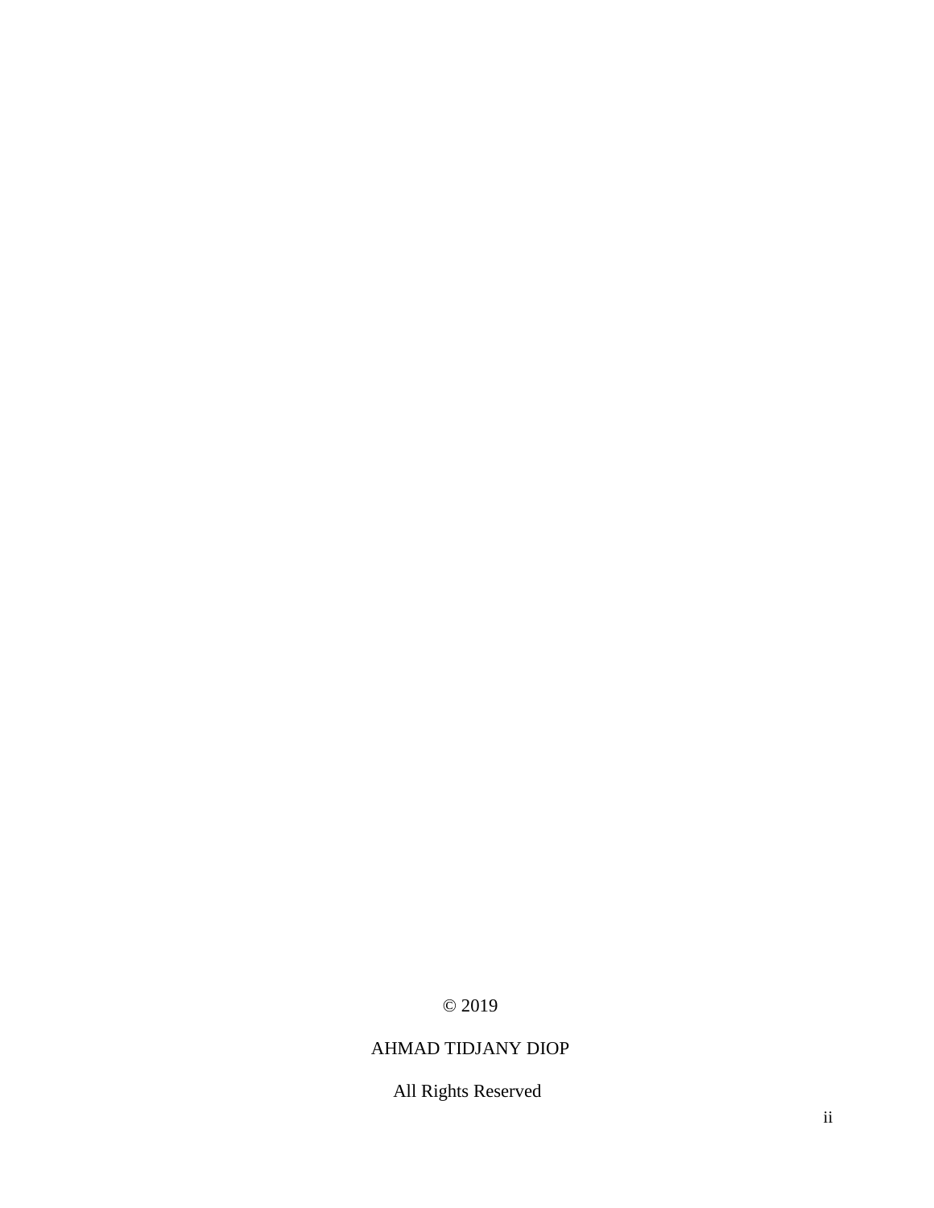© 2019

AHMAD TIDJANY DIOP

All Rights Reserved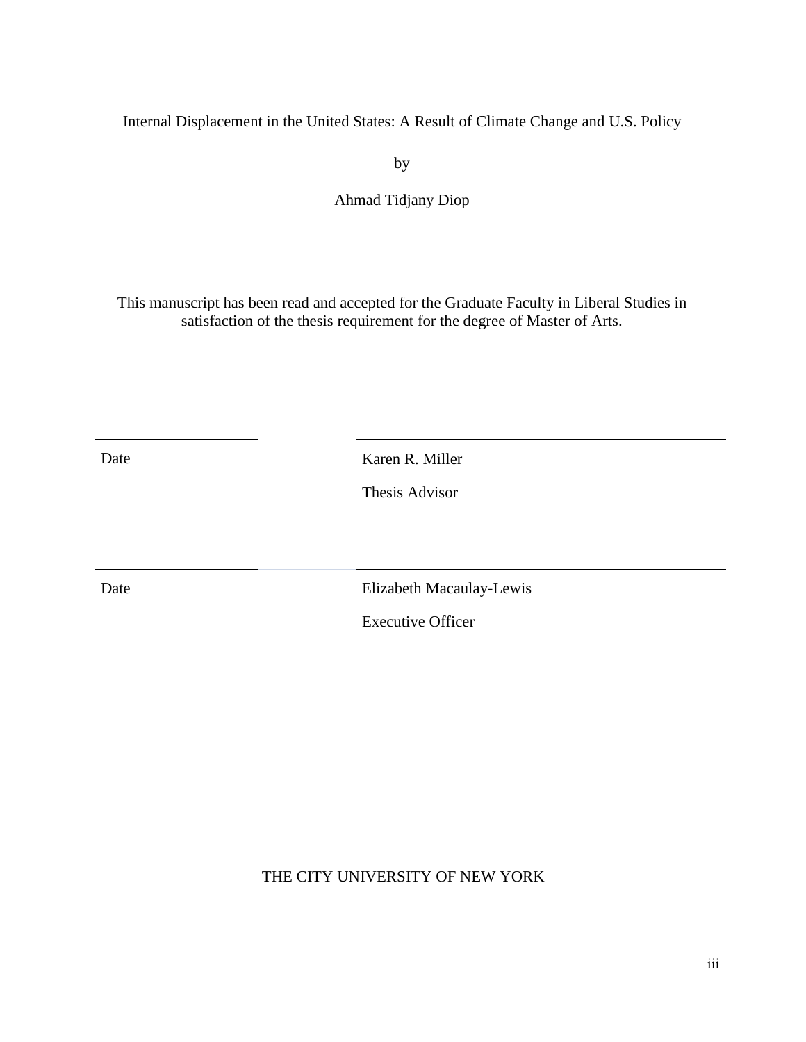Internal Displacement in the United States: A Result of Climate Change and U.S. Policy

by

Ahmad Tidjany Diop

This manuscript has been read and accepted for the Graduate Faculty in Liberal Studies in satisfaction of the thesis requirement for the degree of Master of Arts.

| | |
|---|---|
| Date | Karen R. Miller |
| | Thesis Advisor |
| Date | Elizabeth Macaulay-Lewis |
| | Executive Officer |

THE CITY UNIVERSITY OF NEW YORK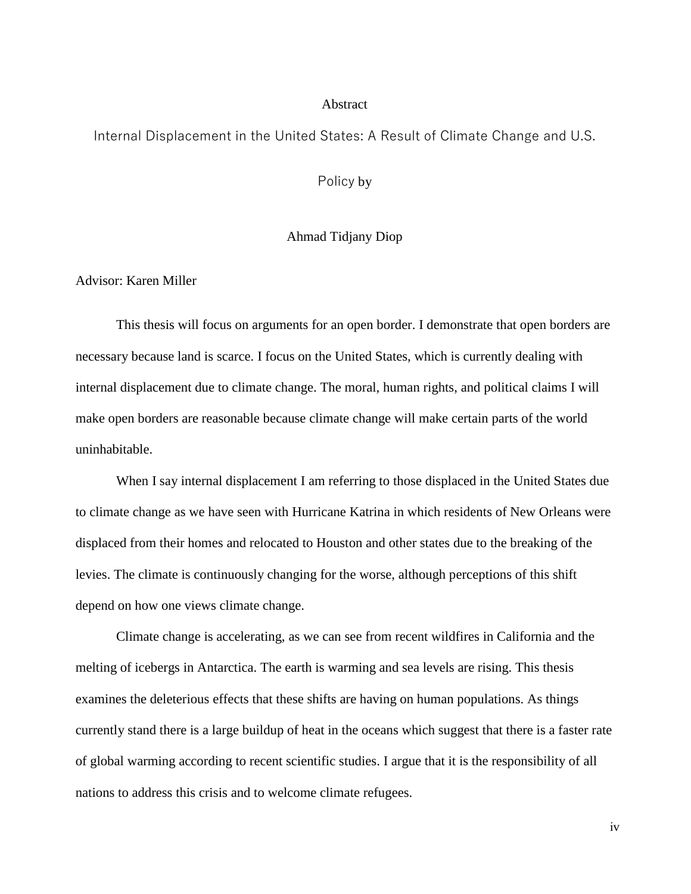# Abstract

## Internal Displacement in the United States: A Result of Climate Change and U.S. Policy by

Ahmad Tidjany Diop

Advisor: Karen Miller

This thesis will focus on arguments for an open border. I demonstrate that open borders are necessary because land is scarce. I focus on the United States, which is currently dealing with internal displacement due to climate change. The moral, human rights, and political claims I will make open borders are reasonable because climate change will make certain parts of the world uninhabitable.

When I say internal displacement I am referring to those displaced in the United States due to climate change as we have seen with Hurricane Katrina in which residents of New Orleans were displaced from their homes and relocated to Houston and other states due to the breaking of the levies. The climate is continuously changing for the worse, although perceptions of this shift depend on how one views climate change.

Climate change is accelerating, as we can see from recent wildfires in California and the melting of icebergs in Antarctica. The earth is warming and sea levels are rising. This thesis examines the deleterious effects that these shifts are having on human populations. As things currently stand there is a large buildup of heat in the oceans which suggest that there is a faster rate of global warming according to recent scientific studies. I argue that it is the responsibility of all nations to address this crisis and to welcome climate refugees.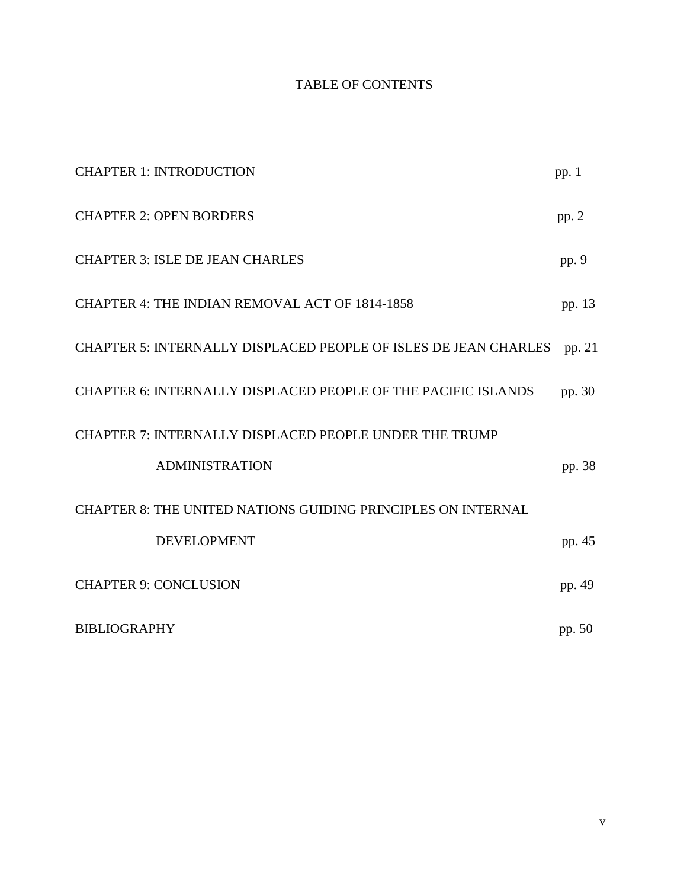# TABLE OF CONTENTS

| | |
|---|---|
| CHAPTER 1: INTRODUCTION | pp. 1 |
| CHAPTER 2: OPEN BORDERS | pp. 2 |
| CHAPTER 3: ISLE DE JEAN CHARLES | pp. 9 |
| CHAPTER 4: THE INDIAN REMOVAL ACT OF 1814-1858 | pp. 13 |
| CHAPTER 5: INTERNALLY DISPLACED PEOPLE OF ISLES DE JEAN CHARLES | pp. 21 |
| CHAPTER 6: INTERNALLY DISPLACED PEOPLE OF THE PACIFIC ISLANDS | pp. 30 |
| CHAPTER 7: INTERNALLY DISPLACED PEOPLE UNDER THE TRUMP ADMINISTRATION | pp. 38 |
| CHAPTER 8: THE UNITED NATIONS GUIDING PRINCIPLES ON INTERNAL DEVELOPMENT | pp. 45 |
| CHAPTER 9: CONCLUSION | pp. 49 |
| BIBLIOGRAPHY | pp. 50 |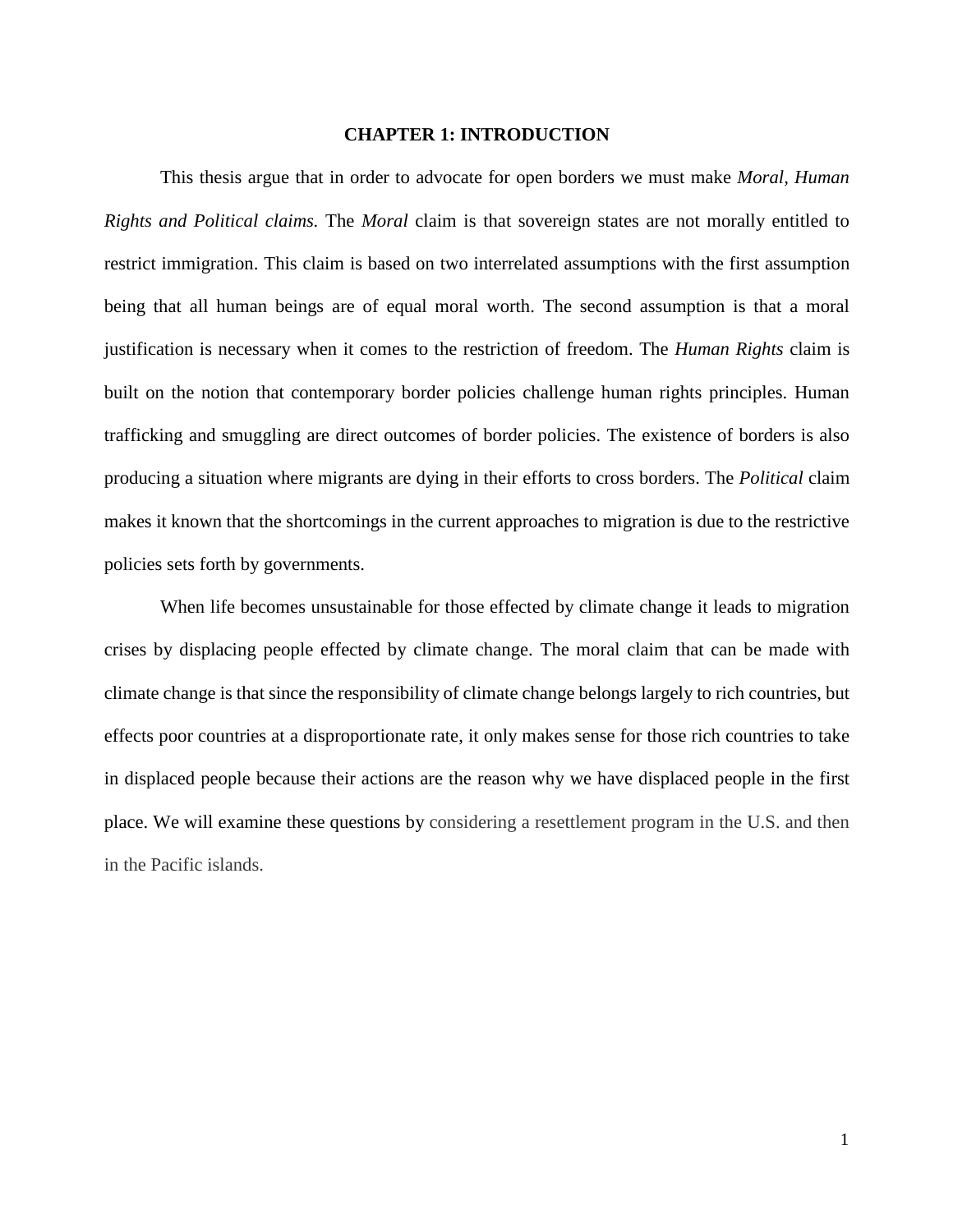# CHAPTER 1: INTRODUCTION

This thesis argue that in order to advocate for open borders we must make *Moral, Human Rights and Political claims.* The *Moral* claim is that sovereign states are not morally entitled to restrict immigration. This claim is based on two interrelated assumptions with the first assumption being that all human beings are of equal moral worth. The second assumption is that a moral justification is necessary when it comes to the restriction of freedom. The *Human Rights* claim is built on the notion that contemporary border policies challenge human rights principles. Human trafficking and smuggling are direct outcomes of border policies. The existence of borders is also producing a situation where migrants are dying in their efforts to cross borders. The *Political* claim makes it known that the shortcomings in the current approaches to migration is due to the restrictive policies sets forth by governments.

When life becomes unsustainable for those effected by climate change it leads to migration crises by displacing people effected by climate change. The moral claim that can be made with climate change is that since the responsibility of climate change belongs largely to rich countries, but effects poor countries at a disproportionate rate, it only makes sense for those rich countries to take in displaced people because their actions are the reason why we have displaced people in the first place. We will examine these questions by considering a resettlement program in the U.S. and then in the Pacific islands.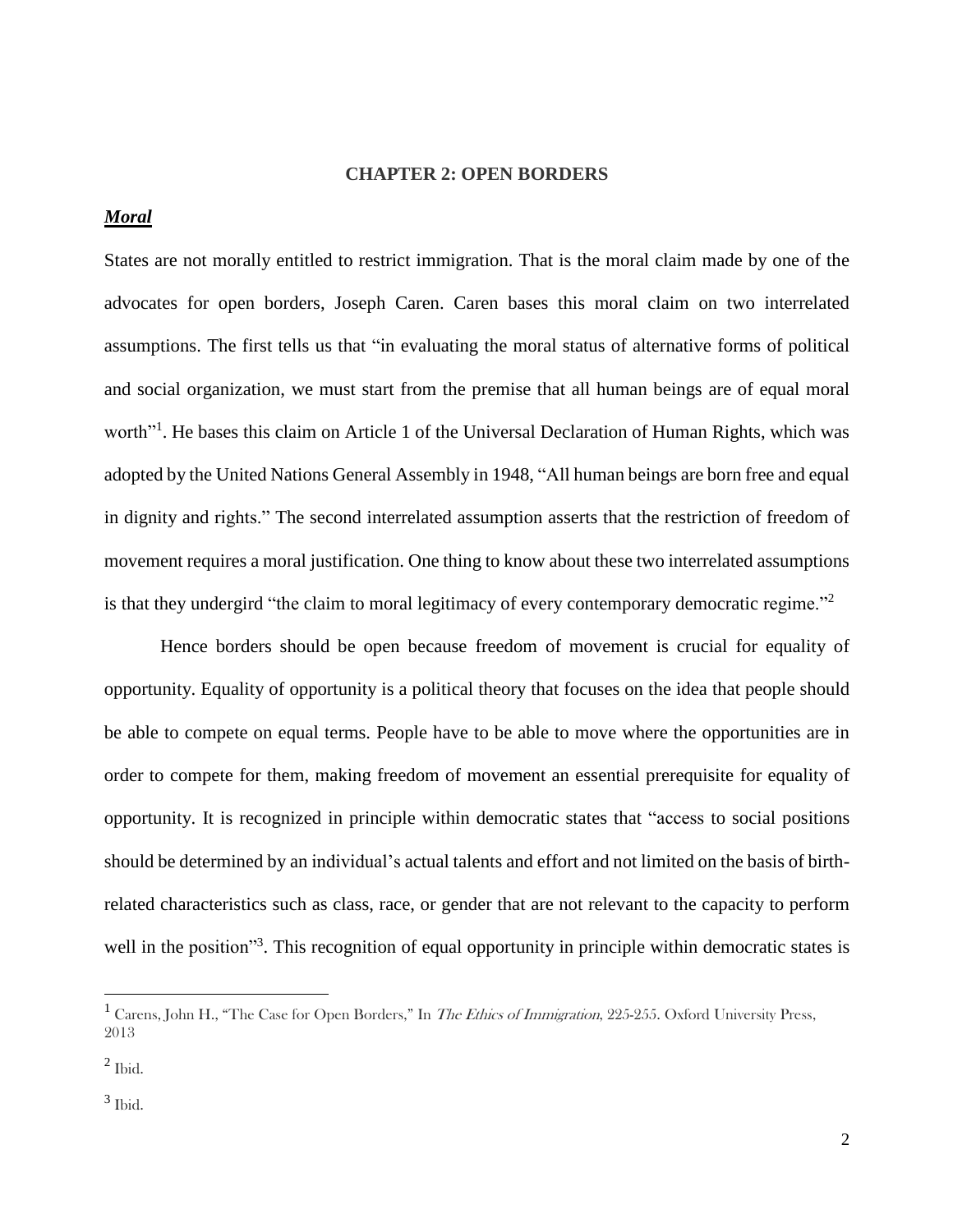# CHAPTER 2: OPEN BORDERS

## ***Moral***

States are not morally entitled to restrict immigration. That is the moral claim made by one of the advocates for open borders, Joseph Caren. Caren bases this moral claim on two interrelated assumptions. The first tells us that "in evaluating the moral status of alternative forms of political and social organization, we must start from the premise that all human beings are of equal moral worth"[1]. He bases this claim on Article 1 of the Universal Declaration of Human Rights, which was adopted by the United Nations General Assembly in 1948, "All human beings are born free and equal in dignity and rights." The second interrelated assumption asserts that the restriction of freedom of movement requires a moral justification. One thing to know about these two interrelated assumptions is that they undergird "the claim to moral legitimacy of every contemporary democratic regime."[2]

Hence borders should be open because freedom of movement is crucial for equality of opportunity. Equality of opportunity is a political theory that focuses on the idea that people should be able to compete on equal terms. People have to be able to move where the opportunities are in order to compete for them, making freedom of movement an essential prerequisite for equality of opportunity. It is recognized in principle within democratic states that "access to social positions should be determined by an individual's actual talents and effort and not limited on the basis of birth-related characteristics such as class, race, or gender that are not relevant to the capacity to perform well in the position"[3]. This recognition of equal opportunity in principle within democratic states is

---

[1] Carens, John H., "The Case for Open Borders," In *The Ethics of Immigration*, 225-255. Oxford University Press, 2013

[2] Ibid.

[3] Ibid.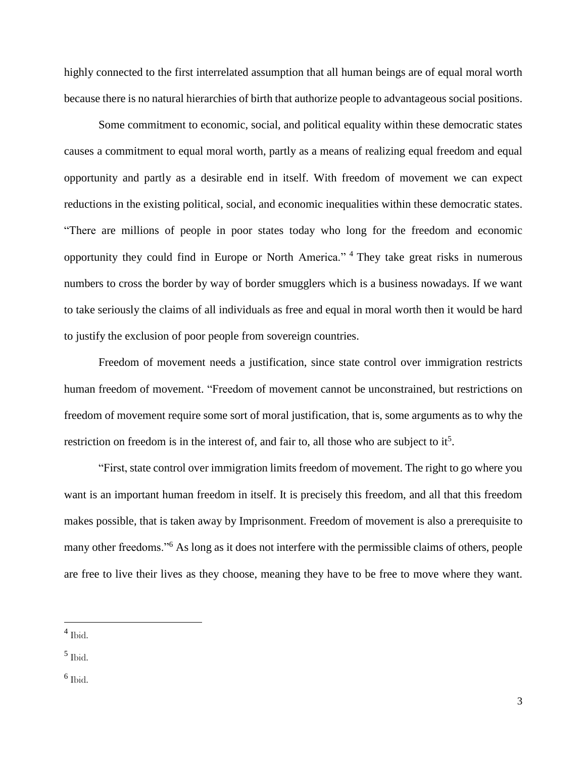highly connected to the first interrelated assumption that all human beings are of equal moral worth because there is no natural hierarchies of birth that authorize people to advantageous social positions.

Some commitment to economic, social, and political equality within these democratic states causes a commitment to equal moral worth, partly as a means of realizing equal freedom and equal opportunity and partly as a desirable end in itself. With freedom of movement we can expect reductions in the existing political, social, and economic inequalities within these democratic states. "There are millions of people in poor states today who long for the freedom and economic opportunity they could find in Europe or North America." [4] They take great risks in numerous numbers to cross the border by way of border smugglers which is a business nowadays. If we want to take seriously the claims of all individuals as free and equal in moral worth then it would be hard to justify the exclusion of poor people from sovereign countries.

Freedom of movement needs a justification, since state control over immigration restricts human freedom of movement. "Freedom of movement cannot be unconstrained, but restrictions on freedom of movement require some sort of moral justification, that is, some arguments as to why the restriction on freedom is in the interest of, and fair to, all those who are subject to it[5].

"First, state control over immigration limits freedom of movement. The right to go where you want is an important human freedom in itself. It is precisely this freedom, and all that this freedom makes possible, that is taken away by Imprisonment. Freedom of movement is also a prerequisite to many other freedoms."[6] As long as it does not interfere with the permissible claims of others, people are free to live their lives as they choose, meaning they have to be free to move where they want.

---

[4] Ibid.

[5] Ibid.

[6] Ibid.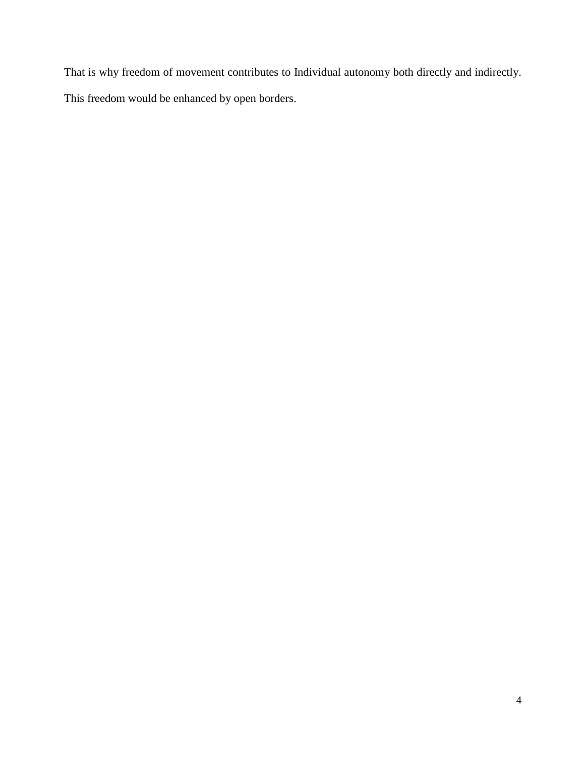That is why freedom of movement contributes to Individual autonomy both directly and indirectly. This freedom would be enhanced by open borders.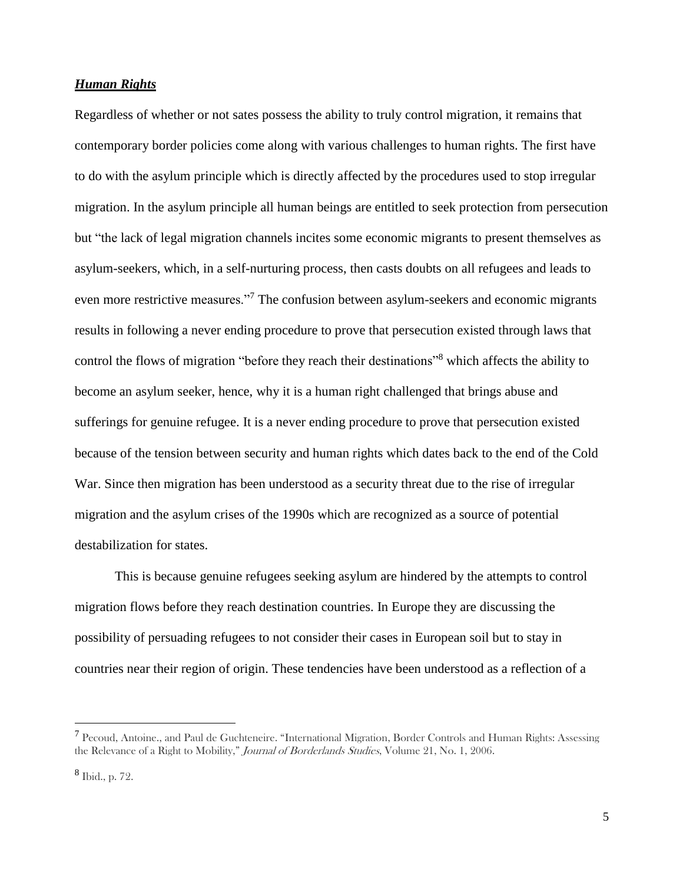***Human Rights***

Regardless of whether or not sates possess the ability to truly control migration, it remains that contemporary border policies come along with various challenges to human rights. The first have to do with the asylum principle which is directly affected by the procedures used to stop irregular migration. In the asylum principle all human beings are entitled to seek protection from persecution but "the lack of legal migration channels incites some economic migrants to present themselves as asylum-seekers, which, in a self-nurturing process, then casts doubts on all refugees and leads to even more restrictive measures."[7] The confusion between asylum-seekers and economic migrants results in following a never ending procedure to prove that persecution existed through laws that control the flows of migration "before they reach their destinations"[8] which affects the ability to become an asylum seeker, hence, why it is a human right challenged that brings abuse and sufferings for genuine refugee. It is a never ending procedure to prove that persecution existed because of the tension between security and human rights which dates back to the end of the Cold War. Since then migration has been understood as a security threat due to the rise of irregular migration and the asylum crises of the 1990s which are recognized as a source of potential destabilization for states.

This is because genuine refugees seeking asylum are hindered by the attempts to control migration flows before they reach destination countries. In Europe they are discussing the possibility of persuading refugees to not consider their cases in European soil but to stay in countries near their region of origin. These tendencies have been understood as a reflection of a

---

[7] Pecoud, Antoine., and Paul de Guchteneire. "International Migration, Border Controls and Human Rights: Assessing the Relevance of a Right to Mobility," *Journal of Borderlands Studies*, Volume 21, No. 1, 2006.

[8] Ibid., p. 72.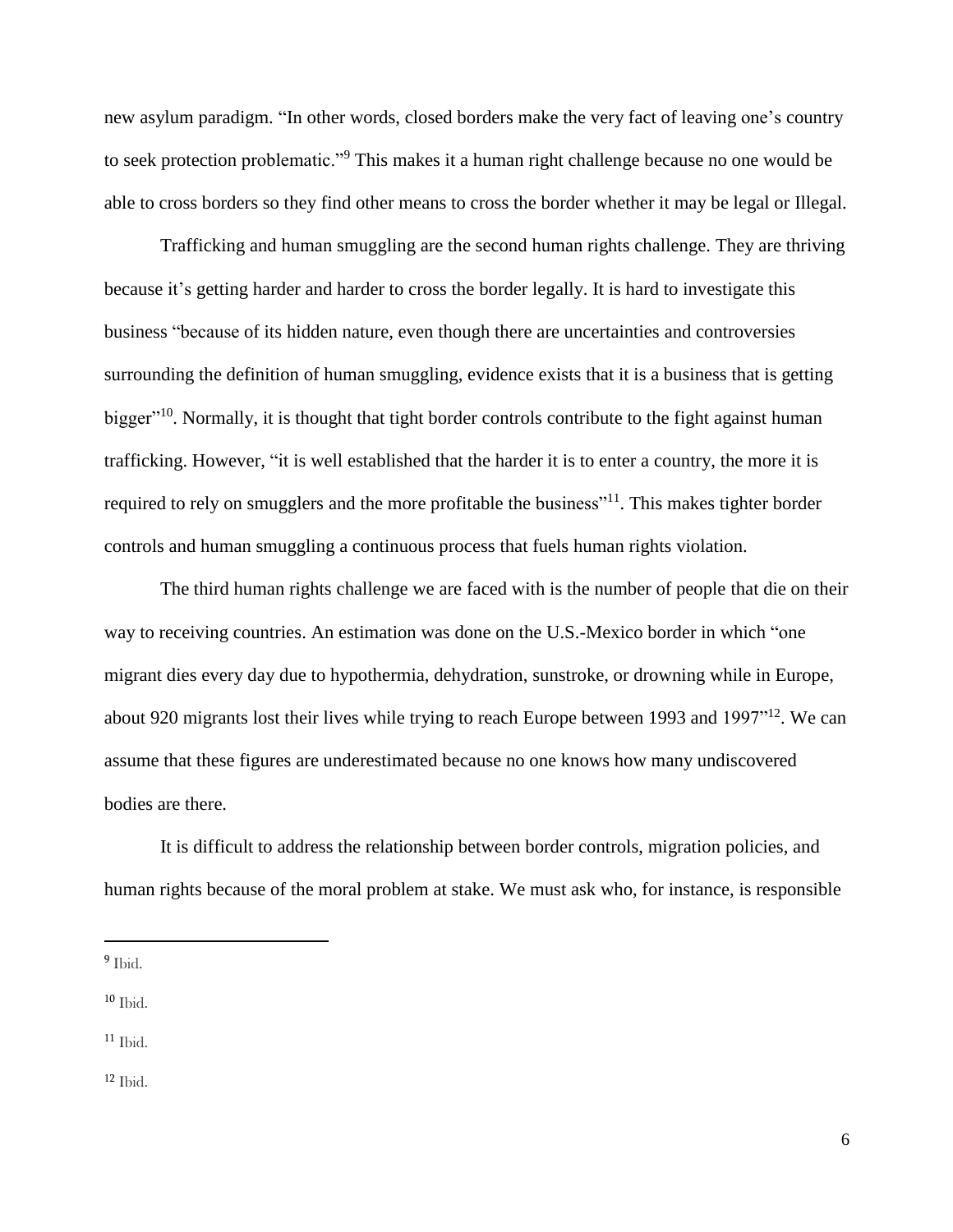new asylum paradigm. "In other words, closed borders make the very fact of leaving one's country to seek protection problematic."[9] This makes it a human right challenge because no one would be able to cross borders so they find other means to cross the border whether it may be legal or Illegal.

Trafficking and human smuggling are the second human rights challenge. They are thriving because it's getting harder and harder to cross the border legally. It is hard to investigate this business "because of its hidden nature, even though there are uncertainties and controversies surrounding the definition of human smuggling, evidence exists that it is a business that is getting bigger"[10]. Normally, it is thought that tight border controls contribute to the fight against human trafficking. However, "it is well established that the harder it is to enter a country, the more it is required to rely on smugglers and the more profitable the business"[11]. This makes tighter border controls and human smuggling a continuous process that fuels human rights violation.

The third human rights challenge we are faced with is the number of people that die on their way to receiving countries. An estimation was done on the U.S.-Mexico border in which "one migrant dies every day due to hypothermia, dehydration, sunstroke, or drowning while in Europe, about 920 migrants lost their lives while trying to reach Europe between 1993 and 1997"[12]. We can assume that these figures are underestimated because no one knows how many undiscovered bodies are there.

It is difficult to address the relationship between border controls, migration policies, and human rights because of the moral problem at stake. We must ask who, for instance, is responsible

---

[9] Ibid.

[10] Ibid.

[11] Ibid.

[12] Ibid.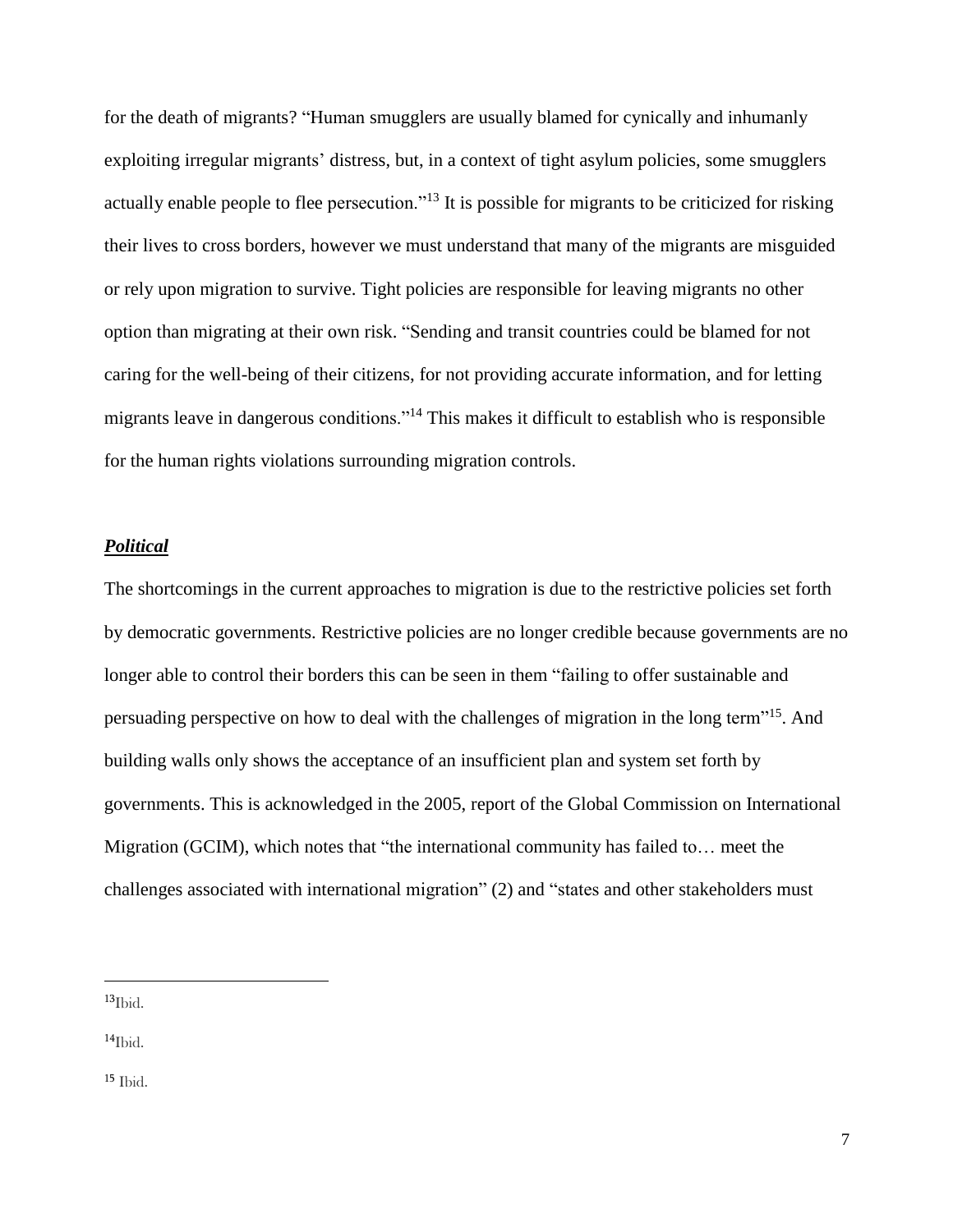for the death of migrants? "Human smugglers are usually blamed for cynically and inhumanly exploiting irregular migrants' distress, but, in a context of tight asylum policies, some smugglers actually enable people to flee persecution."[13] It is possible for migrants to be criticized for risking their lives to cross borders, however we must understand that many of the migrants are misguided or rely upon migration to survive. Tight policies are responsible for leaving migrants no other option than migrating at their own risk. "Sending and transit countries could be blamed for not caring for the well-being of their citizens, for not providing accurate information, and for letting migrants leave in dangerous conditions."[14] This makes it difficult to establish who is responsible for the human rights violations surrounding migration controls.

### ***Political***

The shortcomings in the current approaches to migration is due to the restrictive policies set forth by democratic governments. Restrictive policies are no longer credible because governments are no longer able to control their borders this can be seen in them "failing to offer sustainable and persuading perspective on how to deal with the challenges of migration in the long term"[15]. And building walls only shows the acceptance of an insufficient plan and system set forth by governments. This is acknowledged in the 2005, report of the Global Commission on International Migration (GCIM), which notes that "the international community has failed to… meet the challenges associated with international migration" (2) and "states and other stakeholders must

---

[13] Ibid.

[14] Ibid.

[15] Ibid.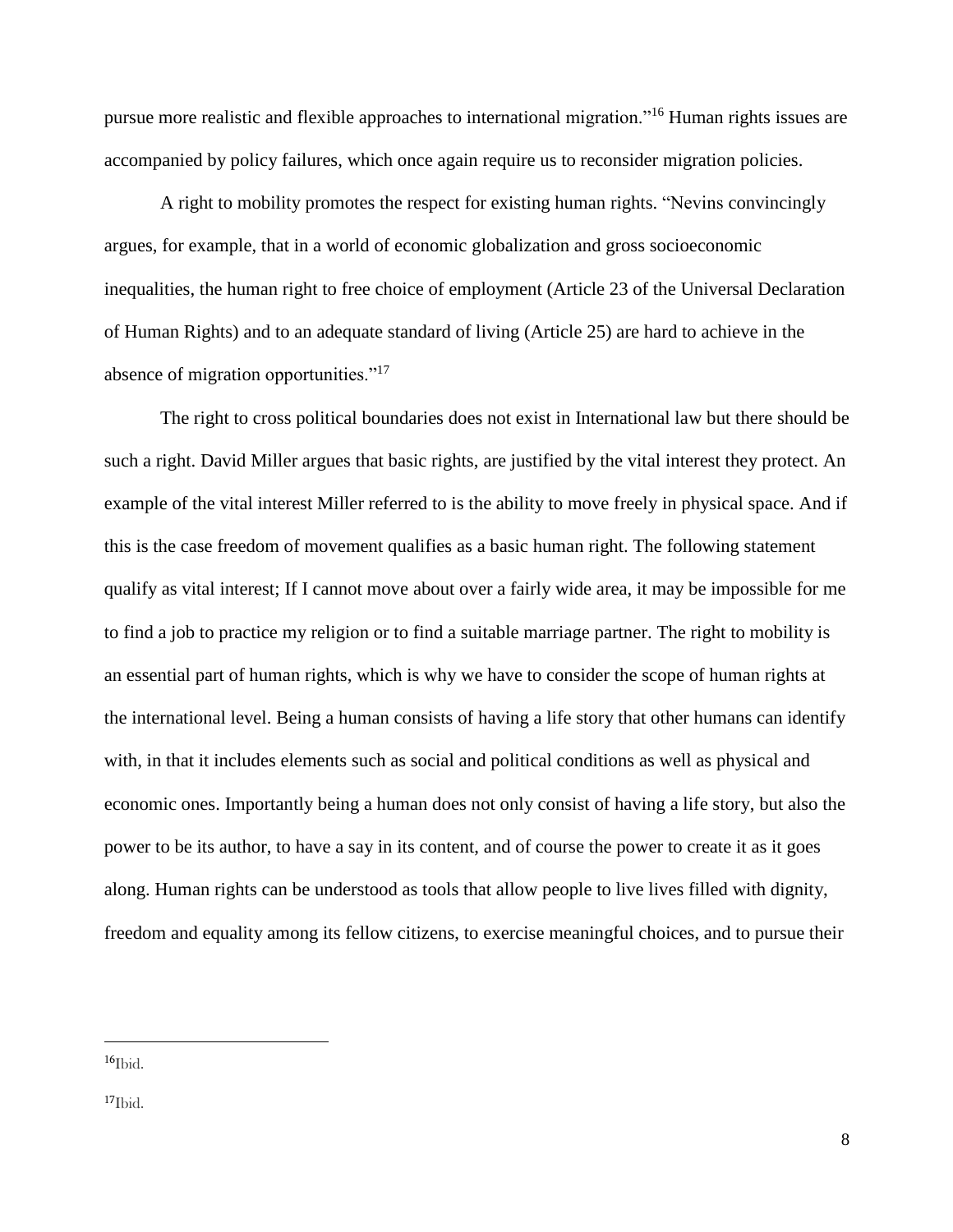pursue more realistic and flexible approaches to international migration."[16] Human rights issues are accompanied by policy failures, which once again require us to reconsider migration policies.

A right to mobility promotes the respect for existing human rights. "Nevins convincingly argues, for example, that in a world of economic globalization and gross socioeconomic inequalities, the human right to free choice of employment (Article 23 of the Universal Declaration of Human Rights) and to an adequate standard of living (Article 25) are hard to achieve in the absence of migration opportunities."[17]

The right to cross political boundaries does not exist in International law but there should be such a right. David Miller argues that basic rights, are justified by the vital interest they protect. An example of the vital interest Miller referred to is the ability to move freely in physical space. And if this is the case freedom of movement qualifies as a basic human right. The following statement qualify as vital interest; If I cannot move about over a fairly wide area, it may be impossible for me to find a job to practice my religion or to find a suitable marriage partner. The right to mobility is an essential part of human rights, which is why we have to consider the scope of human rights at the international level. Being a human consists of having a life story that other humans can identify with, in that it includes elements such as social and political conditions as well as physical and economic ones. Importantly being a human does not only consist of having a life story, but also the power to be its author, to have a say in its content, and of course the power to create it as it goes along. Human rights can be understood as tools that allow people to live lives filled with dignity, freedom and equality among its fellow citizens, to exercise meaningful choices, and to pursue their

[16] Ibid.

[17] Ibid.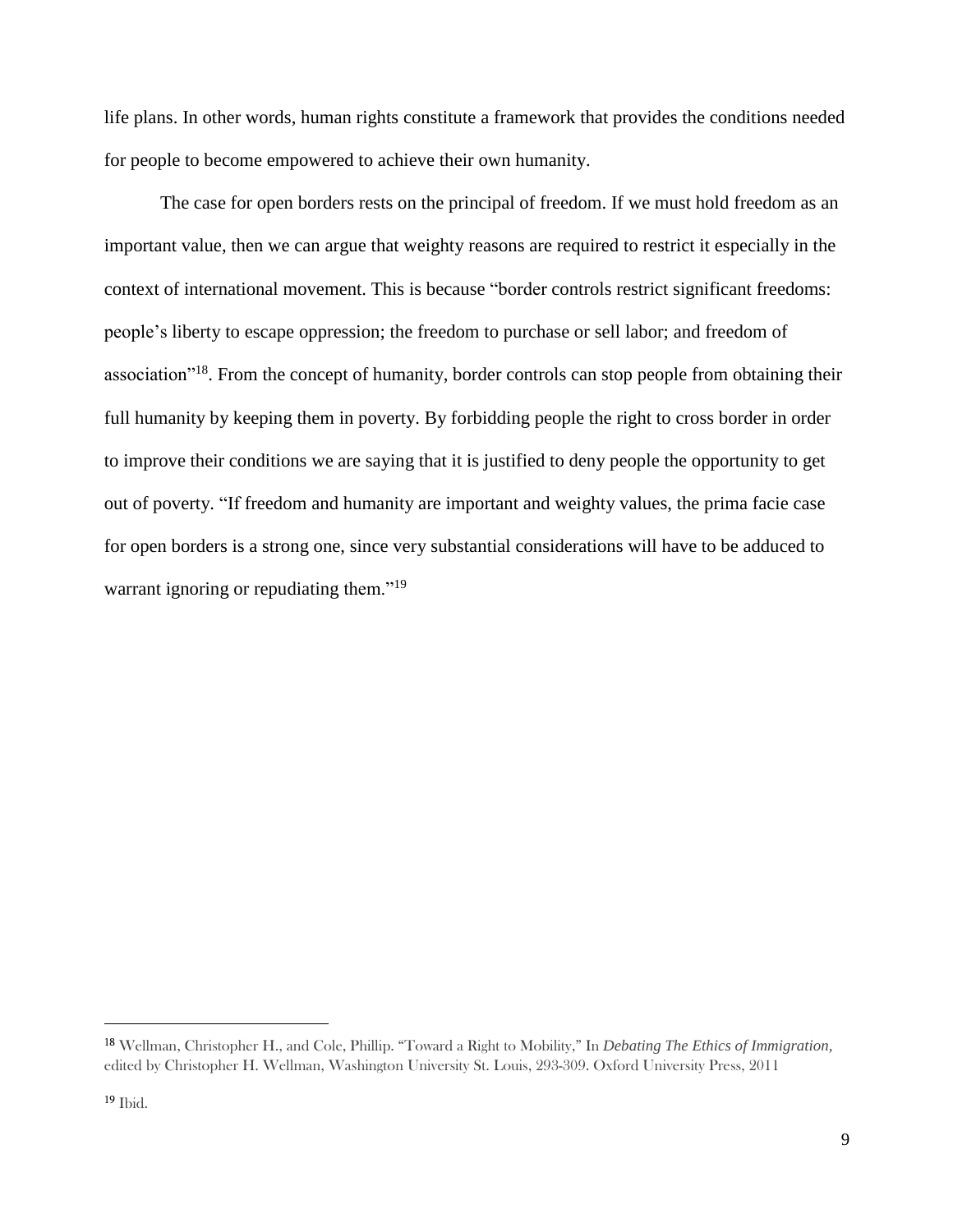life plans. In other words, human rights constitute a framework that provides the conditions needed for people to become empowered to achieve their own humanity.

The case for open borders rests on the principal of freedom. If we must hold freedom as an important value, then we can argue that weighty reasons are required to restrict it especially in the context of international movement. This is because "border controls restrict significant freedoms: people's liberty to escape oppression; the freedom to purchase or sell labor; and freedom of association"[18]. From the concept of humanity, border controls can stop people from obtaining their full humanity by keeping them in poverty. By forbidding people the right to cross border in order to improve their conditions we are saying that it is justified to deny people the opportunity to get out of poverty. "If freedom and humanity are important and weighty values, the prima facie case for open borders is a strong one, since very substantial considerations will have to be adduced to warrant ignoring or repudiating them."[19]

---

[18] Wellman, Christopher H., and Cole, Phillip. "Toward a Right to Mobility," In *Debating The Ethics of Immigration,* edited by Christopher H. Wellman, Washington University St. Louis, 293-309. Oxford University Press, 2011

[19] Ibid.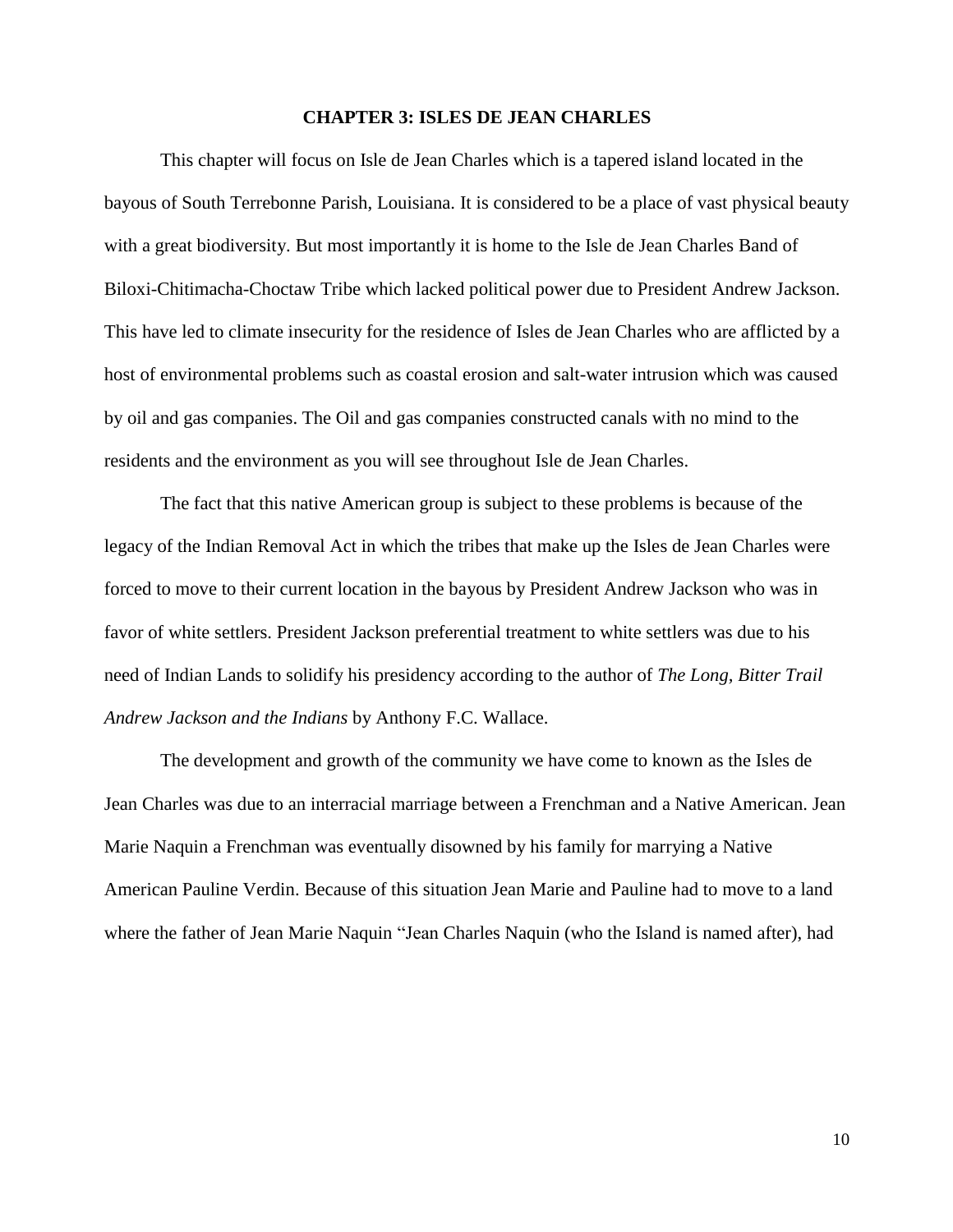## CHAPTER 3: ISLES DE JEAN CHARLES

This chapter will focus on Isle de Jean Charles which is a tapered island located in the bayous of South Terrebonne Parish, Louisiana. It is considered to be a place of vast physical beauty with a great biodiversity. But most importantly it is home to the Isle de Jean Charles Band of Biloxi-Chitimacha-Choctaw Tribe which lacked political power due to President Andrew Jackson. This have led to climate insecurity for the residence of Isles de Jean Charles who are afflicted by a host of environmental problems such as coastal erosion and salt-water intrusion which was caused by oil and gas companies. The Oil and gas companies constructed canals with no mind to the residents and the environment as you will see throughout Isle de Jean Charles.

The fact that this native American group is subject to these problems is because of the legacy of the Indian Removal Act in which the tribes that make up the Isles de Jean Charles were forced to move to their current location in the bayous by President Andrew Jackson who was in favor of white settlers. President Jackson preferential treatment to white settlers was due to his need of Indian Lands to solidify his presidency according to the author of *The Long, Bitter Trail Andrew Jackson and the Indians* by Anthony F.C. Wallace.

The development and growth of the community we have come to known as the Isles de Jean Charles was due to an interracial marriage between a Frenchman and a Native American. Jean Marie Naquin a Frenchman was eventually disowned by his family for marrying a Native American Pauline Verdin. Because of this situation Jean Marie and Pauline had to move to a land where the father of Jean Marie Naquin "Jean Charles Naquin (who the Island is named after), had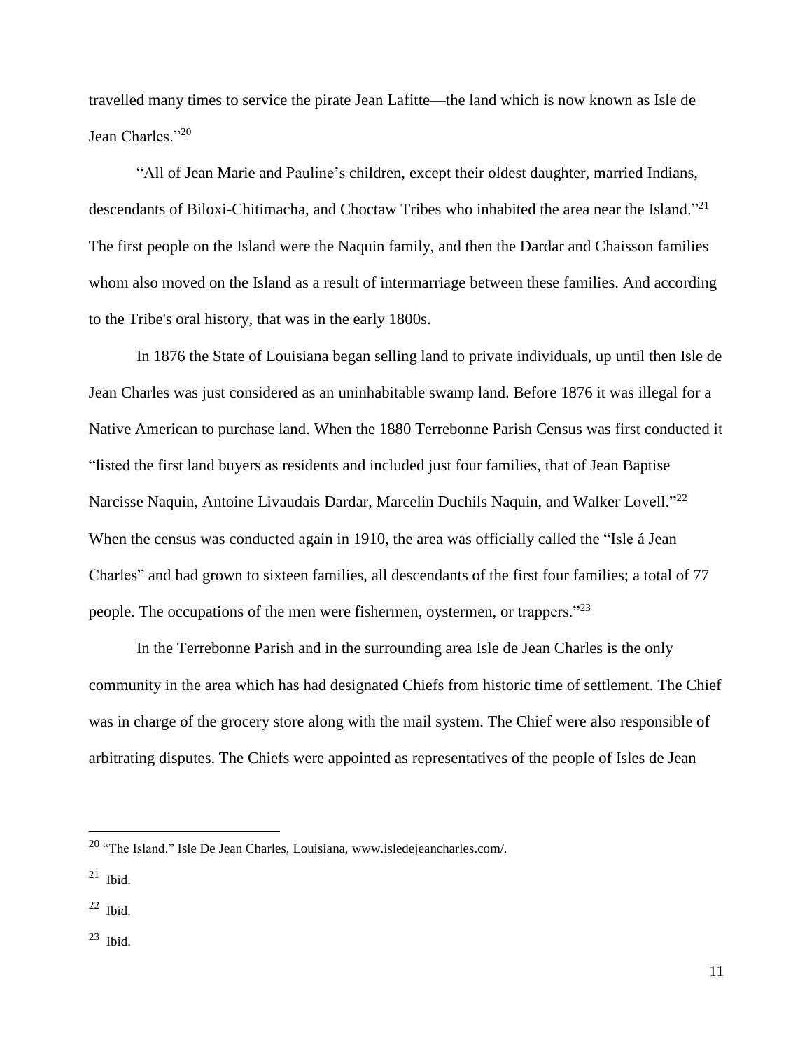travelled many times to service the pirate Jean Lafitte—the land which is now known as Isle de Jean Charles."[20]

"All of Jean Marie and Pauline's children, except their oldest daughter, married Indians, descendants of Biloxi-Chitimacha, and Choctaw Tribes who inhabited the area near the Island."[21] The first people on the Island were the Naquin family, and then the Dardar and Chaisson families whom also moved on the Island as a result of intermarriage between these families. And according to the Tribe's oral history, that was in the early 1800s.

In 1876 the State of Louisiana began selling land to private individuals, up until then Isle de Jean Charles was just considered as an uninhabitable swamp land. Before 1876 it was illegal for a Native American to purchase land. When the 1880 Terrebonne Parish Census was first conducted it "listed the first land buyers as residents and included just four families, that of Jean Baptise Narcisse Naquin, Antoine Livaudais Dardar, Marcelin Duchils Naquin, and Walker Lovell."[22] When the census was conducted again in 1910, the area was officially called the "Isle á Jean Charles" and had grown to sixteen families, all descendants of the first four families; a total of 77 people. The occupations of the men were fishermen, oystermen, or trappers."[23]

In the Terrebonne Parish and in the surrounding area Isle de Jean Charles is the only community in the area which has had designated Chiefs from historic time of settlement. The Chief was in charge of the grocery store along with the mail system. The Chief were also responsible of arbitrating disputes. The Chiefs were appointed as representatives of the people of Isles de Jean

---

[20] "The Island." Isle De Jean Charles, Louisiana, www.isledejeancharles.com/.

[21] Ibid.

[22] Ibid.

[23] Ibid.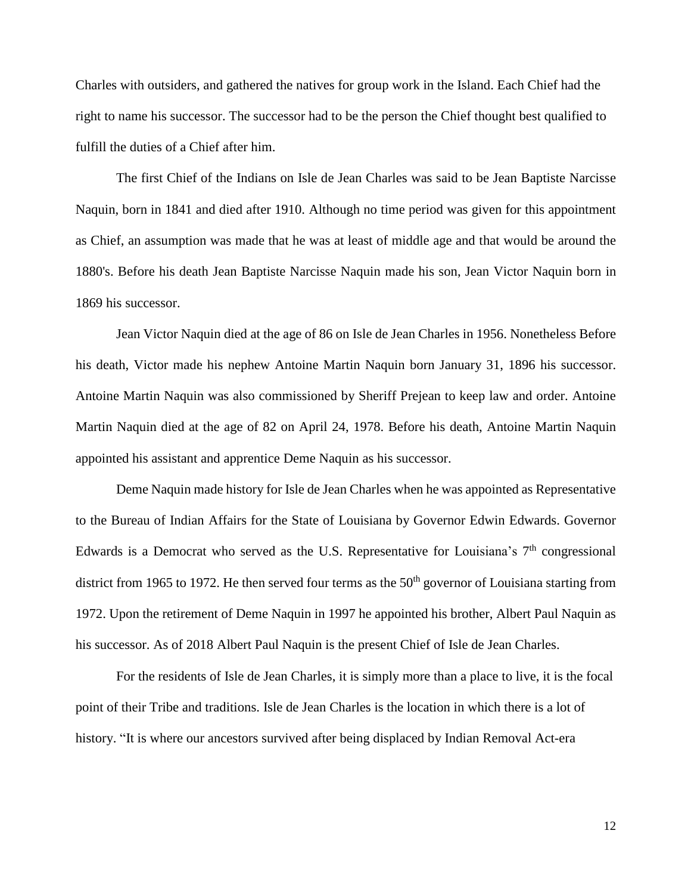Charles with outsiders, and gathered the natives for group work in the Island. Each Chief had the right to name his successor. The successor had to be the person the Chief thought best qualified to fulfill the duties of a Chief after him.

The first Chief of the Indians on Isle de Jean Charles was said to be Jean Baptiste Narcisse Naquin, born in 1841 and died after 1910. Although no time period was given for this appointment as Chief, an assumption was made that he was at least of middle age and that would be around the 1880's. Before his death Jean Baptiste Narcisse Naquin made his son, Jean Victor Naquin born in 1869 his successor.

Jean Victor Naquin died at the age of 86 on Isle de Jean Charles in 1956. Nonetheless Before his death, Victor made his nephew Antoine Martin Naquin born January 31, 1896 his successor. Antoine Martin Naquin was also commissioned by Sheriff Prejean to keep law and order. Antoine Martin Naquin died at the age of 82 on April 24, 1978. Before his death, Antoine Martin Naquin appointed his assistant and apprentice Deme Naquin as his successor.

Deme Naquin made history for Isle de Jean Charles when he was appointed as Representative to the Bureau of Indian Affairs for the State of Louisiana by Governor Edwin Edwards. Governor Edwards is a Democrat who served as the U.S. Representative for Louisiana's 7th congressional district from 1965 to 1972. He then served four terms as the 50th governor of Louisiana starting from 1972. Upon the retirement of Deme Naquin in 1997 he appointed his brother, Albert Paul Naquin as his successor. As of 2018 Albert Paul Naquin is the present Chief of Isle de Jean Charles.

For the residents of Isle de Jean Charles, it is simply more than a place to live, it is the focal point of their Tribe and traditions. Isle de Jean Charles is the location in which there is a lot of history. "It is where our ancestors survived after being displaced by Indian Removal Act-era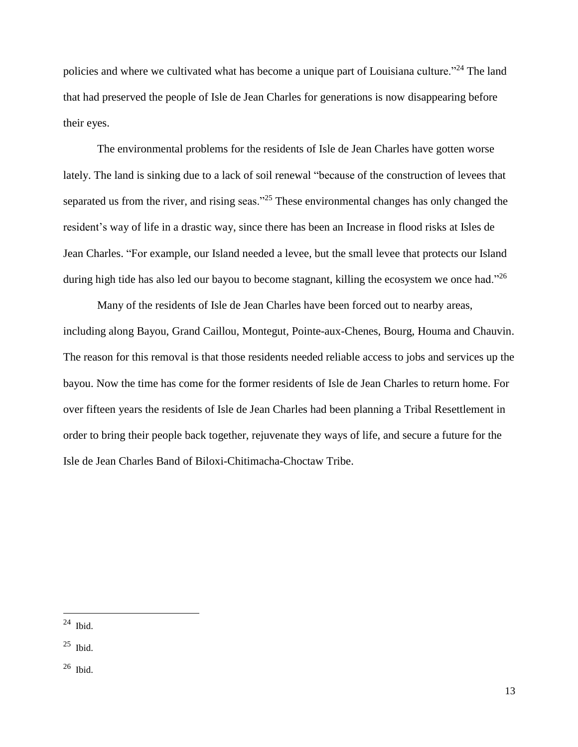policies and where we cultivated what has become a unique part of Louisiana culture."[24] The land that had preserved the people of Isle de Jean Charles for generations is now disappearing before their eyes.

The environmental problems for the residents of Isle de Jean Charles have gotten worse lately. The land is sinking due to a lack of soil renewal "because of the construction of levees that separated us from the river, and rising seas."[25] These environmental changes has only changed the resident's way of life in a drastic way, since there has been an Increase in flood risks at Isles de Jean Charles. "For example, our Island needed a levee, but the small levee that protects our Island during high tide has also led our bayou to become stagnant, killing the ecosystem we once had."[26]

Many of the residents of Isle de Jean Charles have been forced out to nearby areas, including along Bayou, Grand Caillou, Montegut, Pointe-aux-Chenes, Bourg, Houma and Chauvin. The reason for this removal is that those residents needed reliable access to jobs and services up the bayou. Now the time has come for the former residents of Isle de Jean Charles to return home. For over fifteen years the residents of Isle de Jean Charles had been planning a Tribal Resettlement in order to bring their people back together, rejuvenate they ways of life, and secure a future for the Isle de Jean Charles Band of Biloxi-Chitimacha-Choctaw Tribe.

---

[24] Ibid.

[25] Ibid.

[26] Ibid.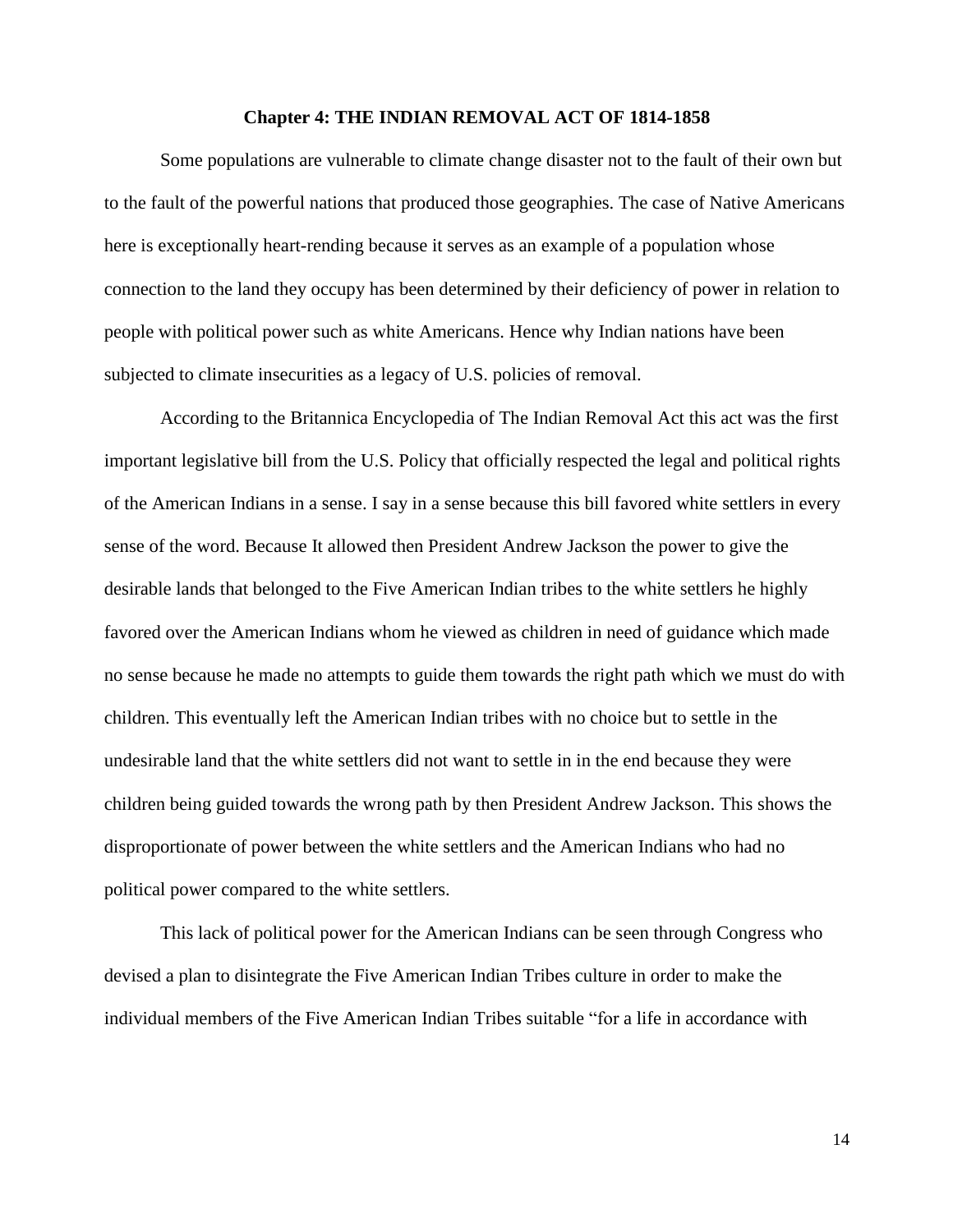## Chapter 4: THE INDIAN REMOVAL ACT OF 1814-1858

Some populations are vulnerable to climate change disaster not to the fault of their own but to the fault of the powerful nations that produced those geographies. The case of Native Americans here is exceptionally heart-rending because it serves as an example of a population whose connection to the land they occupy has been determined by their deficiency of power in relation to people with political power such as white Americans. Hence why Indian nations have been subjected to climate insecurities as a legacy of U.S. policies of removal.

According to the Britannica Encyclopedia of The Indian Removal Act this act was the first important legislative bill from the U.S. Policy that officially respected the legal and political rights of the American Indians in a sense. I say in a sense because this bill favored white settlers in every sense of the word. Because It allowed then President Andrew Jackson the power to give the desirable lands that belonged to the Five American Indian tribes to the white settlers he highly favored over the American Indians whom he viewed as children in need of guidance which made no sense because he made no attempts to guide them towards the right path which we must do with children. This eventually left the American Indian tribes with no choice but to settle in the undesirable land that the white settlers did not want to settle in in the end because they were children being guided towards the wrong path by then President Andrew Jackson. This shows the disproportionate of power between the white settlers and the American Indians who had no political power compared to the white settlers.

This lack of political power for the American Indians can be seen through Congress who devised a plan to disintegrate the Five American Indian Tribes culture in order to make the individual members of the Five American Indian Tribes suitable "for a life in accordance with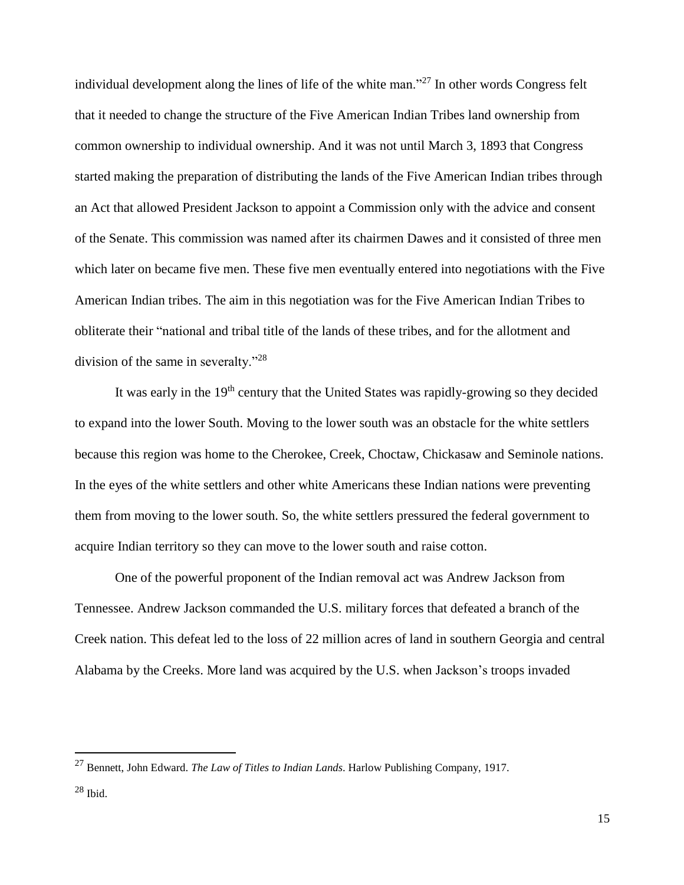individual development along the lines of life of the white man."[27] In other words Congress felt that it needed to change the structure of the Five American Indian Tribes land ownership from common ownership to individual ownership. And it was not until March 3, 1893 that Congress started making the preparation of distributing the lands of the Five American Indian tribes through an Act that allowed President Jackson to appoint a Commission only with the advice and consent of the Senate. This commission was named after its chairmen Dawes and it consisted of three men which later on became five men. These five men eventually entered into negotiations with the Five American Indian tribes. The aim in this negotiation was for the Five American Indian Tribes to obliterate their "national and tribal title of the lands of these tribes, and for the allotment and division of the same in severalty."[28]

It was early in the 19th century that the United States was rapidly-growing so they decided to expand into the lower South. Moving to the lower south was an obstacle for the white settlers because this region was home to the Cherokee, Creek, Choctaw, Chickasaw and Seminole nations. In the eyes of the white settlers and other white Americans these Indian nations were preventing them from moving to the lower south. So, the white settlers pressured the federal government to acquire Indian territory so they can move to the lower south and raise cotton.

One of the powerful proponent of the Indian removal act was Andrew Jackson from Tennessee. Andrew Jackson commanded the U.S. military forces that defeated a branch of the Creek nation. This defeat led to the loss of 22 million acres of land in southern Georgia and central Alabama by the Creeks. More land was acquired by the U.S. when Jackson's troops invaded

---

[27] Bennett, John Edward. *The Law of Titles to Indian Lands*. Harlow Publishing Company, 1917.

[28] Ibid.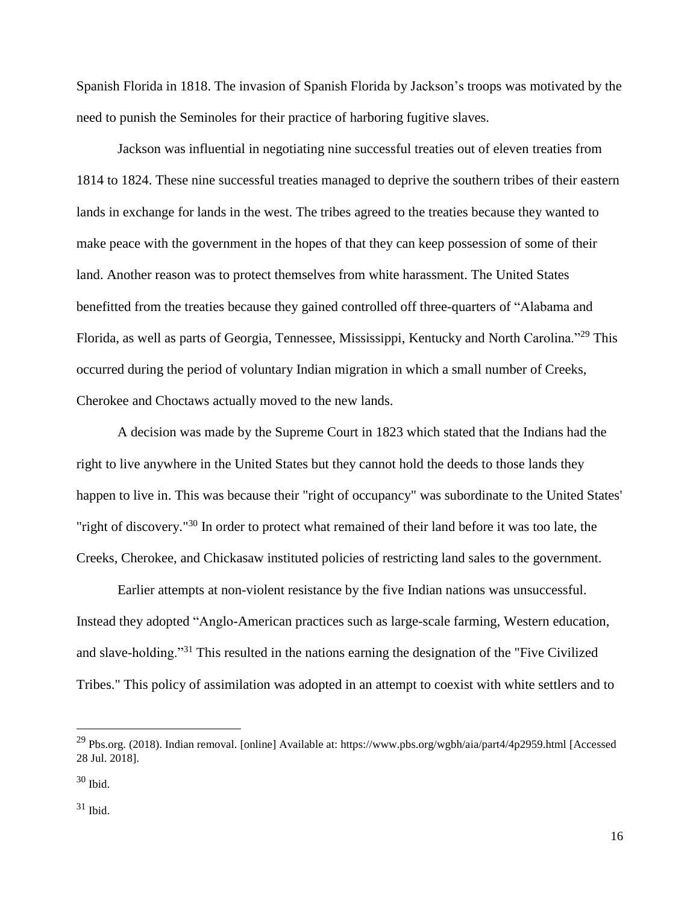Spanish Florida in 1818. The invasion of Spanish Florida by Jackson's troops was motivated by the need to punish the Seminoles for their practice of harboring fugitive slaves.

Jackson was influential in negotiating nine successful treaties out of eleven treaties from 1814 to 1824. These nine successful treaties managed to deprive the southern tribes of their eastern lands in exchange for lands in the west. The tribes agreed to the treaties because they wanted to make peace with the government in the hopes of that they can keep possession of some of their land. Another reason was to protect themselves from white harassment. The United States benefitted from the treaties because they gained controlled off three-quarters of "Alabama and Florida, as well as parts of Georgia, Tennessee, Mississippi, Kentucky and North Carolina."[29] This occurred during the period of voluntary Indian migration in which a small number of Creeks, Cherokee and Choctaws actually moved to the new lands.

A decision was made by the Supreme Court in 1823 which stated that the Indians had the right to live anywhere in the United States but they cannot hold the deeds to those lands they happen to live in. This was because their "right of occupancy" was subordinate to the United States' "right of discovery."[30] In order to protect what remained of their land before it was too late, the Creeks, Cherokee, and Chickasaw instituted policies of restricting land sales to the government.

Earlier attempts at non-violent resistance by the five Indian nations was unsuccessful. Instead they adopted "Anglo-American practices such as large-scale farming, Western education, and slave-holding."[31] This resulted in the nations earning the designation of the "Five Civilized Tribes." This policy of assimilation was adopted in an attempt to coexist with white settlers and to

---

[29] Pbs.org. (2018). Indian removal. [online] Available at: https://www.pbs.org/wgbh/aia/part4/4p2959.html [Accessed 28 Jul. 2018].

[30] Ibid.

[31] Ibid.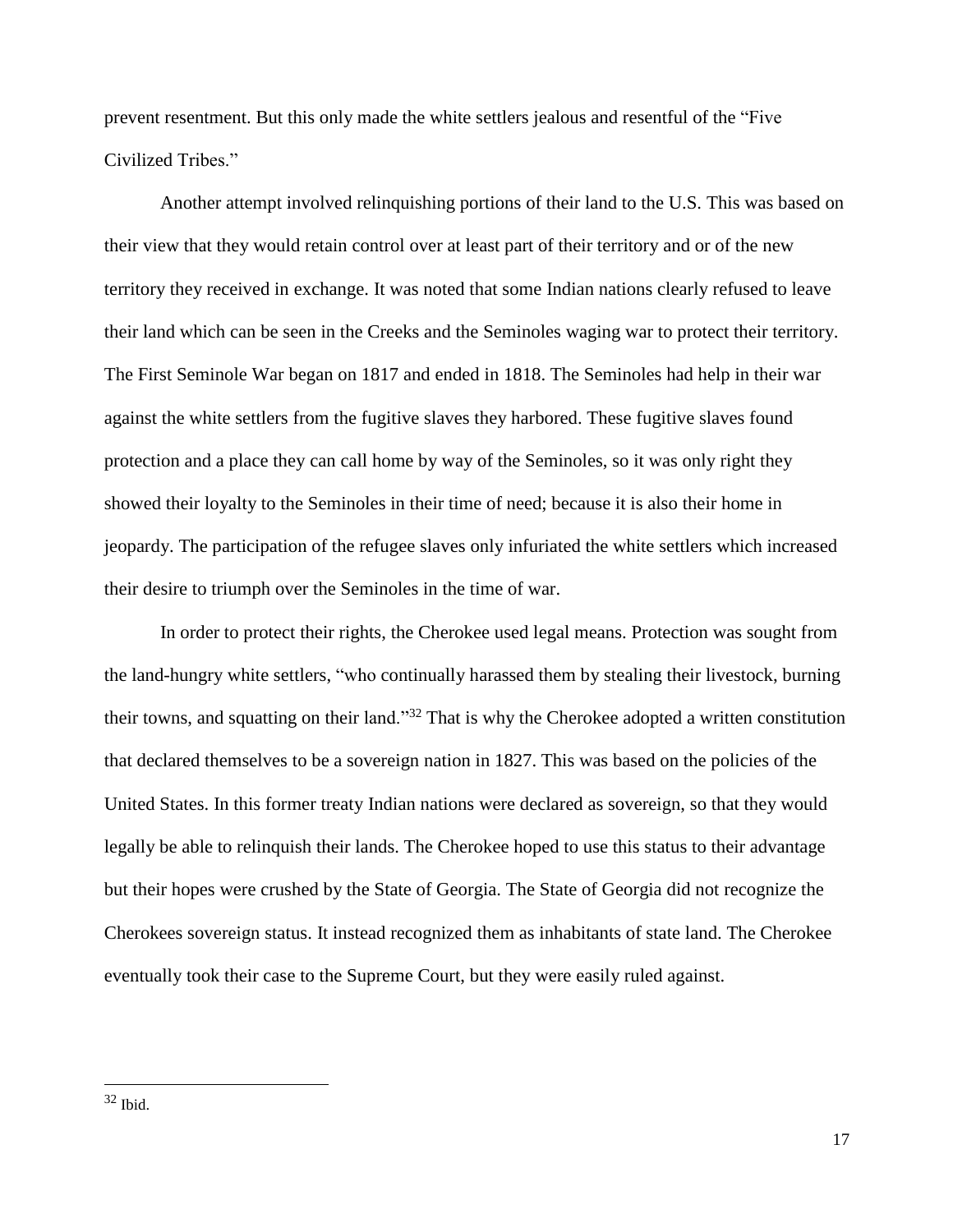prevent resentment. But this only made the white settlers jealous and resentful of the "Five Civilized Tribes."

Another attempt involved relinquishing portions of their land to the U.S. This was based on their view that they would retain control over at least part of their territory and or of the new territory they received in exchange. It was noted that some Indian nations clearly refused to leave their land which can be seen in the Creeks and the Seminoles waging war to protect their territory. The First Seminole War began on 1817 and ended in 1818. The Seminoles had help in their war against the white settlers from the fugitive slaves they harbored. These fugitive slaves found protection and a place they can call home by way of the Seminoles, so it was only right they showed their loyalty to the Seminoles in their time of need; because it is also their home in jeopardy. The participation of the refugee slaves only infuriated the white settlers which increased their desire to triumph over the Seminoles in the time of war.

In order to protect their rights, the Cherokee used legal means. Protection was sought from the land-hungry white settlers, "who continually harassed them by stealing their livestock, burning their towns, and squatting on their land."[32] That is why the Cherokee adopted a written constitution that declared themselves to be a sovereign nation in 1827. This was based on the policies of the United States. In this former treaty Indian nations were declared as sovereign, so that they would legally be able to relinquish their lands. The Cherokee hoped to use this status to their advantage but their hopes were crushed by the State of Georgia. The State of Georgia did not recognize the Cherokees sovereign status. It instead recognized them as inhabitants of state land. The Cherokee eventually took their case to the Supreme Court, but they were easily ruled against.

---

[32] Ibid.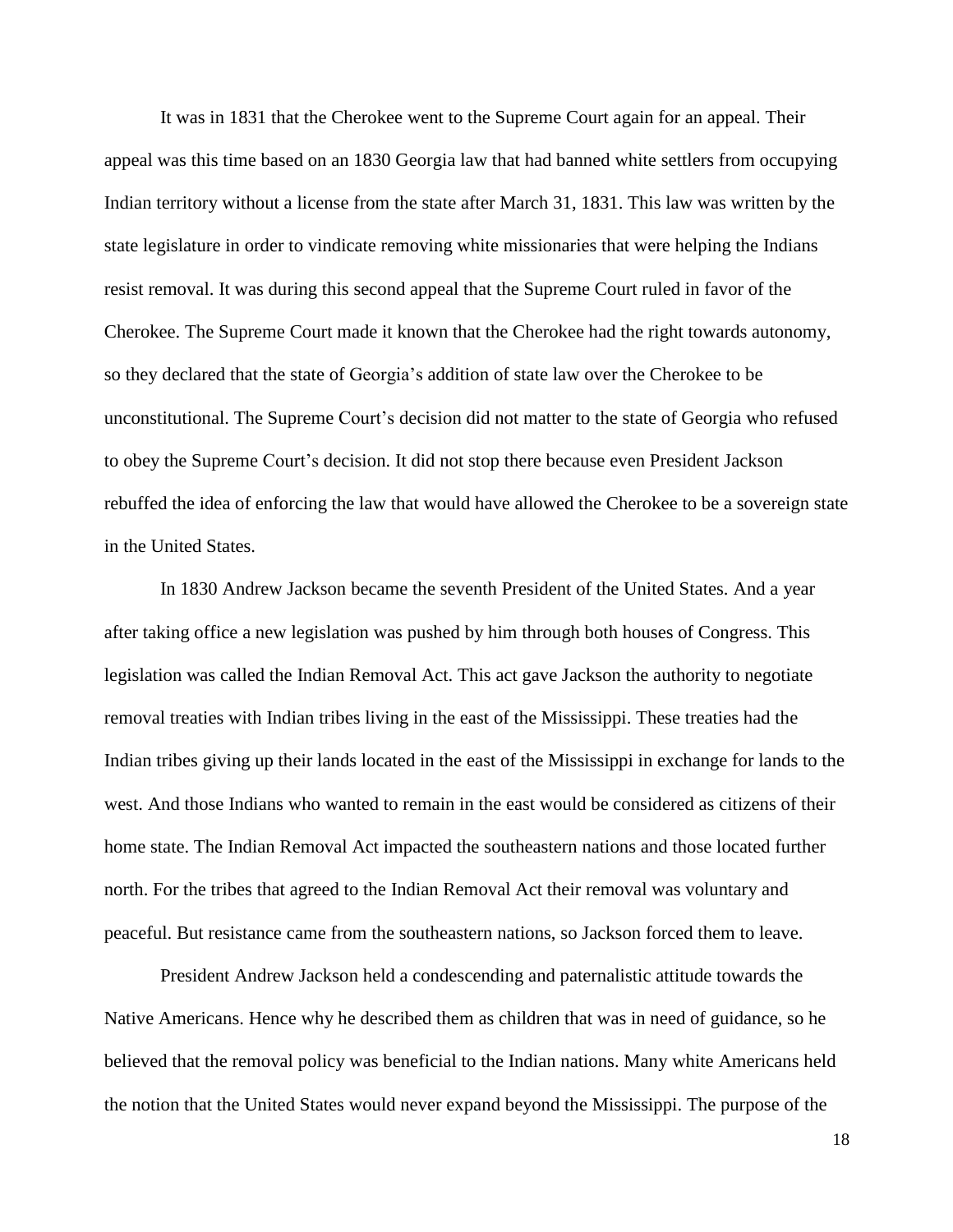It was in 1831 that the Cherokee went to the Supreme Court again for an appeal. Their appeal was this time based on an 1830 Georgia law that had banned white settlers from occupying Indian territory without a license from the state after March 31, 1831. This law was written by the state legislature in order to vindicate removing white missionaries that were helping the Indians resist removal. It was during this second appeal that the Supreme Court ruled in favor of the Cherokee. The Supreme Court made it known that the Cherokee had the right towards autonomy, so they declared that the state of Georgia's addition of state law over the Cherokee to be unconstitutional. The Supreme Court's decision did not matter to the state of Georgia who refused to obey the Supreme Court's decision. It did not stop there because even President Jackson rebuffed the idea of enforcing the law that would have allowed the Cherokee to be a sovereign state in the United States.

In 1830 Andrew Jackson became the seventh President of the United States. And a year after taking office a new legislation was pushed by him through both houses of Congress. This legislation was called the Indian Removal Act. This act gave Jackson the authority to negotiate removal treaties with Indian tribes living in the east of the Mississippi. These treaties had the Indian tribes giving up their lands located in the east of the Mississippi in exchange for lands to the west. And those Indians who wanted to remain in the east would be considered as citizens of their home state. The Indian Removal Act impacted the southeastern nations and those located further north. For the tribes that agreed to the Indian Removal Act their removal was voluntary and peaceful. But resistance came from the southeastern nations, so Jackson forced them to leave.

President Andrew Jackson held a condescending and paternalistic attitude towards the Native Americans. Hence why he described them as children that was in need of guidance, so he believed that the removal policy was beneficial to the Indian nations. Many white Americans held the notion that the United States would never expand beyond the Mississippi. The purpose of the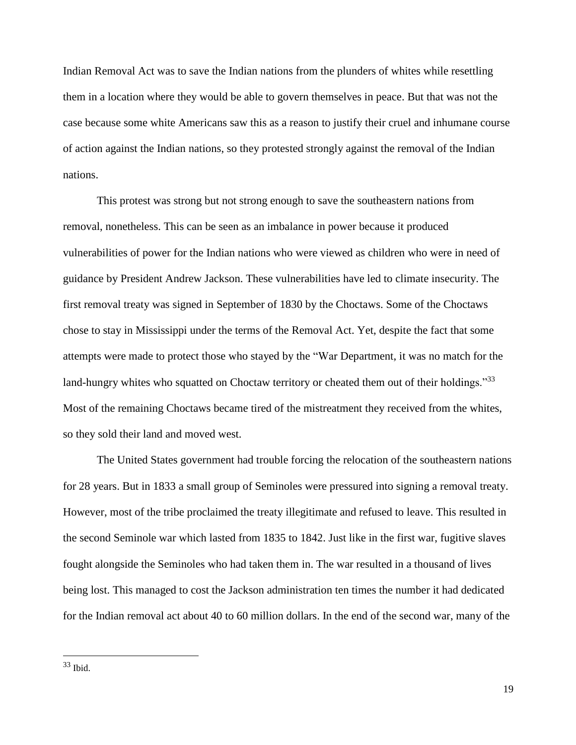Indian Removal Act was to save the Indian nations from the plunders of whites while resettling them in a location where they would be able to govern themselves in peace. But that was not the case because some white Americans saw this as a reason to justify their cruel and inhumane course of action against the Indian nations, so they protested strongly against the removal of the Indian nations.

This protest was strong but not strong enough to save the southeastern nations from removal, nonetheless. This can be seen as an imbalance in power because it produced vulnerabilities of power for the Indian nations who were viewed as children who were in need of guidance by President Andrew Jackson. These vulnerabilities have led to climate insecurity. The first removal treaty was signed in September of 1830 by the Choctaws. Some of the Choctaws chose to stay in Mississippi under the terms of the Removal Act. Yet, despite the fact that some attempts were made to protect those who stayed by the "War Department, it was no match for the land-hungry whites who squatted on Choctaw territory or cheated them out of their holdings."[33] Most of the remaining Choctaws became tired of the mistreatment they received from the whites, so they sold their land and moved west.

The United States government had trouble forcing the relocation of the southeastern nations for 28 years. But in 1833 a small group of Seminoles were pressured into signing a removal treaty. However, most of the tribe proclaimed the treaty illegitimate and refused to leave. This resulted in the second Seminole war which lasted from 1835 to 1842. Just like in the first war, fugitive slaves fought alongside the Seminoles who had taken them in. The war resulted in a thousand of lives being lost. This managed to cost the Jackson administration ten times the number it had dedicated for the Indian removal act about 40 to 60 million dollars. In the end of the second war, many of the

[33] Ibid.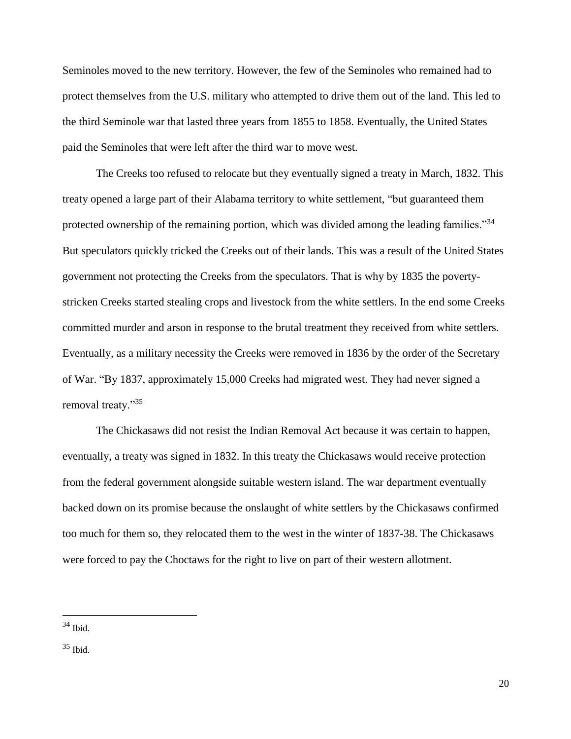Seminoles moved to the new territory. However, the few of the Seminoles who remained had to protect themselves from the U.S. military who attempted to drive them out of the land. This led to the third Seminole war that lasted three years from 1855 to 1858. Eventually, the United States paid the Seminoles that were left after the third war to move west.

The Creeks too refused to relocate but they eventually signed a treaty in March, 1832. This treaty opened a large part of their Alabama territory to white settlement, "but guaranteed them protected ownership of the remaining portion, which was divided among the leading families."[34] But speculators quickly tricked the Creeks out of their lands. This was a result of the United States government not protecting the Creeks from the speculators. That is why by 1835 the poverty-stricken Creeks started stealing crops and livestock from the white settlers. In the end some Creeks committed murder and arson in response to the brutal treatment they received from white settlers. Eventually, as a military necessity the Creeks were removed in 1836 by the order of the Secretary of War. "By 1837, approximately 15,000 Creeks had migrated west. They had never signed a removal treaty."[35]

The Chickasaws did not resist the Indian Removal Act because it was certain to happen, eventually, a treaty was signed in 1832. In this treaty the Chickasaws would receive protection from the federal government alongside suitable western island. The war department eventually backed down on its promise because the onslaught of white settlers by the Chickasaws confirmed too much for them so, they relocated them to the west in the winter of 1837-38. The Chickasaws were forced to pay the Choctaws for the right to live on part of their western allotment.

---

[34] Ibid.

[35] Ibid.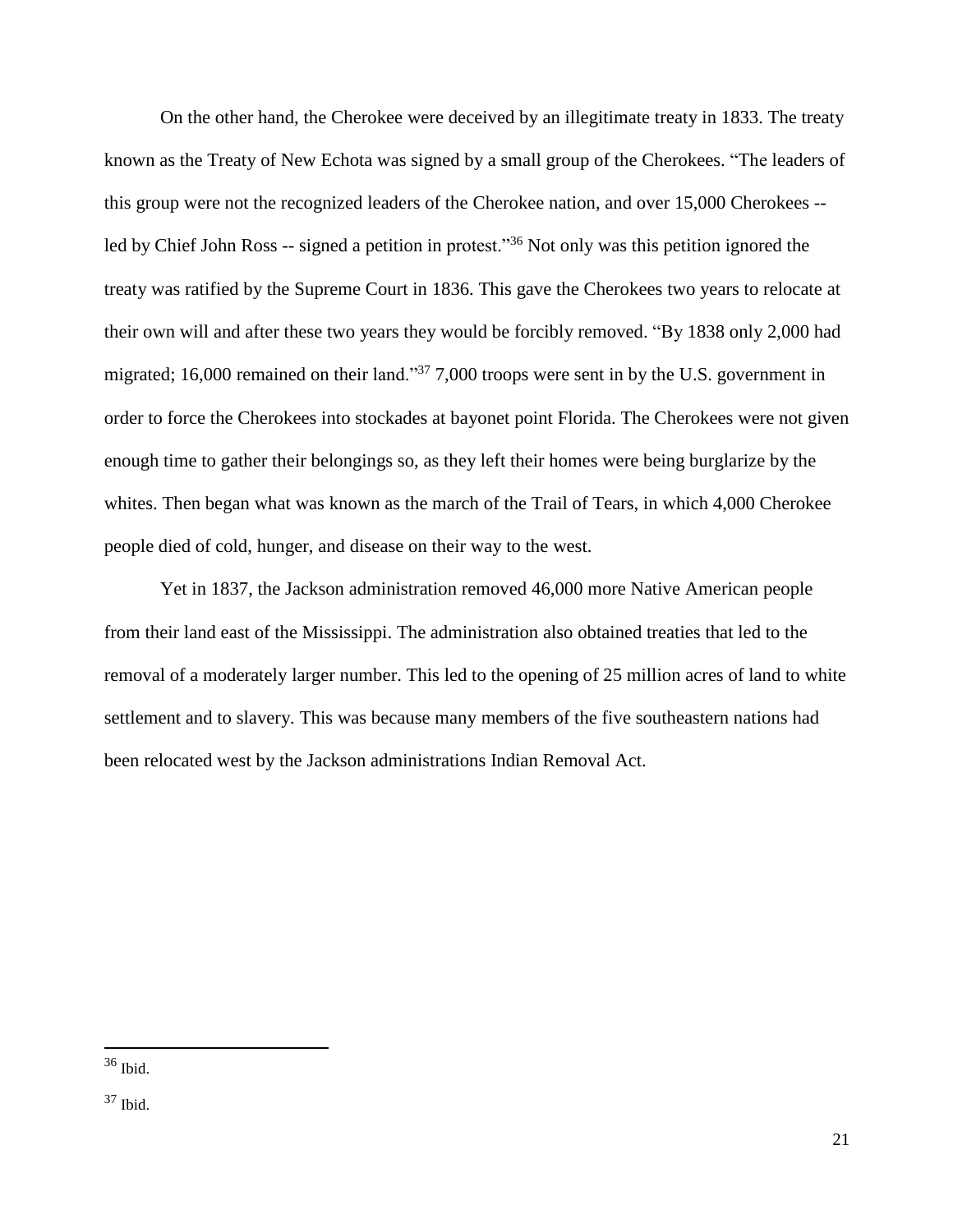On the other hand, the Cherokee were deceived by an illegitimate treaty in 1833. The treaty known as the Treaty of New Echota was signed by a small group of the Cherokees. "The leaders of this group were not the recognized leaders of the Cherokee nation, and over 15,000 Cherokees -- led by Chief John Ross -- signed a petition in protest."[36] Not only was this petition ignored the treaty was ratified by the Supreme Court in 1836. This gave the Cherokees two years to relocate at their own will and after these two years they would be forcibly removed. "By 1838 only 2,000 had migrated; 16,000 remained on their land."[37] 7,000 troops were sent in by the U.S. government in order to force the Cherokees into stockades at bayonet point Florida. The Cherokees were not given enough time to gather their belongings so, as they left their homes were being burglarize by the whites. Then began what was known as the march of the Trail of Tears, in which 4,000 Cherokee people died of cold, hunger, and disease on their way to the west.

Yet in 1837, the Jackson administration removed 46,000 more Native American people from their land east of the Mississippi. The administration also obtained treaties that led to the removal of a moderately larger number. This led to the opening of 25 million acres of land to white settlement and to slavery. This was because many members of the five southeastern nations had been relocated west by the Jackson administrations Indian Removal Act.

---

[36] Ibid.

[37] Ibid.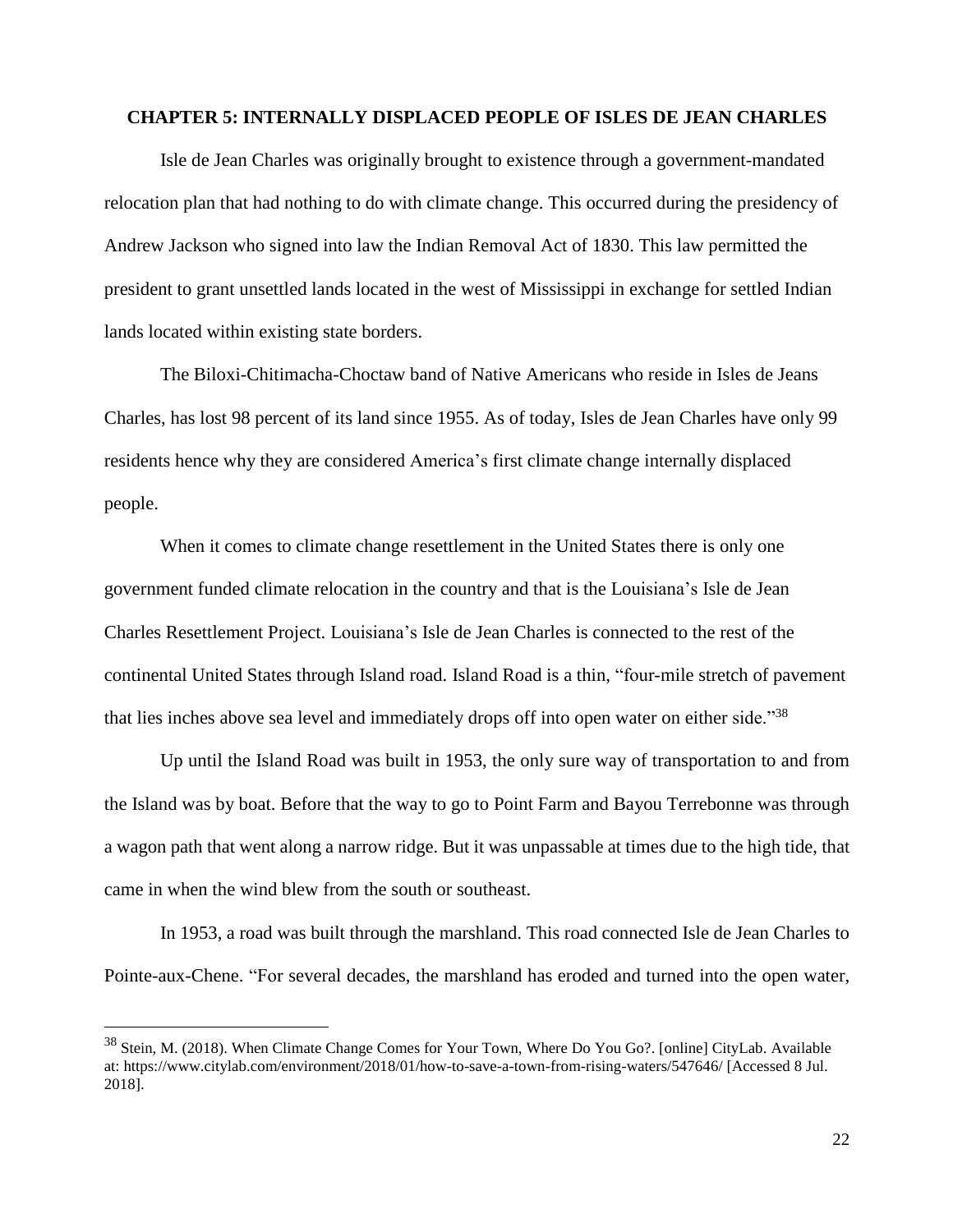## CHAPTER 5: INTERNALLY DISPLACED PEOPLE OF ISLES DE JEAN CHARLES

Isle de Jean Charles was originally brought to existence through a government-mandated relocation plan that had nothing to do with climate change. This occurred during the presidency of Andrew Jackson who signed into law the Indian Removal Act of 1830. This law permitted the president to grant unsettled lands located in the west of Mississippi in exchange for settled Indian lands located within existing state borders.

The Biloxi-Chitimacha-Choctaw band of Native Americans who reside in Isles de Jeans Charles, has lost 98 percent of its land since 1955. As of today, Isles de Jean Charles have only 99 residents hence why they are considered America's first climate change internally displaced people.

When it comes to climate change resettlement in the United States there is only one government funded climate relocation in the country and that is the Louisiana's Isle de Jean Charles Resettlement Project. Louisiana's Isle de Jean Charles is connected to the rest of the continental United States through Island road. Island Road is a thin, "four-mile stretch of pavement that lies inches above sea level and immediately drops off into open water on either side."[38]

Up until the Island Road was built in 1953, the only sure way of transportation to and from the Island was by boat. Before that the way to go to Point Farm and Bayou Terrebonne was through a wagon path that went along a narrow ridge. But it was unpassable at times due to the high tide, that came in when the wind blew from the south or southeast.

In 1953, a road was built through the marshland. This road connected Isle de Jean Charles to Pointe-aux-Chene. "For several decades, the marshland has eroded and turned into the open water,

---

[38] Stein, M. (2018). When Climate Change Comes for Your Town, Where Do You Go?. [online] CityLab. Available at: https://www.citylab.com/environment/2018/01/how-to-save-a-town-from-rising-waters/547646/ [Accessed 8 Jul. 2018].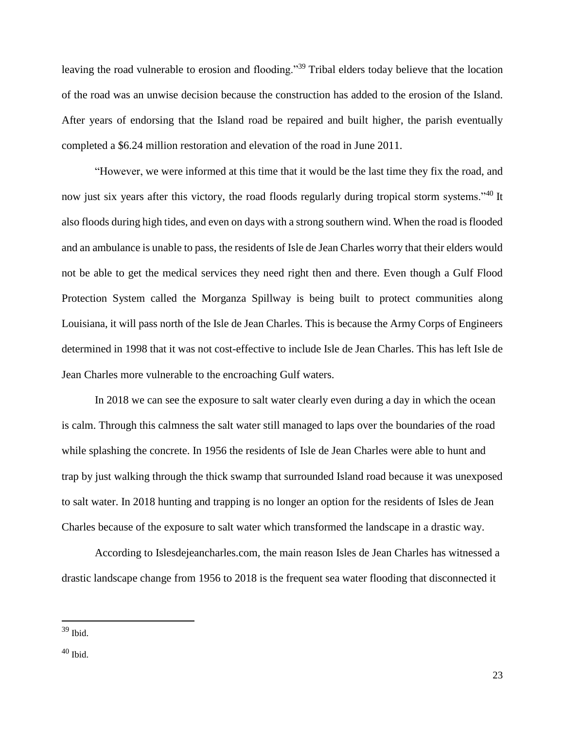leaving the road vulnerable to erosion and flooding."[39] Tribal elders today believe that the location of the road was an unwise decision because the construction has added to the erosion of the Island. After years of endorsing that the Island road be repaired and built higher, the parish eventually completed a $6.24 million restoration and elevation of the road in June 2011.

"However, we were informed at this time that it would be the last time they fix the road, and now just six years after this victory, the road floods regularly during tropical storm systems."[40] It also floods during high tides, and even on days with a strong southern wind. When the road is flooded and an ambulance is unable to pass, the residents of Isle de Jean Charles worry that their elders would not be able to get the medical services they need right then and there. Even though a Gulf Flood Protection System called the Morganza Spillway is being built to protect communities along Louisiana, it will pass north of the Isle de Jean Charles. This is because the Army Corps of Engineers determined in 1998 that it was not cost-effective to include Isle de Jean Charles. This has left Isle de Jean Charles more vulnerable to the encroaching Gulf waters.

In 2018 we can see the exposure to salt water clearly even during a day in which the ocean is calm. Through this calmness the salt water still managed to laps over the boundaries of the road while splashing the concrete. In 1956 the residents of Isle de Jean Charles were able to hunt and trap by just walking through the thick swamp that surrounded Island road because it was unexposed to salt water. In 2018 hunting and trapping is no longer an option for the residents of Isles de Jean Charles because of the exposure to salt water which transformed the landscape in a drastic way.

According to Islesdejeancharles.com, the main reason Isles de Jean Charles has witnessed a drastic landscape change from 1956 to 2018 is the frequent sea water flooding that disconnected it

---

[39] Ibid.

[40] Ibid.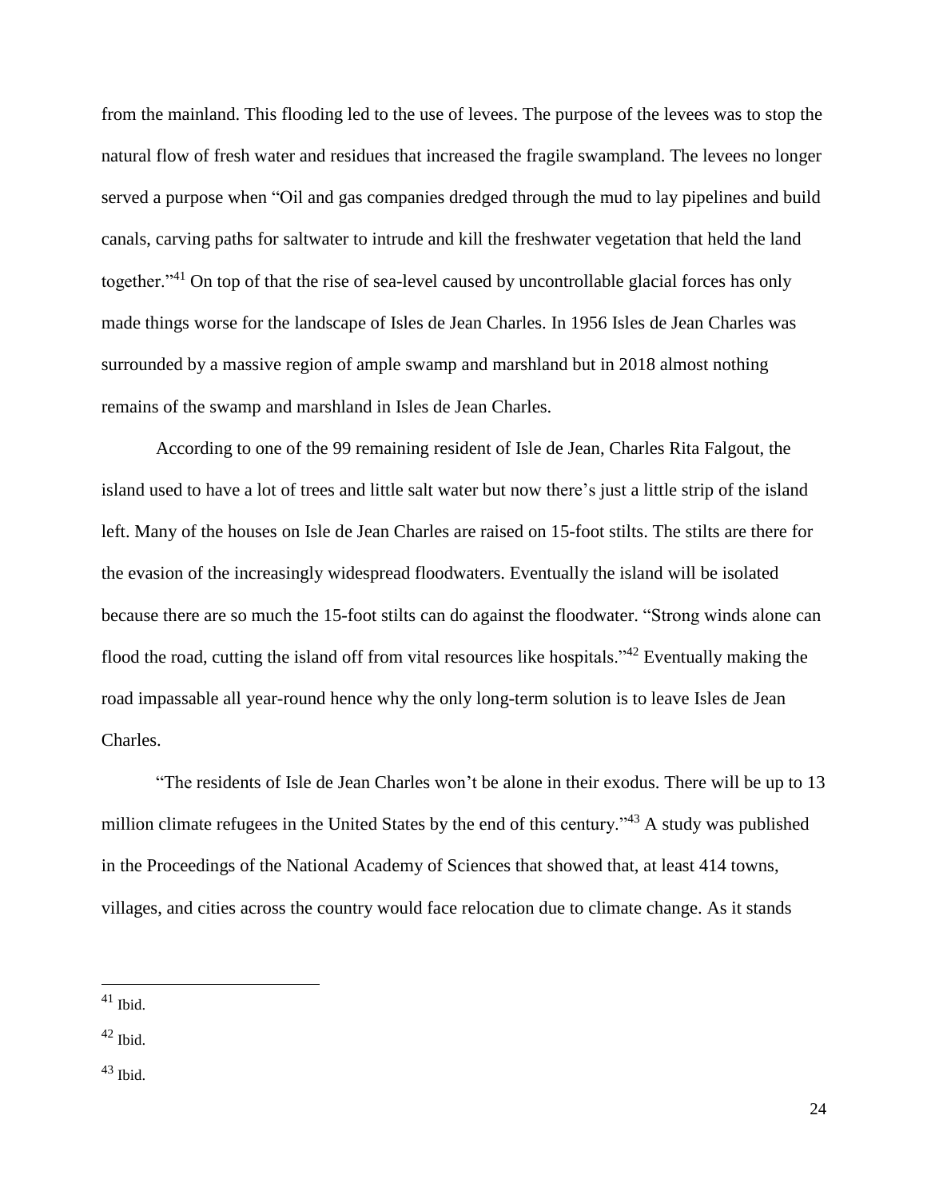from the mainland. This flooding led to the use of levees. The purpose of the levees was to stop the natural flow of fresh water and residues that increased the fragile swampland. The levees no longer served a purpose when "Oil and gas companies dredged through the mud to lay pipelines and build canals, carving paths for saltwater to intrude and kill the freshwater vegetation that held the land together."[41] On top of that the rise of sea-level caused by uncontrollable glacial forces has only made things worse for the landscape of Isles de Jean Charles. In 1956 Isles de Jean Charles was surrounded by a massive region of ample swamp and marshland but in 2018 almost nothing remains of the swamp and marshland in Isles de Jean Charles.

According to one of the 99 remaining resident of Isle de Jean, Charles Rita Falgout, the island used to have a lot of trees and little salt water but now there's just a little strip of the island left. Many of the houses on Isle de Jean Charles are raised on 15-foot stilts. The stilts are there for the evasion of the increasingly widespread floodwaters. Eventually the island will be isolated because there are so much the 15-foot stilts can do against the floodwater. "Strong winds alone can flood the road, cutting the island off from vital resources like hospitals."[42] Eventually making the road impassable all year-round hence why the only long-term solution is to leave Isles de Jean Charles.

"The residents of Isle de Jean Charles won't be alone in their exodus. There will be up to 13 million climate refugees in the United States by the end of this century."[43] A study was published in the Proceedings of the National Academy of Sciences that showed that, at least 414 towns, villages, and cities across the country would face relocation due to climate change. As it stands

---

[41] Ibid.

[42] Ibid.

[43] Ibid.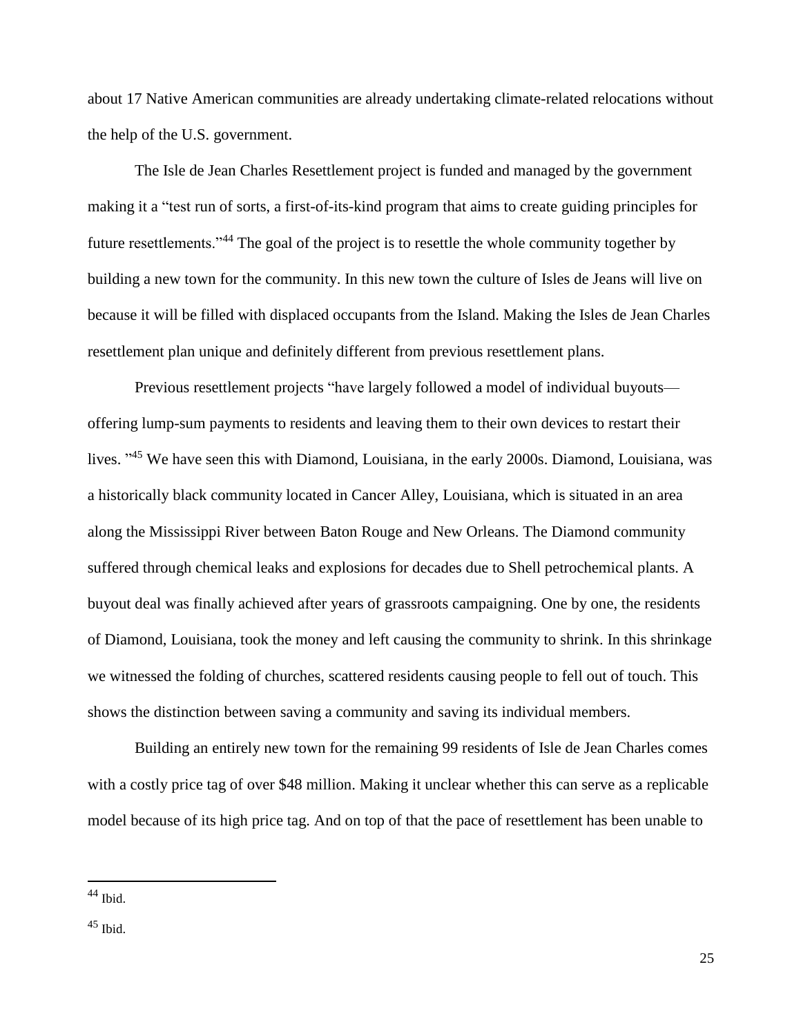about 17 Native American communities are already undertaking climate-related relocations without the help of the U.S. government.

The Isle de Jean Charles Resettlement project is funded and managed by the government making it a "test run of sorts, a first-of-its-kind program that aims to create guiding principles for future resettlements."[44] The goal of the project is to resettle the whole community together by building a new town for the community. In this new town the culture of Isles de Jeans will live on because it will be filled with displaced occupants from the Island. Making the Isles de Jean Charles resettlement plan unique and definitely different from previous resettlement plans.

Previous resettlement projects "have largely followed a model of individual buyouts—offering lump-sum payments to residents and leaving them to their own devices to restart their lives. "[45] We have seen this with Diamond, Louisiana, in the early 2000s. Diamond, Louisiana, was a historically black community located in Cancer Alley, Louisiana, which is situated in an area along the Mississippi River between Baton Rouge and New Orleans. The Diamond community suffered through chemical leaks and explosions for decades due to Shell petrochemical plants. A buyout deal was finally achieved after years of grassroots campaigning. One by one, the residents of Diamond, Louisiana, took the money and left causing the community to shrink. In this shrinkage we witnessed the folding of churches, scattered residents causing people to fell out of touch. This shows the distinction between saving a community and saving its individual members.

Building an entirely new town for the remaining 99 residents of Isle de Jean Charles comes with a costly price tag of over $48 million. Making it unclear whether this can serve as a replicable model because of its high price tag. And on top of that the pace of resettlement has been unable to

---

[44] Ibid.

[45] Ibid.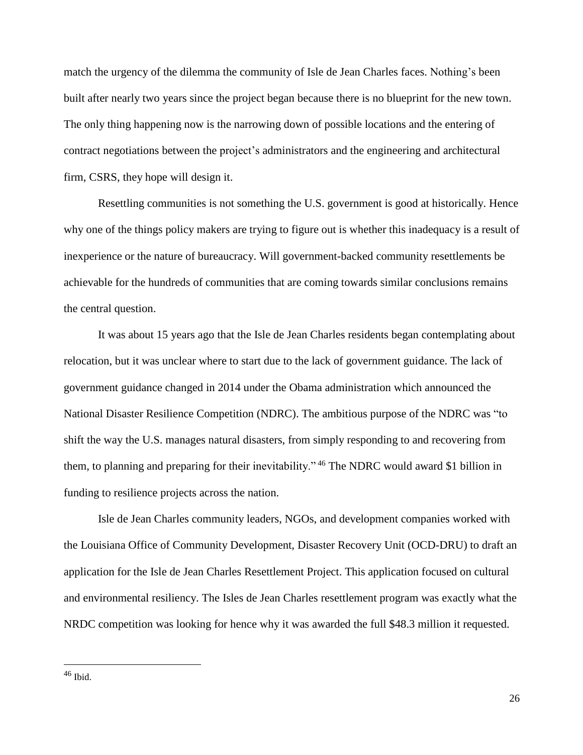match the urgency of the dilemma the community of Isle de Jean Charles faces. Nothing's been built after nearly two years since the project began because there is no blueprint for the new town. The only thing happening now is the narrowing down of possible locations and the entering of contract negotiations between the project's administrators and the engineering and architectural firm, CSRS, they hope will design it.

Resettling communities is not something the U.S. government is good at historically. Hence why one of the things policy makers are trying to figure out is whether this inadequacy is a result of inexperience or the nature of bureaucracy. Will government-backed community resettlements be achievable for the hundreds of communities that are coming towards similar conclusions remains the central question.

It was about 15 years ago that the Isle de Jean Charles residents began contemplating about relocation, but it was unclear where to start due to the lack of government guidance. The lack of government guidance changed in 2014 under the Obama administration which announced the National Disaster Resilience Competition (NDRC). The ambitious purpose of the NDRC was "to shift the way the U.S. manages natural disasters, from simply responding to and recovering from them, to planning and preparing for their inevitability."[46] The NDRC would award $1 billion in funding to resilience projects across the nation.

Isle de Jean Charles community leaders, NGOs, and development companies worked with the Louisiana Office of Community Development, Disaster Recovery Unit (OCD-DRU) to draft an application for the Isle de Jean Charles Resettlement Project. This application focused on cultural and environmental resiliency. The Isles de Jean Charles resettlement program was exactly what the NRDC competition was looking for hence why it was awarded the full $48.3 million it requested.

---

[46] Ibid.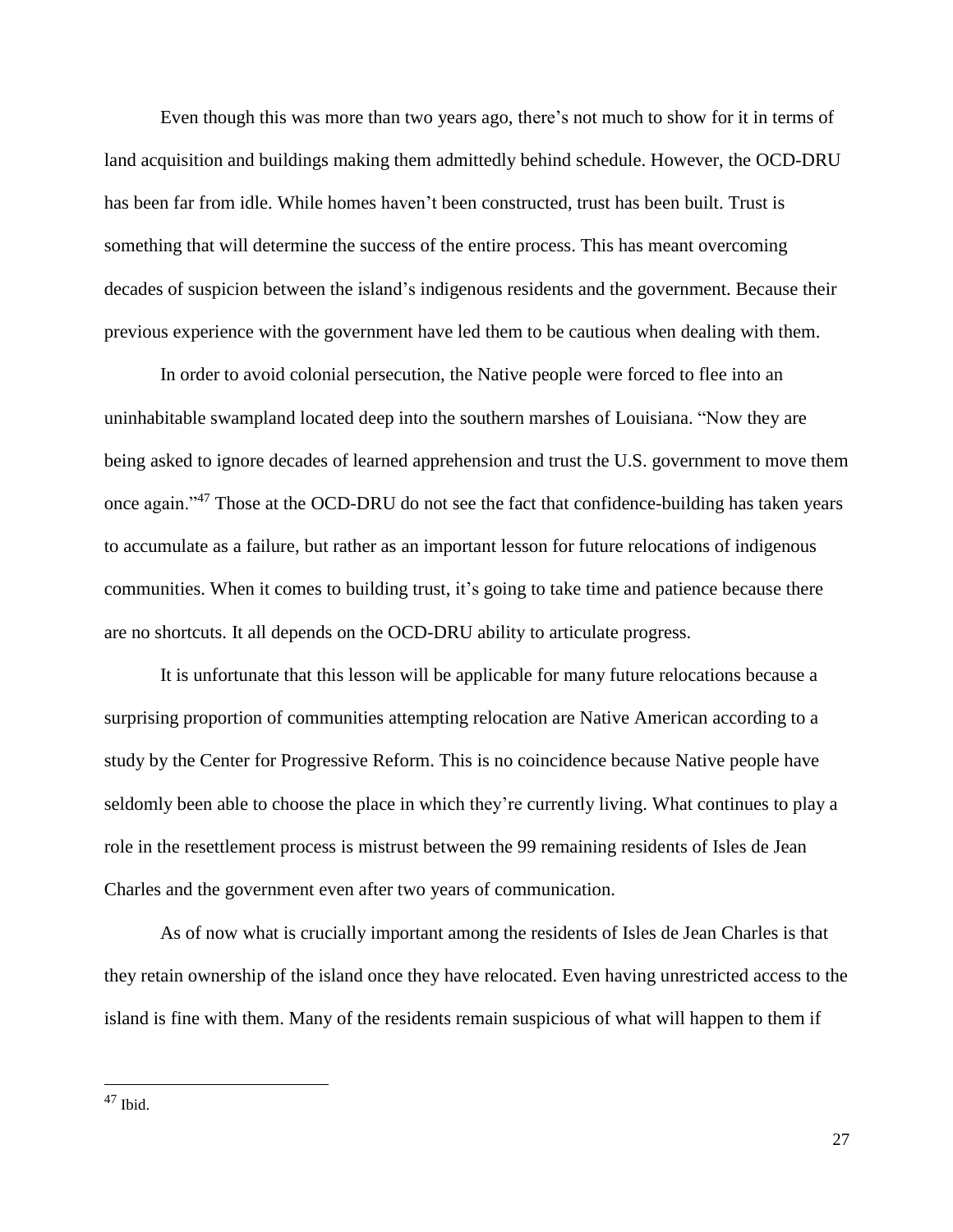Even though this was more than two years ago, there's not much to show for it in terms of land acquisition and buildings making them admittedly behind schedule. However, the OCD-DRU has been far from idle. While homes haven't been constructed, trust has been built. Trust is something that will determine the success of the entire process. This has meant overcoming decades of suspicion between the island's indigenous residents and the government. Because their previous experience with the government have led them to be cautious when dealing with them.

In order to avoid colonial persecution, the Native people were forced to flee into an uninhabitable swampland located deep into the southern marshes of Louisiana. "Now they are being asked to ignore decades of learned apprehension and trust the U.S. government to move them once again."[47] Those at the OCD-DRU do not see the fact that confidence-building has taken years to accumulate as a failure, but rather as an important lesson for future relocations of indigenous communities. When it comes to building trust, it's going to take time and patience because there are no shortcuts. It all depends on the OCD-DRU ability to articulate progress.

It is unfortunate that this lesson will be applicable for many future relocations because a surprising proportion of communities attempting relocation are Native American according to a study by the Center for Progressive Reform. This is no coincidence because Native people have seldomly been able to choose the place in which they're currently living. What continues to play a role in the resettlement process is mistrust between the 99 remaining residents of Isles de Jean Charles and the government even after two years of communication.

As of now what is crucially important among the residents of Isles de Jean Charles is that they retain ownership of the island once they have relocated. Even having unrestricted access to the island is fine with them. Many of the residents remain suspicious of what will happen to them if

---

[47] Ibid.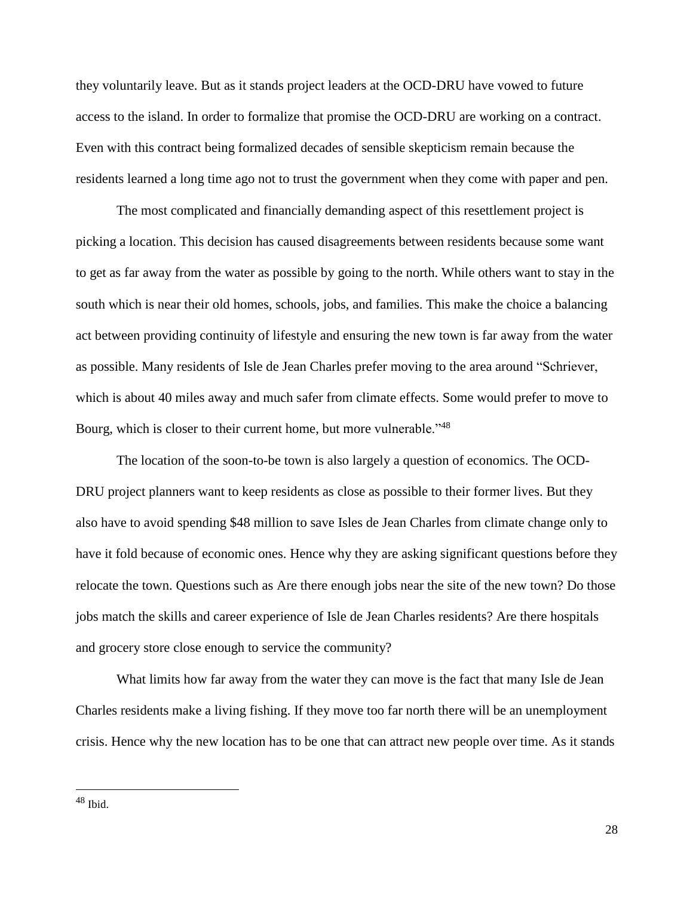they voluntarily leave. But as it stands project leaders at the OCD-DRU have vowed to future access to the island. In order to formalize that promise the OCD-DRU are working on a contract. Even with this contract being formalized decades of sensible skepticism remain because the residents learned a long time ago not to trust the government when they come with paper and pen.

The most complicated and financially demanding aspect of this resettlement project is picking a location. This decision has caused disagreements between residents because some want to get as far away from the water as possible by going to the north. While others want to stay in the south which is near their old homes, schools, jobs, and families. This make the choice a balancing act between providing continuity of lifestyle and ensuring the new town is far away from the water as possible. Many residents of Isle de Jean Charles prefer moving to the area around "Schriever, which is about 40 miles away and much safer from climate effects. Some would prefer to move to Bourg, which is closer to their current home, but more vulnerable."[48]

The location of the soon-to-be town is also largely a question of economics. The OCD-DRU project planners want to keep residents as close as possible to their former lives. But they also have to avoid spending $48 million to save Isles de Jean Charles from climate change only to have it fold because of economic ones. Hence why they are asking significant questions before they relocate the town. Questions such as Are there enough jobs near the site of the new town? Do those jobs match the skills and career experience of Isle de Jean Charles residents? Are there hospitals and grocery store close enough to service the community?

What limits how far away from the water they can move is the fact that many Isle de Jean Charles residents make a living fishing. If they move too far north there will be an unemployment crisis. Hence why the new location has to be one that can attract new people over time. As it stands

---

[48] Ibid.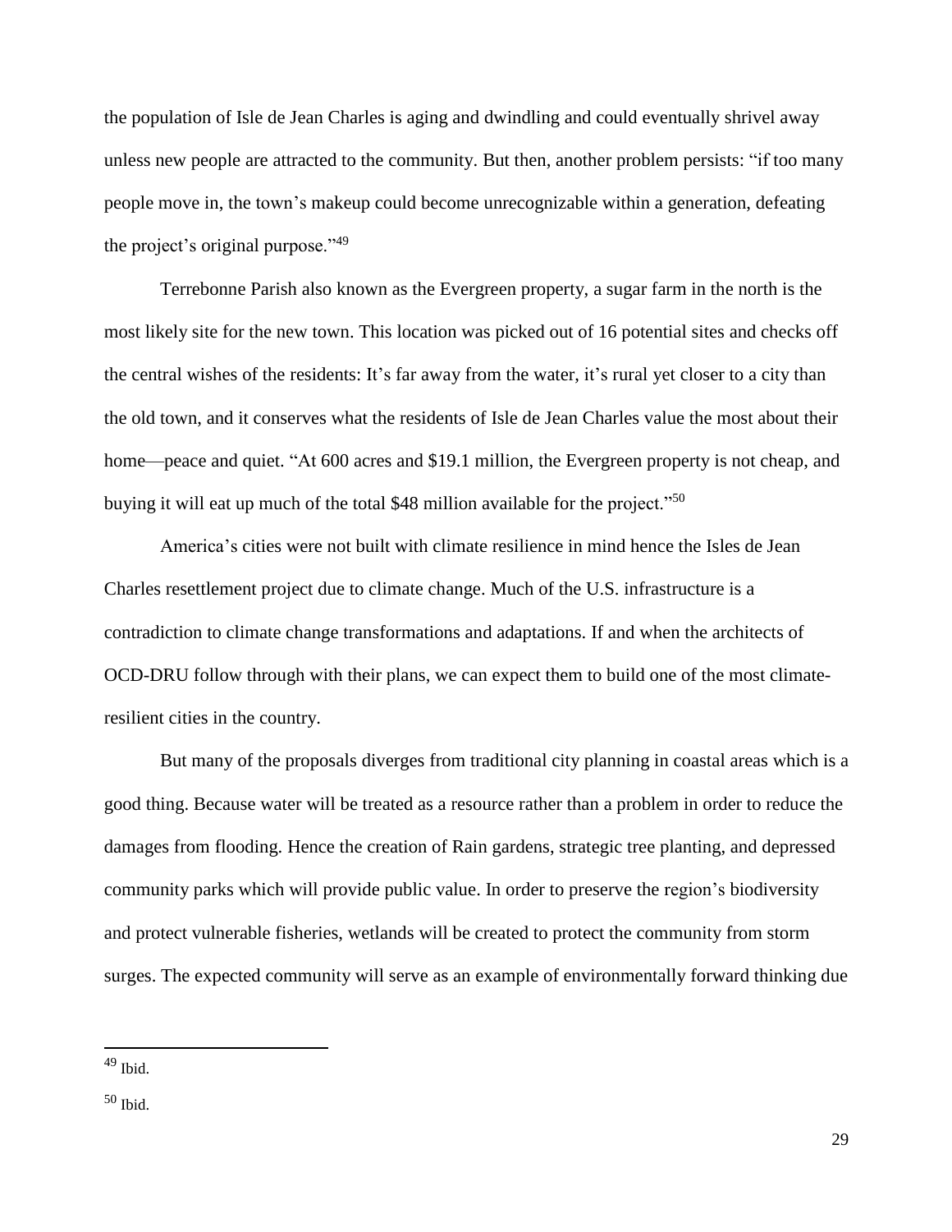the population of Isle de Jean Charles is aging and dwindling and could eventually shrivel away unless new people are attracted to the community. But then, another problem persists: "if too many people move in, the town's makeup could become unrecognizable within a generation, defeating the project's original purpose."[49]

Terrebonne Parish also known as the Evergreen property, a sugar farm in the north is the most likely site for the new town. This location was picked out of 16 potential sites and checks off the central wishes of the residents: It's far away from the water, it's rural yet closer to a city than the old town, and it conserves what the residents of Isle de Jean Charles value the most about their home—peace and quiet. "At 600 acres and $19.1 million, the Evergreen property is not cheap, and buying it will eat up much of the total $48 million available for the project."[50]

America's cities were not built with climate resilience in mind hence the Isles de Jean Charles resettlement project due to climate change. Much of the U.S. infrastructure is a contradiction to climate change transformations and adaptations. If and when the architects of OCD-DRU follow through with their plans, we can expect them to build one of the most climate-resilient cities in the country.

But many of the proposals diverges from traditional city planning in coastal areas which is a good thing. Because water will be treated as a resource rather than a problem in order to reduce the damages from flooding. Hence the creation of Rain gardens, strategic tree planting, and depressed community parks which will provide public value. In order to preserve the region's biodiversity and protect vulnerable fisheries, wetlands will be created to protect the community from storm surges. The expected community will serve as an example of environmentally forward thinking due

---

[49] Ibid.

[50] Ibid.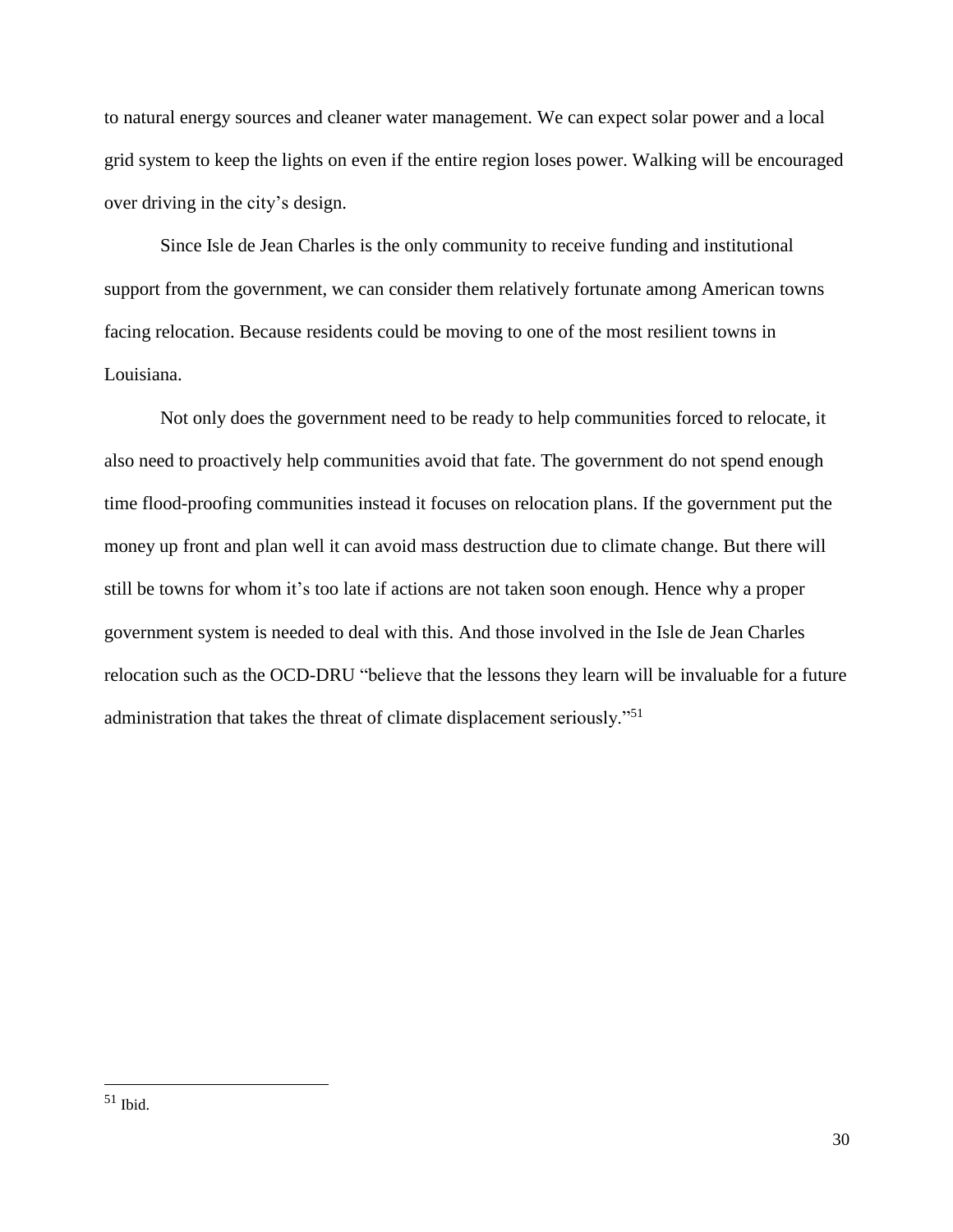to natural energy sources and cleaner water management. We can expect solar power and a local grid system to keep the lights on even if the entire region loses power. Walking will be encouraged over driving in the city's design.

Since Isle de Jean Charles is the only community to receive funding and institutional support from the government, we can consider them relatively fortunate among American towns facing relocation. Because residents could be moving to one of the most resilient towns in Louisiana.

Not only does the government need to be ready to help communities forced to relocate, it also need to proactively help communities avoid that fate. The government do not spend enough time flood-proofing communities instead it focuses on relocation plans. If the government put the money up front and plan well it can avoid mass destruction due to climate change. But there will still be towns for whom it's too late if actions are not taken soon enough. Hence why a proper government system is needed to deal with this. And those involved in the Isle de Jean Charles relocation such as the OCD-DRU "believe that the lessons they learn will be invaluable for a future administration that takes the threat of climate displacement seriously."[51]

---

[51] Ibid.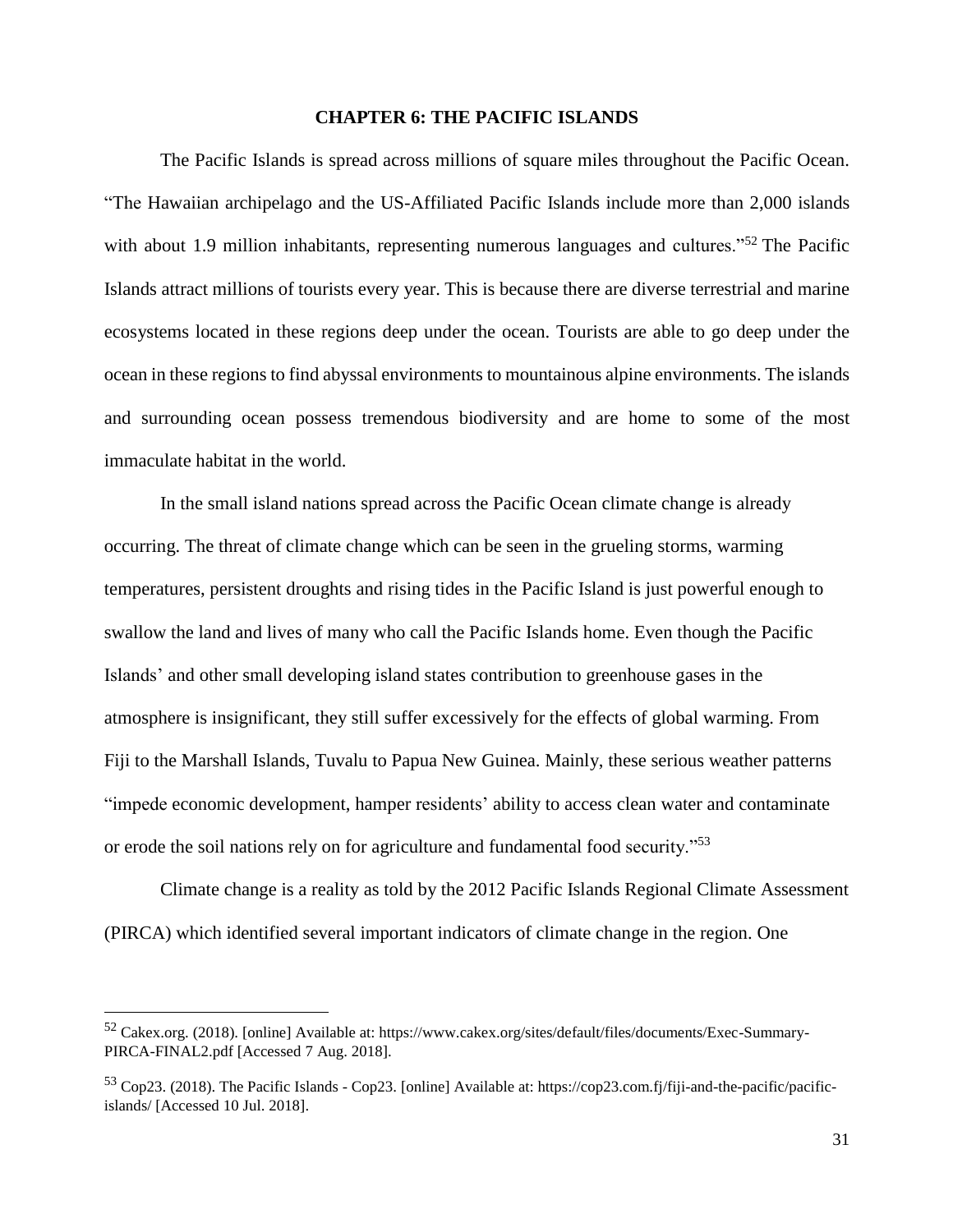# CHAPTER 6: THE PACIFIC ISLANDS

The Pacific Islands is spread across millions of square miles throughout the Pacific Ocean. "The Hawaiian archipelago and the US-Affiliated Pacific Islands include more than 2,000 islands with about 1.9 million inhabitants, representing numerous languages and cultures."[52] The Pacific Islands attract millions of tourists every year. This is because there are diverse terrestrial and marine ecosystems located in these regions deep under the ocean. Tourists are able to go deep under the ocean in these regions to find abyssal environments to mountainous alpine environments. The islands and surrounding ocean possess tremendous biodiversity and are home to some of the most immaculate habitat in the world.

In the small island nations spread across the Pacific Ocean climate change is already occurring. The threat of climate change which can be seen in the grueling storms, warming temperatures, persistent droughts and rising tides in the Pacific Island is just powerful enough to swallow the land and lives of many who call the Pacific Islands home. Even though the Pacific Islands' and other small developing island states contribution to greenhouse gases in the atmosphere is insignificant, they still suffer excessively for the effects of global warming. From Fiji to the Marshall Islands, Tuvalu to Papua New Guinea. Mainly, these serious weather patterns "impede economic development, hamper residents' ability to access clean water and contaminate or erode the soil nations rely on for agriculture and fundamental food security."[53]

Climate change is a reality as told by the 2012 Pacific Islands Regional Climate Assessment (PIRCA) which identified several important indicators of climate change in the region. One

---

[52] Cakex.org. (2018). [online] Available at: https://www.cakex.org/sites/default/files/documents/Exec-Summary-PIRCA-FINAL2.pdf [Accessed 7 Aug. 2018].

[53] Cop23. (2018). The Pacific Islands - Cop23. [online] Available at: https://cop23.com.fj/fiji-and-the-pacific/pacific-islands/ [Accessed 10 Jul. 2018].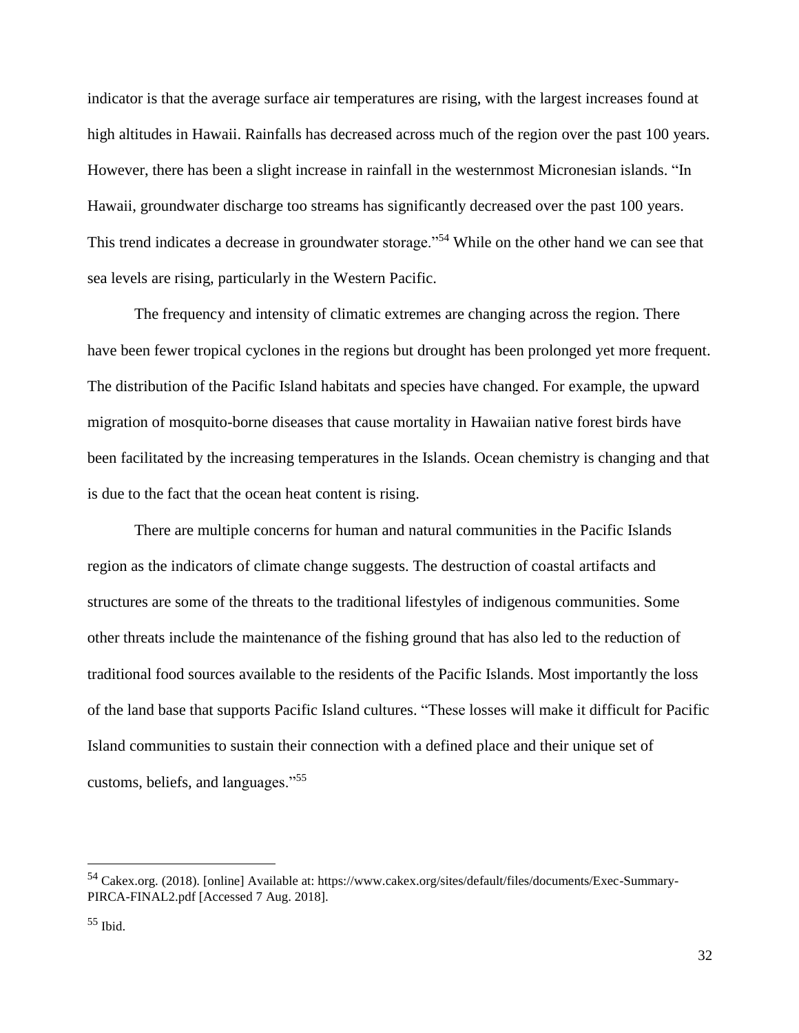indicator is that the average surface air temperatures are rising, with the largest increases found at high altitudes in Hawaii. Rainfalls has decreased across much of the region over the past 100 years. However, there has been a slight increase in rainfall in the westernmost Micronesian islands. "In Hawaii, groundwater discharge too streams has significantly decreased over the past 100 years. This trend indicates a decrease in groundwater storage."[54] While on the other hand we can see that sea levels are rising, particularly in the Western Pacific.

The frequency and intensity of climatic extremes are changing across the region. There have been fewer tropical cyclones in the regions but drought has been prolonged yet more frequent. The distribution of the Pacific Island habitats and species have changed. For example, the upward migration of mosquito-borne diseases that cause mortality in Hawaiian native forest birds have been facilitated by the increasing temperatures in the Islands. Ocean chemistry is changing and that is due to the fact that the ocean heat content is rising.

There are multiple concerns for human and natural communities in the Pacific Islands region as the indicators of climate change suggests. The destruction of coastal artifacts and structures are some of the threats to the traditional lifestyles of indigenous communities. Some other threats include the maintenance of the fishing ground that has also led to the reduction of traditional food sources available to the residents of the Pacific Islands. Most importantly the loss of the land base that supports Pacific Island cultures. "These losses will make it difficult for Pacific Island communities to sustain their connection with a defined place and their unique set of customs, beliefs, and languages."[55]

---

[54] Cakex.org. (2018). [online] Available at: https://www.cakex.org/sites/default/files/documents/Exec-Summary-PIRCA-FINAL2.pdf [Accessed 7 Aug. 2018].

[55] Ibid.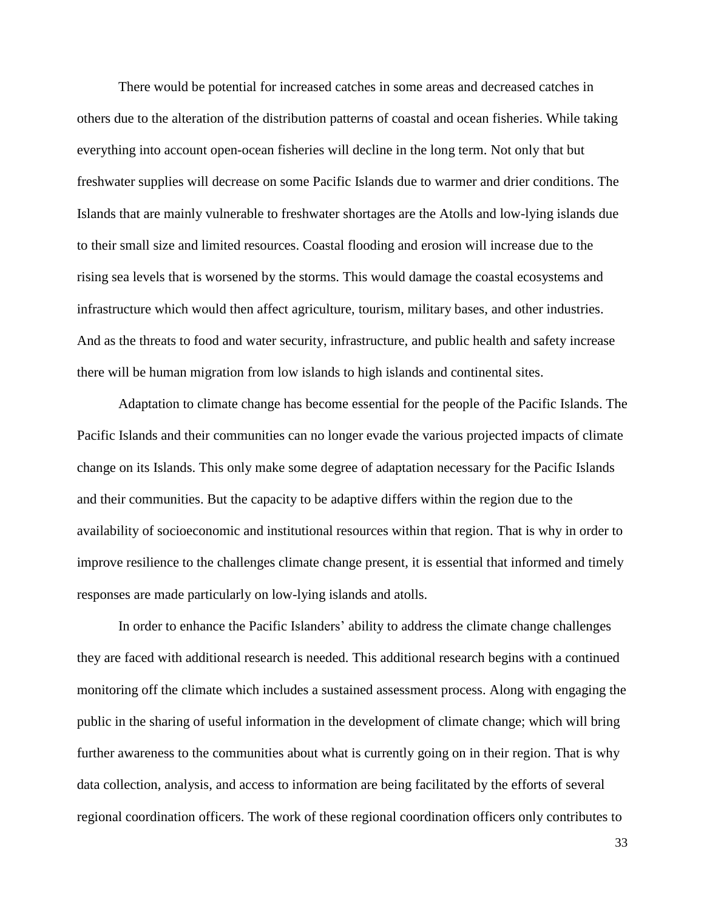There would be potential for increased catches in some areas and decreased catches in others due to the alteration of the distribution patterns of coastal and ocean fisheries. While taking everything into account open-ocean fisheries will decline in the long term. Not only that but freshwater supplies will decrease on some Pacific Islands due to warmer and drier conditions. The Islands that are mainly vulnerable to freshwater shortages are the Atolls and low-lying islands due to their small size and limited resources. Coastal flooding and erosion will increase due to the rising sea levels that is worsened by the storms. This would damage the coastal ecosystems and infrastructure which would then affect agriculture, tourism, military bases, and other industries. And as the threats to food and water security, infrastructure, and public health and safety increase there will be human migration from low islands to high islands and continental sites.

Adaptation to climate change has become essential for the people of the Pacific Islands. The Pacific Islands and their communities can no longer evade the various projected impacts of climate change on its Islands. This only make some degree of adaptation necessary for the Pacific Islands and their communities. But the capacity to be adaptive differs within the region due to the availability of socioeconomic and institutional resources within that region. That is why in order to improve resilience to the challenges climate change present, it is essential that informed and timely responses are made particularly on low-lying islands and atolls.

In order to enhance the Pacific Islanders' ability to address the climate change challenges they are faced with additional research is needed. This additional research begins with a continued monitoring off the climate which includes a sustained assessment process. Along with engaging the public in the sharing of useful information in the development of climate change; which will bring further awareness to the communities about what is currently going on in their region. That is why data collection, analysis, and access to information are being facilitated by the efforts of several regional coordination officers. The work of these regional coordination officers only contributes to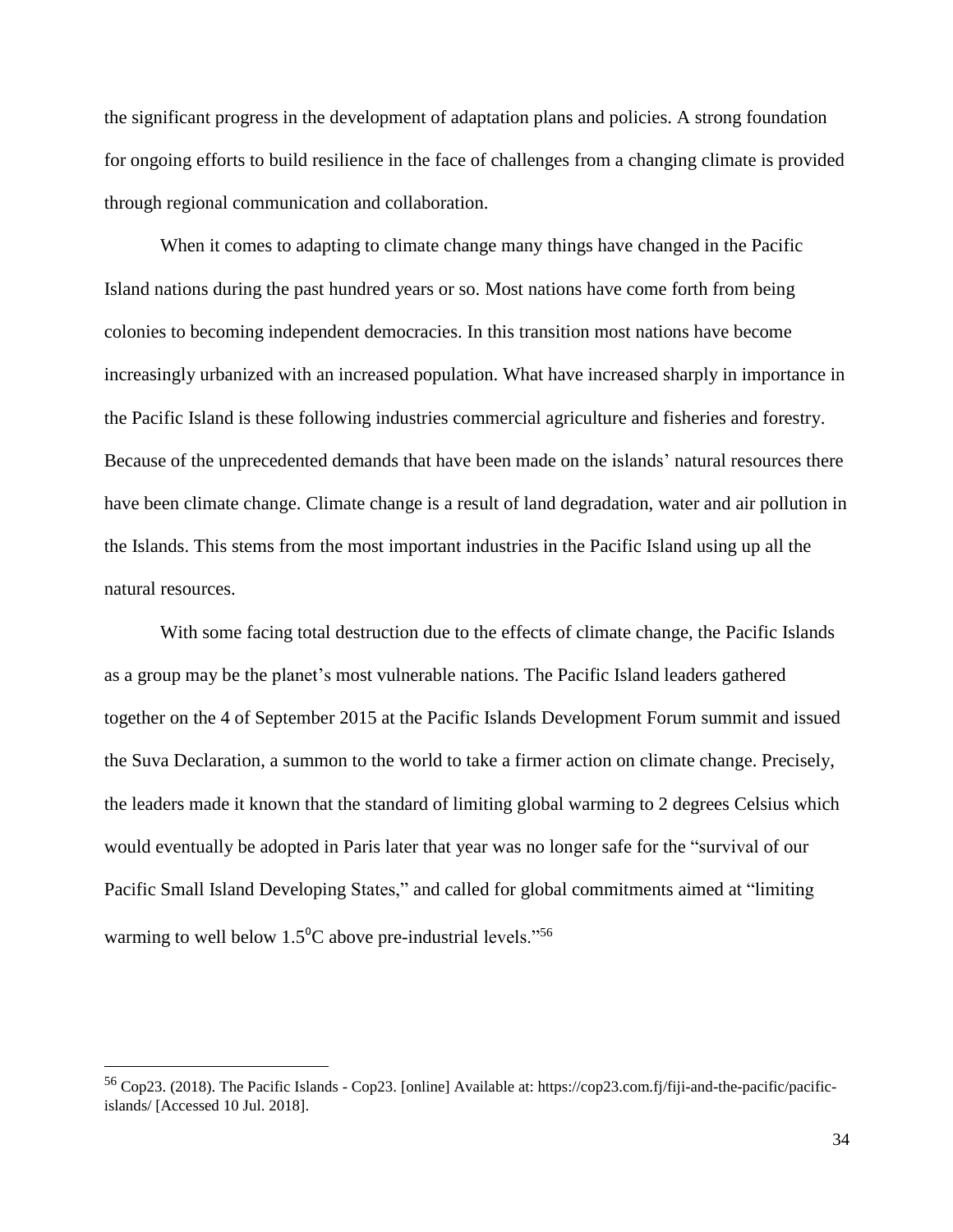the significant progress in the development of adaptation plans and policies. A strong foundation for ongoing efforts to build resilience in the face of challenges from a changing climate is provided through regional communication and collaboration.

When it comes to adapting to climate change many things have changed in the Pacific Island nations during the past hundred years or so. Most nations have come forth from being colonies to becoming independent democracies. In this transition most nations have become increasingly urbanized with an increased population. What have increased sharply in importance in the Pacific Island is these following industries commercial agriculture and fisheries and forestry. Because of the unprecedented demands that have been made on the islands' natural resources there have been climate change. Climate change is a result of land degradation, water and air pollution in the Islands. This stems from the most important industries in the Pacific Island using up all the natural resources.

With some facing total destruction due to the effects of climate change, the Pacific Islands as a group may be the planet's most vulnerable nations. The Pacific Island leaders gathered together on the 4 of September 2015 at the Pacific Islands Development Forum summit and issued the Suva Declaration, a summon to the world to take a firmer action on climate change. Precisely, the leaders made it known that the standard of limiting global warming to 2 degrees Celsius which would eventually be adopted in Paris later that year was no longer safe for the "survival of our Pacific Small Island Developing States," and called for global commitments aimed at "limiting warming to well below $1.5^{0}$C above pre-industrial levels."[56]

---

[56] Cop23. (2018). The Pacific Islands - Cop23. [online] Available at: https://cop23.com.fj/fiji-and-the-pacific/pacific-islands/ [Accessed 10 Jul. 2018].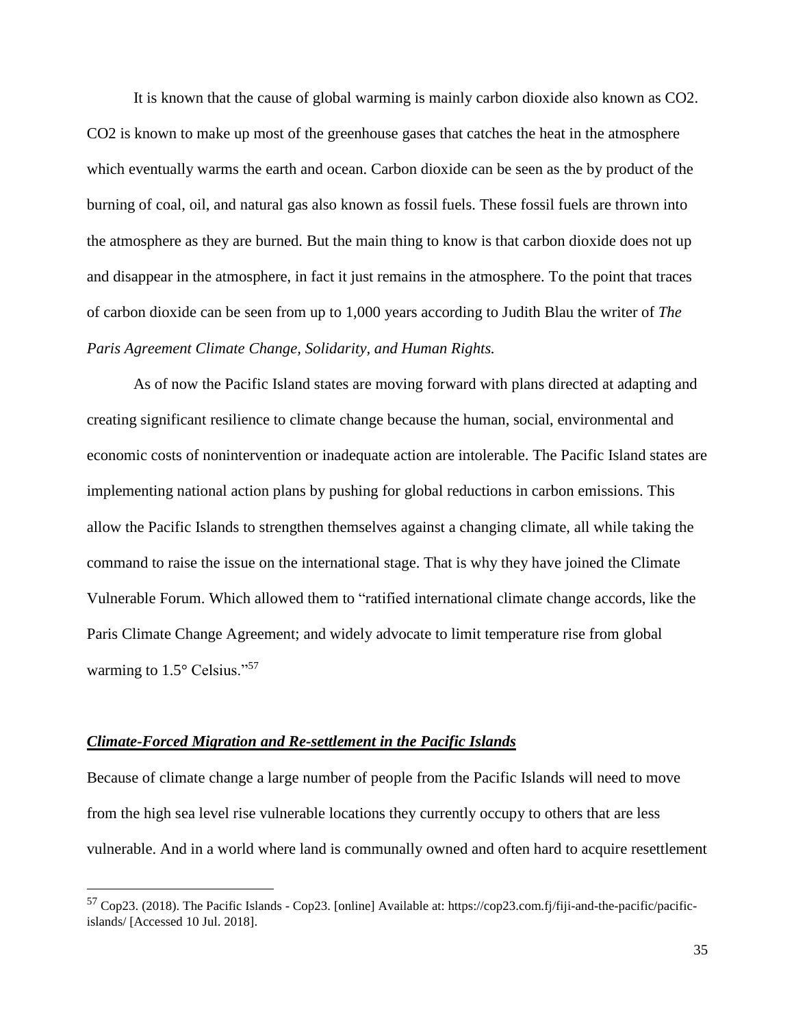It is known that the cause of global warming is mainly carbon dioxide also known as $CO_2$. $CO_2$ is known to make up most of the greenhouse gases that catches the heat in the atmosphere which eventually warms the earth and ocean. Carbon dioxide can be seen as the by product of the burning of coal, oil, and natural gas also known as fossil fuels. These fossil fuels are thrown into the atmosphere as they are burned. But the main thing to know is that carbon dioxide does not up and disappear in the atmosphere, in fact it just remains in the atmosphere. To the point that traces of carbon dioxide can be seen from up to 1,000 years according to Judith Blau the writer of *The Paris Agreement Climate Change, Solidarity, and Human Rights.*

As of now the Pacific Island states are moving forward with plans directed at adapting and creating significant resilience to climate change because the human, social, environmental and economic costs of nonintervention or inadequate action are intolerable. The Pacific Island states are implementing national action plans by pushing for global reductions in carbon emissions. This allow the Pacific Islands to strengthen themselves against a changing climate, all while taking the command to raise the issue on the international stage. That is why they have joined the Climate Vulnerable Forum. Which allowed them to "ratified international climate change accords, like the Paris Climate Change Agreement; and widely advocate to limit temperature rise from global warming to 1.5° Celsius."[57]

***Climate-Forced Migration and Re-settlement in the Pacific Islands***

Because of climate change a large number of people from the Pacific Islands will need to move from the high sea level rise vulnerable locations they currently occupy to others that are less vulnerable. And in a world where land is communally owned and often hard to acquire resettlement

[57] Cop23. (2018). The Pacific Islands - Cop23. [online] Available at: https://cop23.com.fj/fiji-and-the-pacific/pacific-islands/ [Accessed 10 Jul. 2018].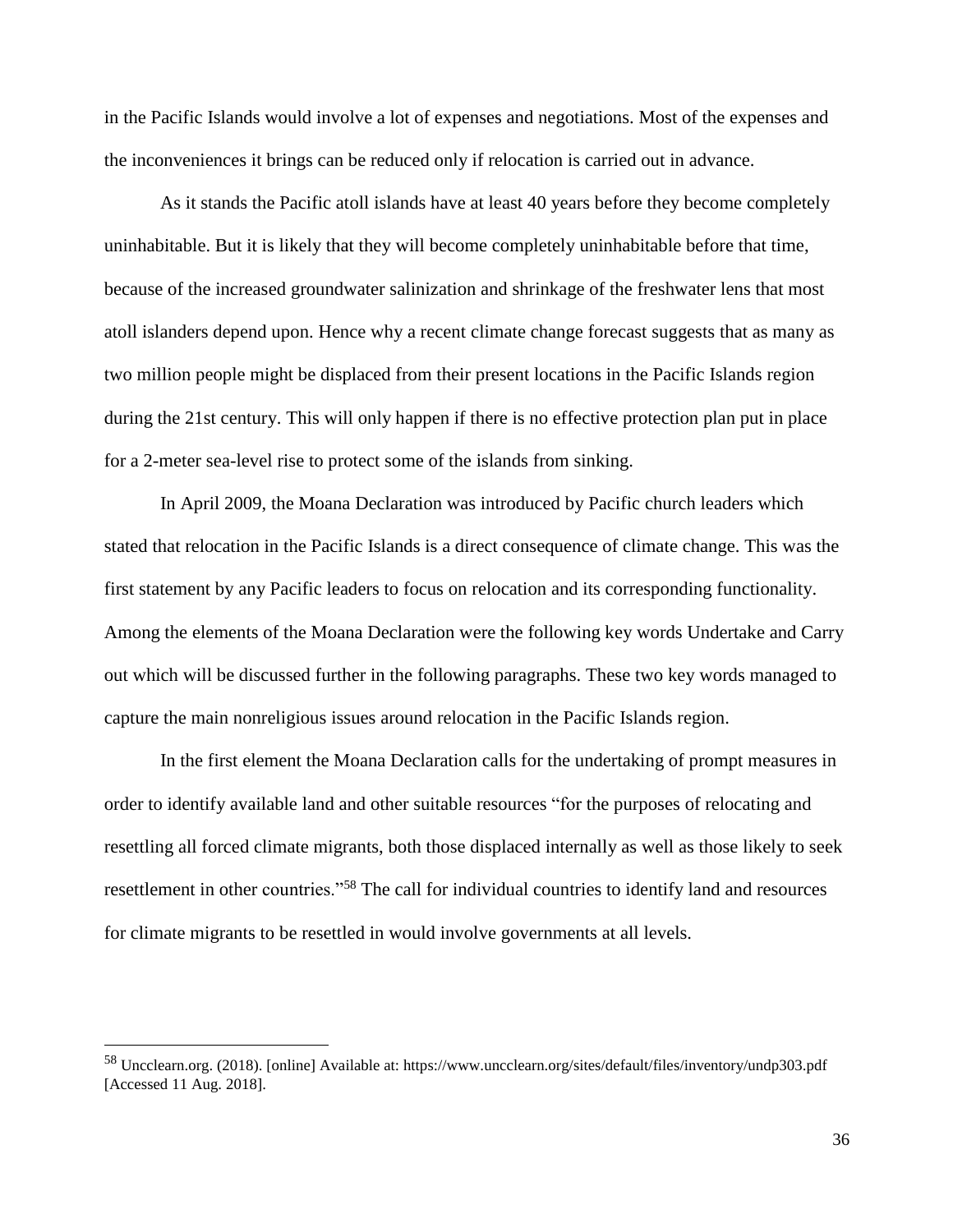in the Pacific Islands would involve a lot of expenses and negotiations. Most of the expenses and the inconveniences it brings can be reduced only if relocation is carried out in advance.

As it stands the Pacific atoll islands have at least 40 years before they become completely uninhabitable. But it is likely that they will become completely uninhabitable before that time, because of the increased groundwater salinization and shrinkage of the freshwater lens that most atoll islanders depend upon. Hence why a recent climate change forecast suggests that as many as two million people might be displaced from their present locations in the Pacific Islands region during the 21st century. This will only happen if there is no effective protection plan put in place for a 2-meter sea-level rise to protect some of the islands from sinking.

In April 2009, the Moana Declaration was introduced by Pacific church leaders which stated that relocation in the Pacific Islands is a direct consequence of climate change. This was the first statement by any Pacific leaders to focus on relocation and its corresponding functionality. Among the elements of the Moana Declaration were the following key words Undertake and Carry out which will be discussed further in the following paragraphs. These two key words managed to capture the main nonreligious issues around relocation in the Pacific Islands region.

In the first element the Moana Declaration calls for the undertaking of prompt measures in order to identify available land and other suitable resources "for the purposes of relocating and resettling all forced climate migrants, both those displaced internally as well as those likely to seek resettlement in other countries."[58] The call for individual countries to identify land and resources for climate migrants to be resettled in would involve governments at all levels.

---

[58] Uncclearn.org. (2018). [online] Available at: https://www.uncclearn.org/sites/default/files/inventory/undp303.pdf [Accessed 11 Aug. 2018].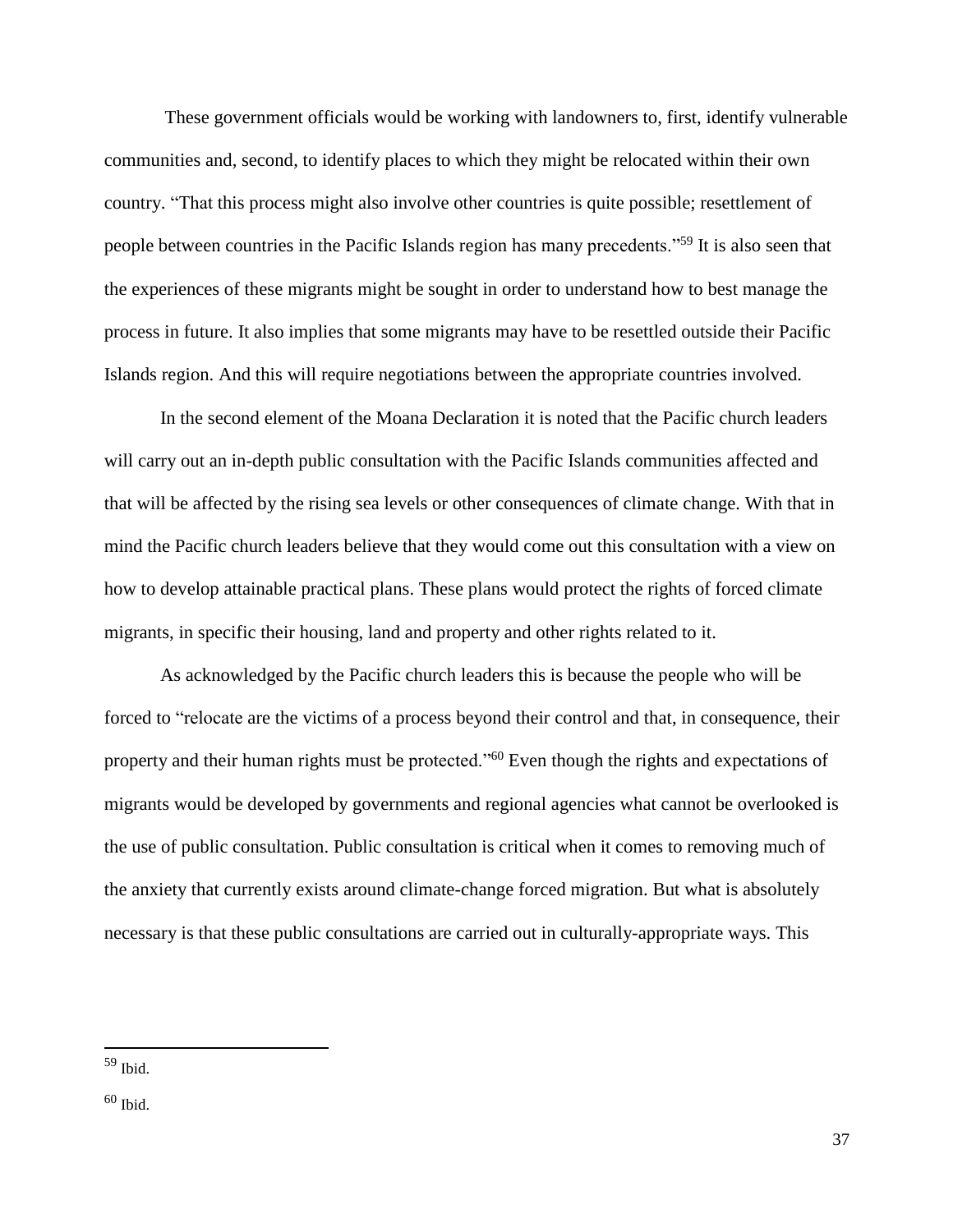These government officials would be working with landowners to, first, identify vulnerable communities and, second, to identify places to which they might be relocated within their own country. "That this process might also involve other countries is quite possible; resettlement of people between countries in the Pacific Islands region has many precedents."[59] It is also seen that the experiences of these migrants might be sought in order to understand how to best manage the process in future. It also implies that some migrants may have to be resettled outside their Pacific Islands region. And this will require negotiations between the appropriate countries involved.

In the second element of the Moana Declaration it is noted that the Pacific church leaders will carry out an in-depth public consultation with the Pacific Islands communities affected and that will be affected by the rising sea levels or other consequences of climate change. With that in mind the Pacific church leaders believe that they would come out this consultation with a view on how to develop attainable practical plans. These plans would protect the rights of forced climate migrants, in specific their housing, land and property and other rights related to it.

As acknowledged by the Pacific church leaders this is because the people who will be forced to "relocate are the victims of a process beyond their control and that, in consequence, their property and their human rights must be protected."[60] Even though the rights and expectations of migrants would be developed by governments and regional agencies what cannot be overlooked is the use of public consultation. Public consultation is critical when it comes to removing much of the anxiety that currently exists around climate-change forced migration. But what is absolutely necessary is that these public consultations are carried out in culturally-appropriate ways. This

---

[59] Ibid.

[60] Ibid.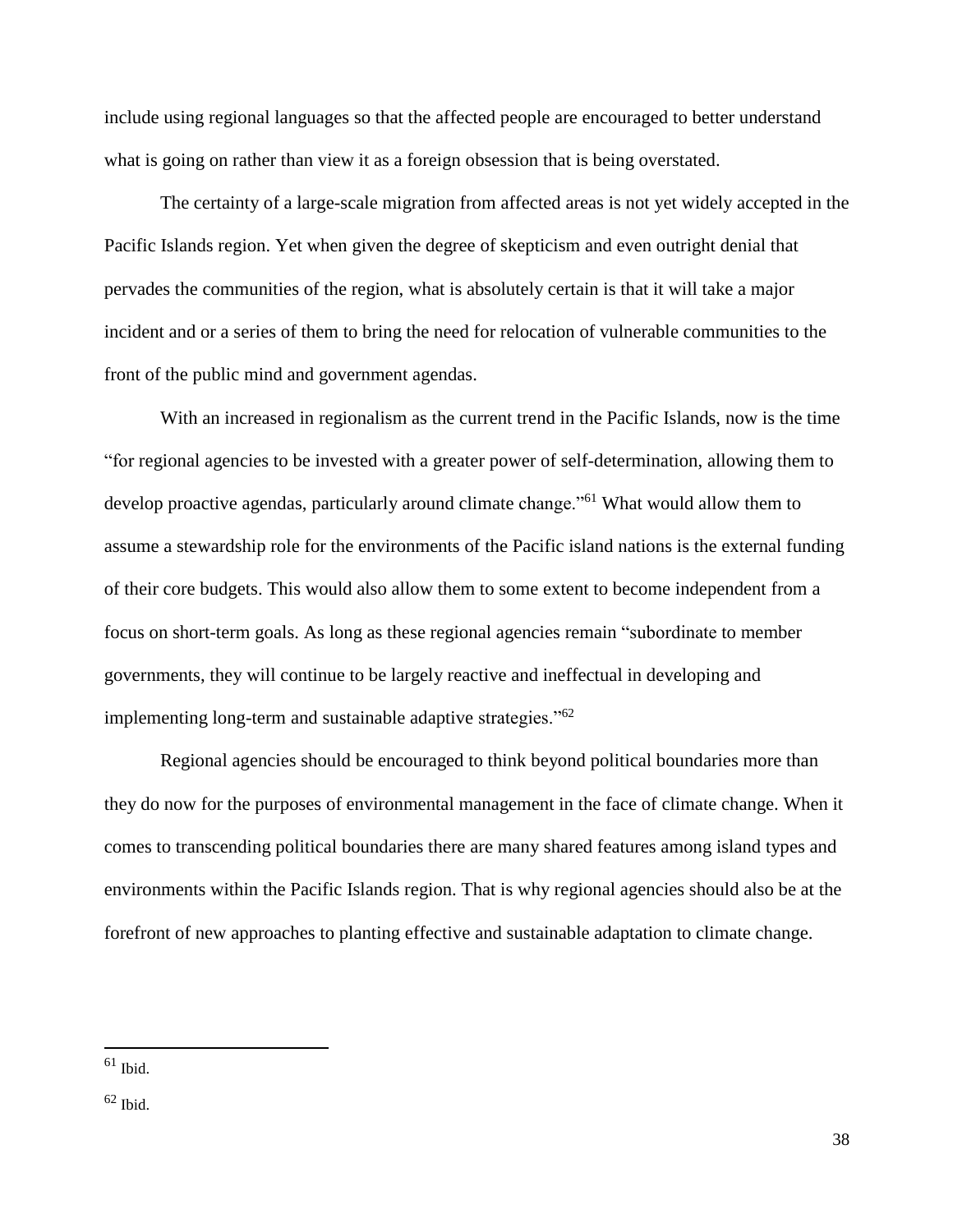include using regional languages so that the affected people are encouraged to better understand what is going on rather than view it as a foreign obsession that is being overstated.

The certainty of a large-scale migration from affected areas is not yet widely accepted in the Pacific Islands region. Yet when given the degree of skepticism and even outright denial that pervades the communities of the region, what is absolutely certain is that it will take a major incident and or a series of them to bring the need for relocation of vulnerable communities to the front of the public mind and government agendas.

With an increased in regionalism as the current trend in the Pacific Islands, now is the time "for regional agencies to be invested with a greater power of self-determination, allowing them to develop proactive agendas, particularly around climate change."[61] What would allow them to assume a stewardship role for the environments of the Pacific island nations is the external funding of their core budgets. This would also allow them to some extent to become independent from a focus on short-term goals. As long as these regional agencies remain "subordinate to member governments, they will continue to be largely reactive and ineffectual in developing and implementing long-term and sustainable adaptive strategies."[62]

Regional agencies should be encouraged to think beyond political boundaries more than they do now for the purposes of environmental management in the face of climate change. When it comes to transcending political boundaries there are many shared features among island types and environments within the Pacific Islands region. That is why regional agencies should also be at the forefront of new approaches to planting effective and sustainable adaptation to climate change.

---

[61] Ibid.

[62] Ibid.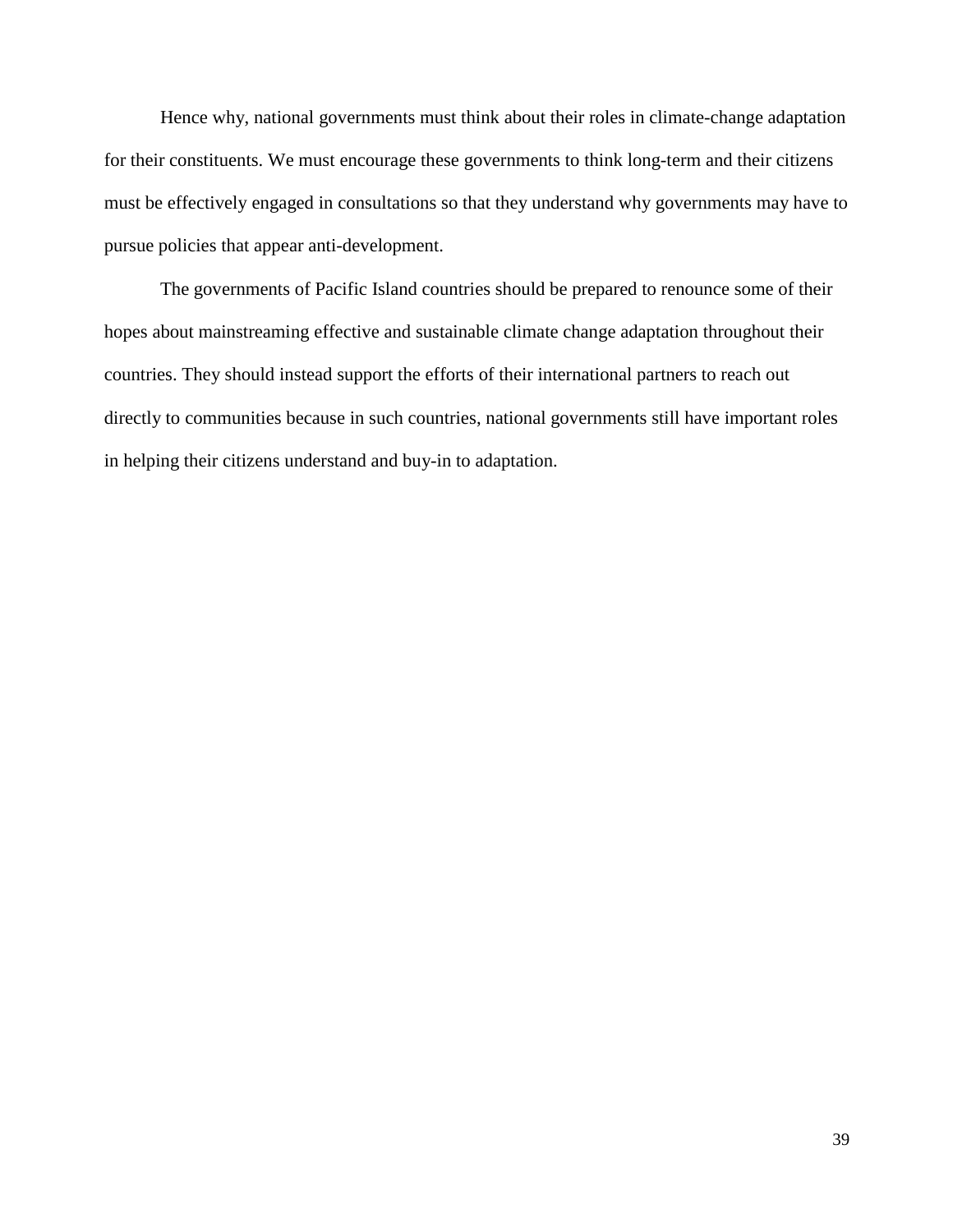Hence why, national governments must think about their roles in climate-change adaptation for their constituents. We must encourage these governments to think long-term and their citizens must be effectively engaged in consultations so that they understand why governments may have to pursue policies that appear anti-development.

The governments of Pacific Island countries should be prepared to renounce some of their hopes about mainstreaming effective and sustainable climate change adaptation throughout their countries. They should instead support the efforts of their international partners to reach out directly to communities because in such countries, national governments still have important roles in helping their citizens understand and buy-in to adaptation.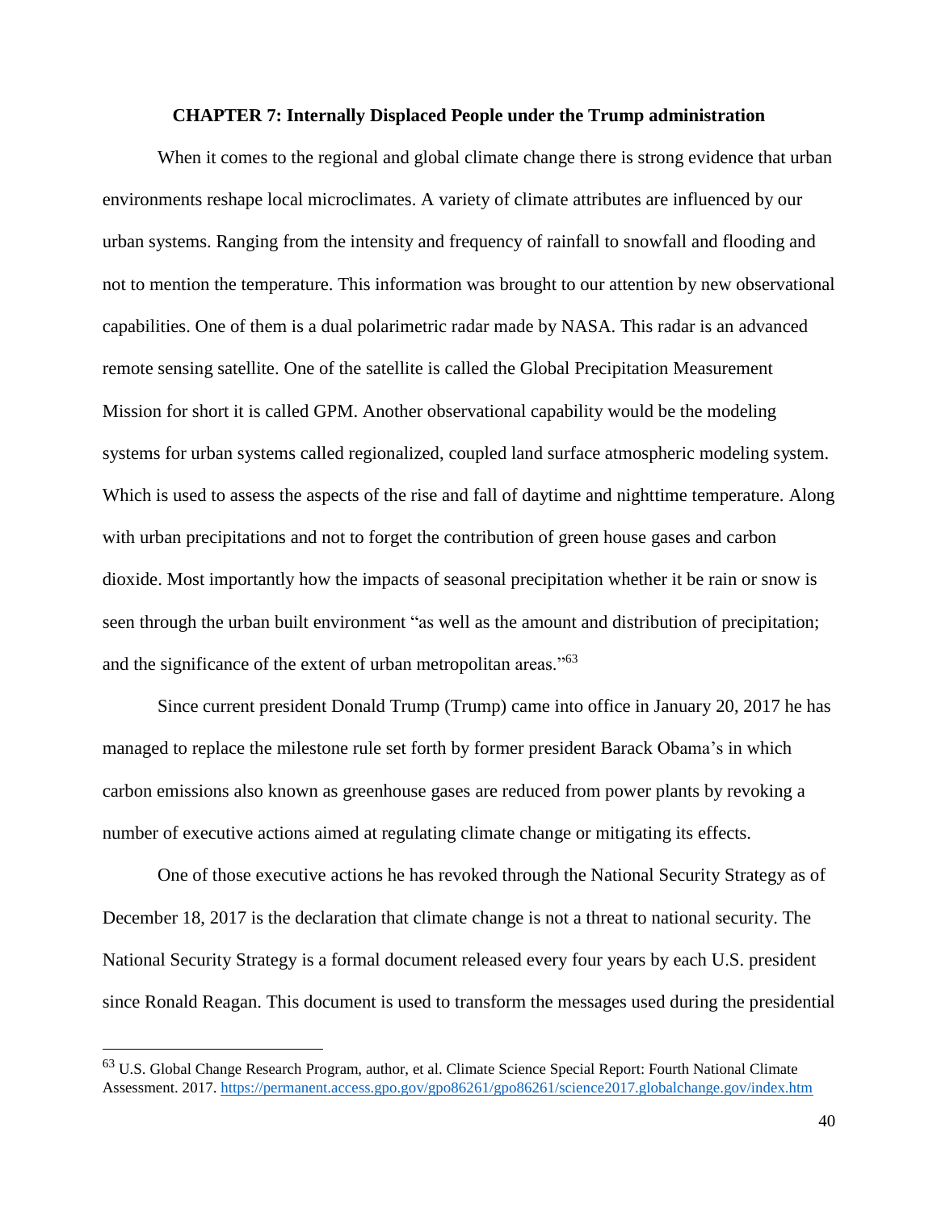**CHAPTER 7: Internally Displaced People under the Trump administration**

When it comes to the regional and global climate change there is strong evidence that urban environments reshape local microclimates. A variety of climate attributes are influenced by our urban systems. Ranging from the intensity and frequency of rainfall to snowfall and flooding and not to mention the temperature. This information was brought to our attention by new observational capabilities. One of them is a dual polarimetric radar made by NASA. This radar is an advanced remote sensing satellite. One of the satellite is called the Global Precipitation Measurement Mission for short it is called GPM. Another observational capability would be the modeling systems for urban systems called regionalized, coupled land surface atmospheric modeling system. Which is used to assess the aspects of the rise and fall of daytime and nighttime temperature. Along with urban precipitations and not to forget the contribution of green house gases and carbon dioxide. Most importantly how the impacts of seasonal precipitation whether it be rain or snow is seen through the urban built environment "as well as the amount and distribution of precipitation; and the significance of the extent of urban metropolitan areas."[63]

Since current president Donald Trump (Trump) came into office in January 20, 2017 he has managed to replace the milestone rule set forth by former president Barack Obama's in which carbon emissions also known as greenhouse gases are reduced from power plants by revoking a number of executive actions aimed at regulating climate change or mitigating its effects.

One of those executive actions he has revoked through the National Security Strategy as of December 18, 2017 is the declaration that climate change is not a threat to national security. The National Security Strategy is a formal document released every four years by each U.S. president since Ronald Reagan. This document is used to transform the messages used during the presidential

[63] U.S. Global Change Research Program, author, et al. Climate Science Special Report: Fourth National Climate Assessment. 2017. https://permanent.access.gpo.gov/gpo86261/gpo86261/science2017.globalchange.gov/index.htm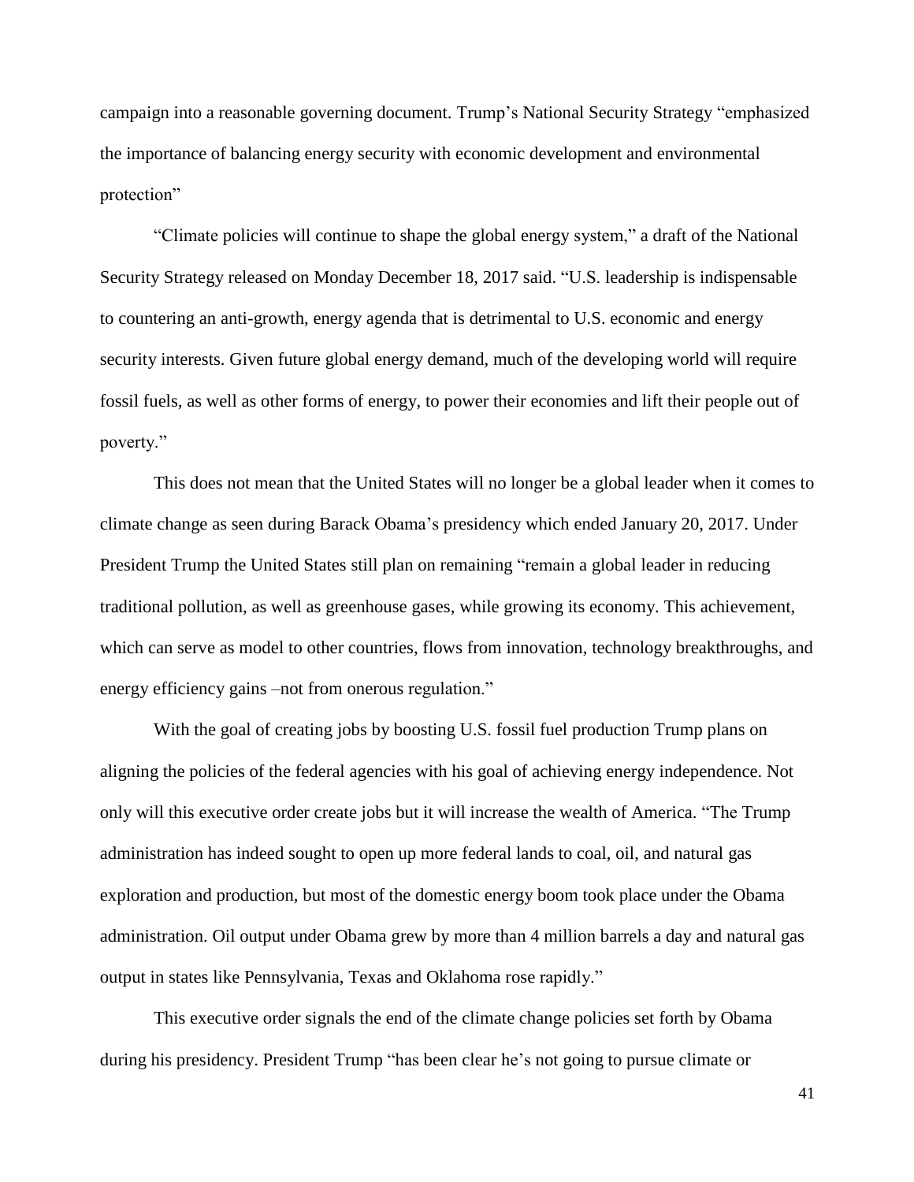campaign into a reasonable governing document. Trump's National Security Strategy "emphasized the importance of balancing energy security with economic development and environmental protection"

"Climate policies will continue to shape the global energy system," a draft of the National Security Strategy released on Monday December 18, 2017 said. "U.S. leadership is indispensable to countering an anti-growth, energy agenda that is detrimental to U.S. economic and energy security interests. Given future global energy demand, much of the developing world will require fossil fuels, as well as other forms of energy, to power their economies and lift their people out of poverty."

This does not mean that the United States will no longer be a global leader when it comes to climate change as seen during Barack Obama's presidency which ended January 20, 2017. Under President Trump the United States still plan on remaining "remain a global leader in reducing traditional pollution, as well as greenhouse gases, while growing its economy. This achievement, which can serve as model to other countries, flows from innovation, technology breakthroughs, and energy efficiency gains –not from onerous regulation."

With the goal of creating jobs by boosting U.S. fossil fuel production Trump plans on aligning the policies of the federal agencies with his goal of achieving energy independence. Not only will this executive order create jobs but it will increase the wealth of America. "The Trump administration has indeed sought to open up more federal lands to coal, oil, and natural gas exploration and production, but most of the domestic energy boom took place under the Obama administration. Oil output under Obama grew by more than 4 million barrels a day and natural gas output in states like Pennsylvania, Texas and Oklahoma rose rapidly."

This executive order signals the end of the climate change policies set forth by Obama during his presidency. President Trump "has been clear he's not going to pursue climate or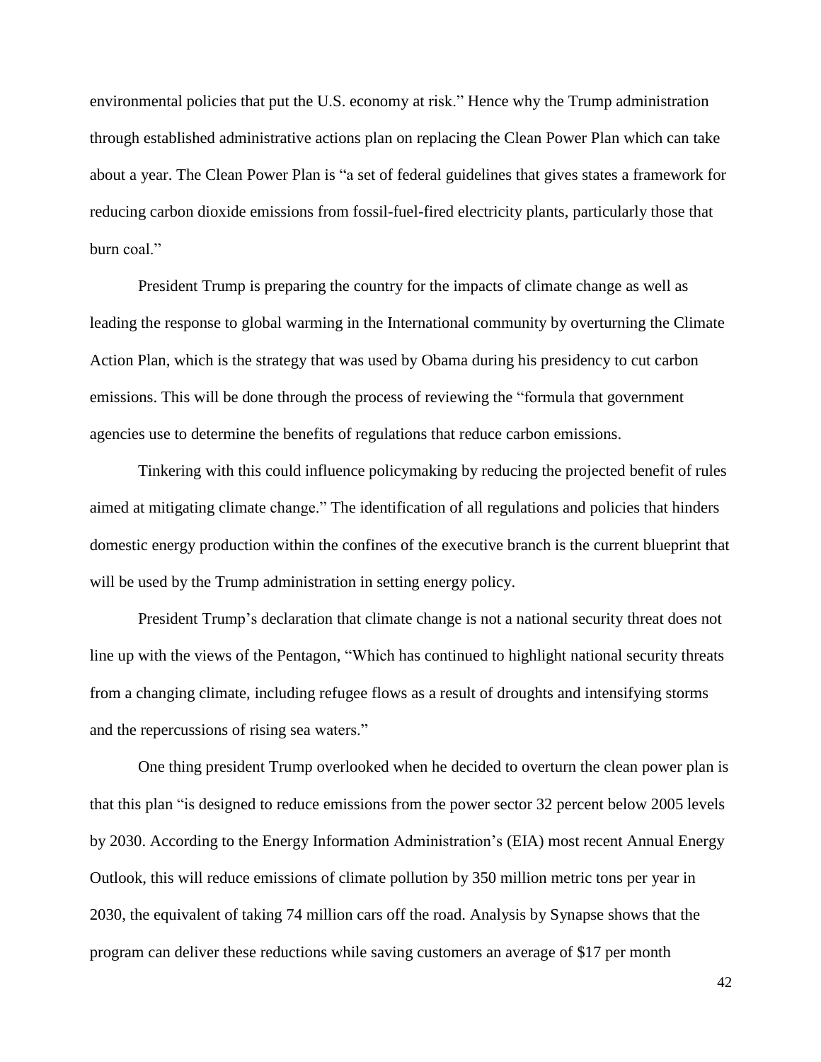environmental policies that put the U.S. economy at risk." Hence why the Trump administration through established administrative actions plan on replacing the Clean Power Plan which can take about a year. The Clean Power Plan is "a set of federal guidelines that gives states a framework for reducing carbon dioxide emissions from fossil-fuel-fired electricity plants, particularly those that burn coal."

President Trump is preparing the country for the impacts of climate change as well as leading the response to global warming in the International community by overturning the Climate Action Plan, which is the strategy that was used by Obama during his presidency to cut carbon emissions. This will be done through the process of reviewing the "formula that government agencies use to determine the benefits of regulations that reduce carbon emissions.

Tinkering with this could influence policymaking by reducing the projected benefit of rules aimed at mitigating climate change." The identification of all regulations and policies that hinders domestic energy production within the confines of the executive branch is the current blueprint that will be used by the Trump administration in setting energy policy.

President Trump's declaration that climate change is not a national security threat does not line up with the views of the Pentagon, "Which has continued to highlight national security threats from a changing climate, including refugee flows as a result of droughts and intensifying storms and the repercussions of rising sea waters."

One thing president Trump overlooked when he decided to overturn the clean power plan is that this plan "is designed to reduce emissions from the power sector 32 percent below 2005 levels by 2030. According to the Energy Information Administration's (EIA) most recent Annual Energy Outlook, this will reduce emissions of climate pollution by 350 million metric tons per year in 2030, the equivalent of taking 74 million cars off the road. Analysis by Synapse shows that the program can deliver these reductions while saving customers an average of $17 per month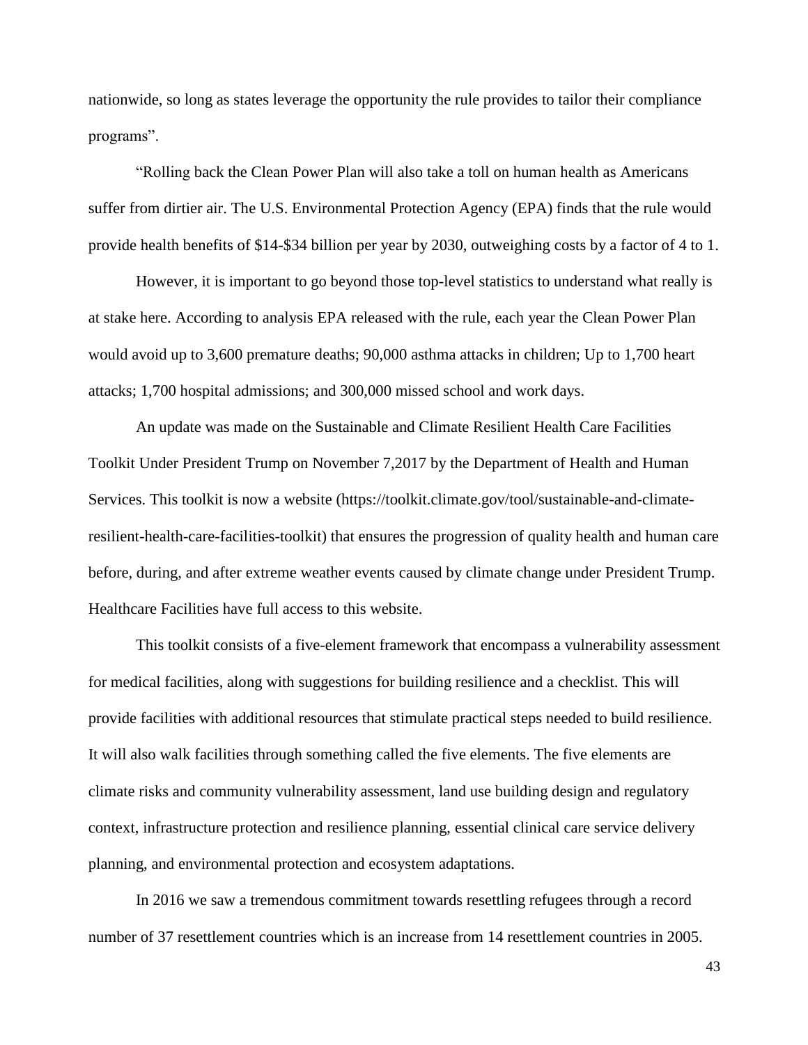nationwide, so long as states leverage the opportunity the rule provides to tailor their compliance programs".

"Rolling back the Clean Power Plan will also take a toll on human health as Americans suffer from dirtier air. The U.S. Environmental Protection Agency (EPA) finds that the rule would provide health benefits of $14-$34 billion per year by 2030, outweighing costs by a factor of 4 to 1.

However, it is important to go beyond those top-level statistics to understand what really is at stake here. According to analysis EPA released with the rule, each year the Clean Power Plan would avoid up to 3,600 premature deaths; 90,000 asthma attacks in children; Up to 1,700 heart attacks; 1,700 hospital admissions; and 300,000 missed school and work days.

An update was made on the Sustainable and Climate Resilient Health Care Facilities Toolkit Under President Trump on November 7,2017 by the Department of Health and Human Services. This toolkit is now a website (https://toolkit.climate.gov/tool/sustainable-and-climate-resilient-health-care-facilities-toolkit) that ensures the progression of quality health and human care before, during, and after extreme weather events caused by climate change under President Trump. Healthcare Facilities have full access to this website.

This toolkit consists of a five-element framework that encompass a vulnerability assessment for medical facilities, along with suggestions for building resilience and a checklist. This will provide facilities with additional resources that stimulate practical steps needed to build resilience. It will also walk facilities through something called the five elements. The five elements are climate risks and community vulnerability assessment, land use building design and regulatory context, infrastructure protection and resilience planning, essential clinical care service delivery planning, and environmental protection and ecosystem adaptations.

In 2016 we saw a tremendous commitment towards resettling refugees through a record number of 37 resettlement countries which is an increase from 14 resettlement countries in 2005.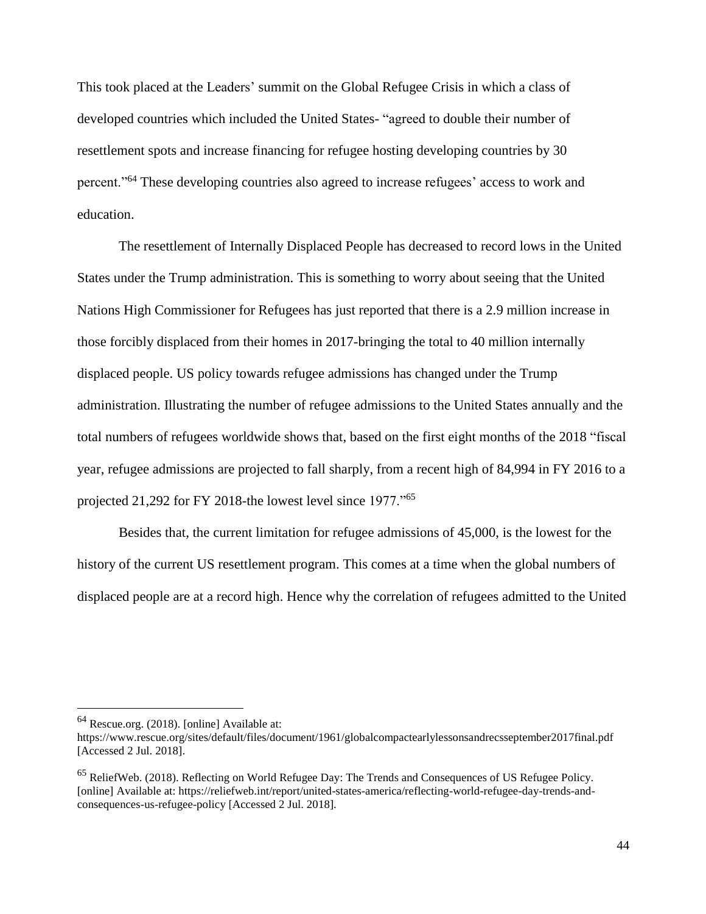This took placed at the Leaders' summit on the Global Refugee Crisis in which a class of developed countries which included the United States- "agreed to double their number of resettlement spots and increase financing for refugee hosting developing countries by 30 percent."[64] These developing countries also agreed to increase refugees' access to work and education.

The resettlement of Internally Displaced People has decreased to record lows in the United States under the Trump administration. This is something to worry about seeing that the United Nations High Commissioner for Refugees has just reported that there is a 2.9 million increase in those forcibly displaced from their homes in 2017-bringing the total to 40 million internally displaced people. US policy towards refugee admissions has changed under the Trump administration. Illustrating the number of refugee admissions to the United States annually and the total numbers of refugees worldwide shows that, based on the first eight months of the 2018 "fiscal year, refugee admissions are projected to fall sharply, from a recent high of 84,994 in FY 2016 to a projected 21,292 for FY 2018-the lowest level since 1977."[65]

Besides that, the current limitation for refugee admissions of 45,000, is the lowest for the history of the current US resettlement program. This comes at a time when the global numbers of displaced people are at a record high. Hence why the correlation of refugees admitted to the United

---

[64] Rescue.org. (2018). [online] Available at: https://www.rescue.org/sites/default/files/document/1961/globalcompactearlylessonsandrecsseptember2017final.pdf [Accessed 2 Jul. 2018].

[65] ReliefWeb. (2018). Reflecting on World Refugee Day: The Trends and Consequences of US Refugee Policy. [online] Available at: https://reliefweb.int/report/united-states-america/reflecting-world-refugee-day-trends-and-consequences-us-refugee-policy [Accessed 2 Jul. 2018].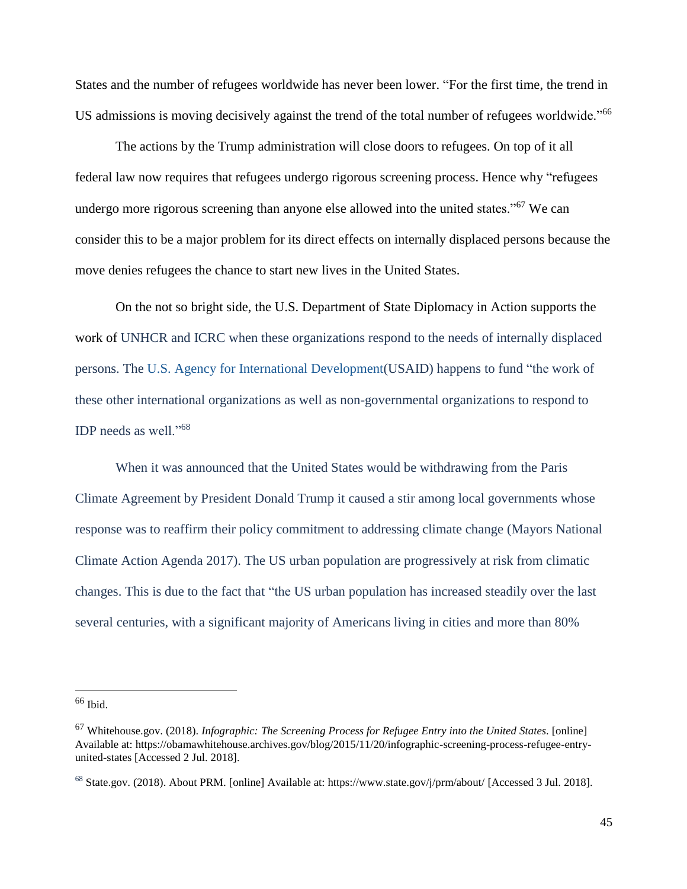States and the number of refugees worldwide has never been lower. “For the first time, the trend in US admissions is moving decisively against the trend of the total number of refugees worldwide.”[66]

The actions by the Trump administration will close doors to refugees. On top of it all federal law now requires that refugees undergo rigorous screening process. Hence why “refugees undergo more rigorous screening than anyone else allowed into the united states.”[67] We can consider this to be a major problem for its direct effects on internally displaced persons because the move denies refugees the chance to start new lives in the United States.

On the not so bright side, the U.S. Department of State Diplomacy in Action supports the work of UNHCR and ICRC when these organizations respond to the needs of internally displaced persons. The U.S. Agency for International Development(USAID) happens to fund “the work of these other international organizations as well as non-governmental organizations to respond to IDP needs as well.”[68]

When it was announced that the United States would be withdrawing from the Paris Climate Agreement by President Donald Trump it caused a stir among local governments whose response was to reaffirm their policy commitment to addressing climate change (Mayors National Climate Action Agenda 2017). The US urban population are progressively at risk from climatic changes. This is due to the fact that “the US urban population has increased steadily over the last several centuries, with a significant majority of Americans living in cities and more than 80%

---

[66] Ibid.

[67] Whitehouse.gov. (2018). *Infographic: The Screening Process for Refugee Entry into the United States*. [online] Available at: https://obamawhitehouse.archives.gov/blog/2015/11/20/infographic-screening-process-refugee-entry-united-states [Accessed 2 Jul. 2018].

[68] State.gov. (2018). About PRM. [online] Available at: https://www.state.gov/j/prm/about/ [Accessed 3 Jul. 2018].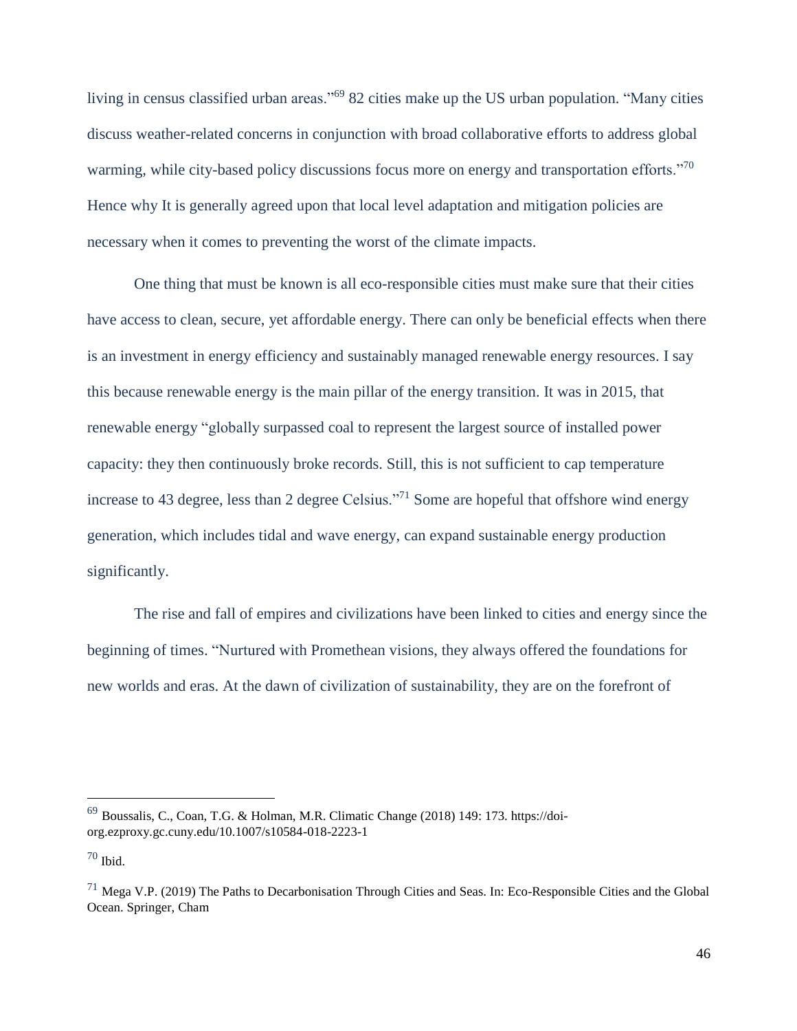living in census classified urban areas."[69] 82 cities make up the US urban population. "Many cities discuss weather-related concerns in conjunction with broad collaborative efforts to address global warming, while city-based policy discussions focus more on energy and transportation efforts."[70] Hence why It is generally agreed upon that local level adaptation and mitigation policies are necessary when it comes to preventing the worst of the climate impacts.

One thing that must be known is all eco-responsible cities must make sure that their cities have access to clean, secure, yet affordable energy. There can only be beneficial effects when there is an investment in energy efficiency and sustainably managed renewable energy resources. I say this because renewable energy is the main pillar of the energy transition. It was in 2015, that renewable energy "globally surpassed coal to represent the largest source of installed power capacity: they then continuously broke records. Still, this is not sufficient to cap temperature increase to 43 degree, less than 2 degree Celsius."[71] Some are hopeful that offshore wind energy generation, which includes tidal and wave energy, can expand sustainable energy production significantly.

The rise and fall of empires and civilizations have been linked to cities and energy since the beginning of times. "Nurtured with Promethean visions, they always offered the foundations for new worlds and eras. At the dawn of civilization of sustainability, they are on the forefront of

---

[69] Boussalis, C., Coan, T.G. & Holman, M.R. Climatic Change (2018) 149: 173. https://doi-org.ezproxy.gc.cuny.edu/10.1007/s10584-018-2223-1

[70] Ibid.

[71] Mega V.P. (2019) The Paths to Decarbonisation Through Cities and Seas. In: Eco-Responsible Cities and the Global Ocean. Springer, Cham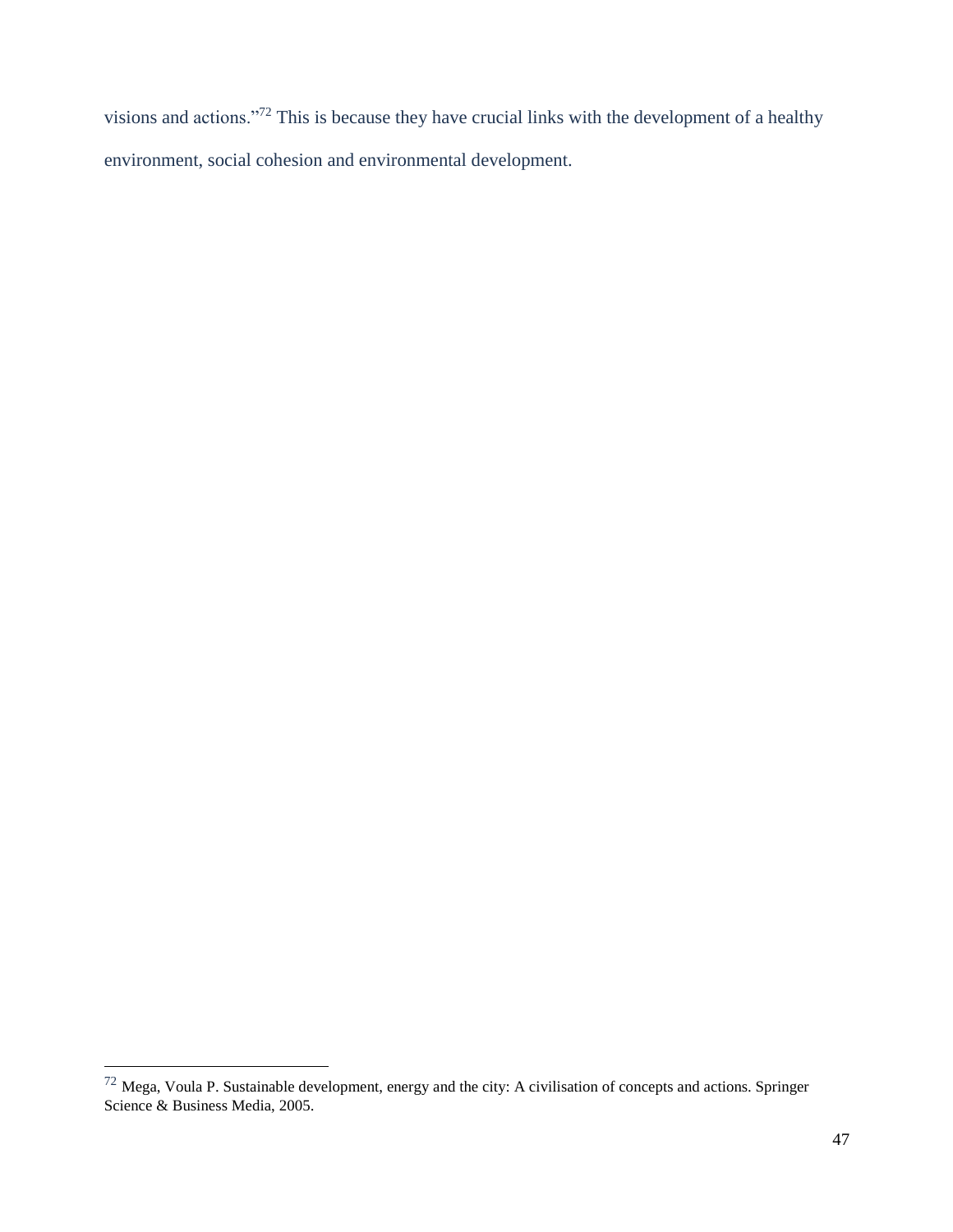visions and actions."[72] This is because they have crucial links with the development of a healthy environment, social cohesion and environmental development.

[72] Mega, Voula P. Sustainable development, energy and the city: A civilisation of concepts and actions. Springer Science & Business Media, 2005.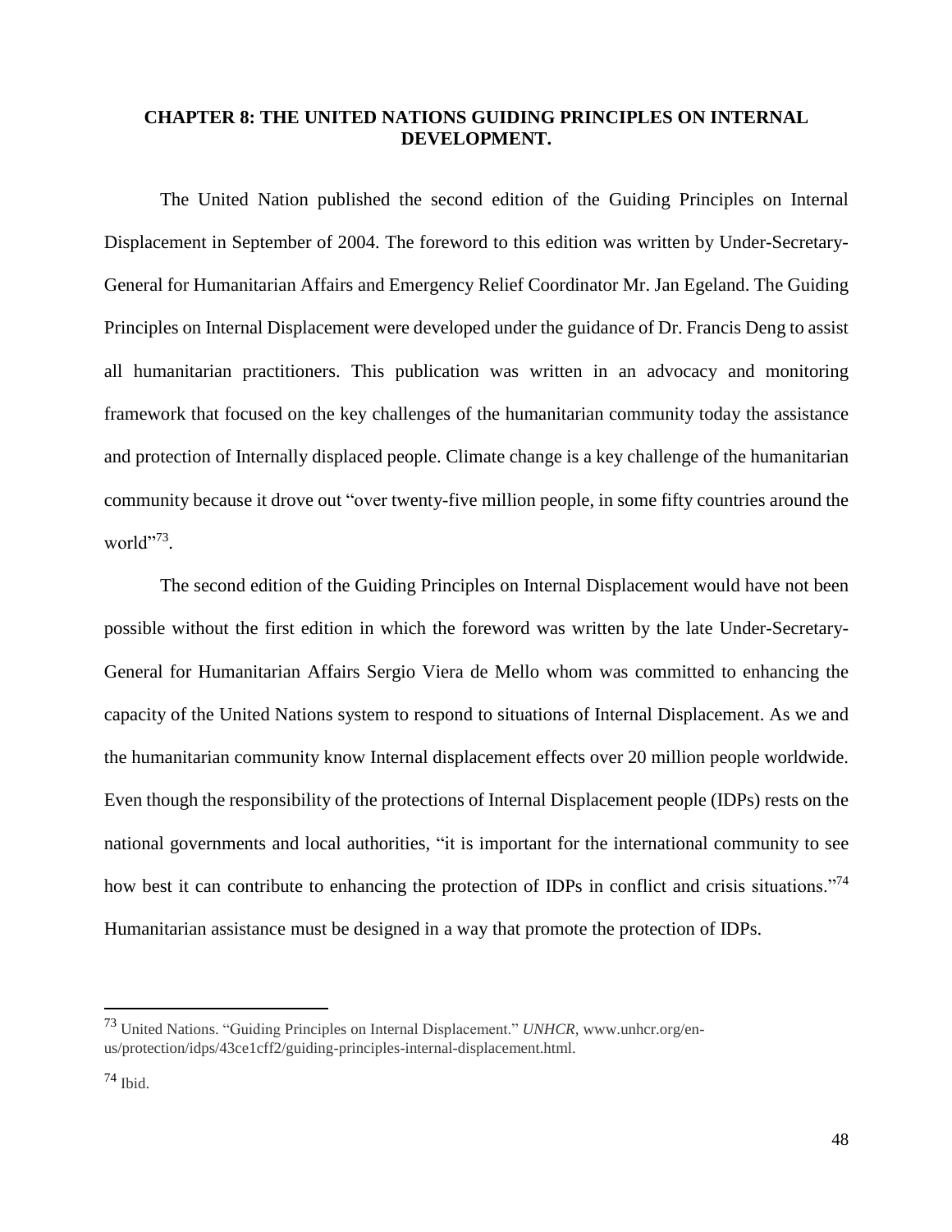## CHAPTER 8: THE UNITED NATIONS GUIDING PRINCIPLES ON INTERNAL DEVELOPMENT.

The United Nation published the second edition of the Guiding Principles on Internal Displacement in September of 2004. The foreword to this edition was written by Under-Secretary-General for Humanitarian Affairs and Emergency Relief Coordinator Mr. Jan Egeland. The Guiding Principles on Internal Displacement were developed under the guidance of Dr. Francis Deng to assist all humanitarian practitioners. This publication was written in an advocacy and monitoring framework that focused on the key challenges of the humanitarian community today the assistance and protection of Internally displaced people. Climate change is a key challenge of the humanitarian community because it drove out "over twenty-five million people, in some fifty countries around the world"[73].

The second edition of the Guiding Principles on Internal Displacement would have not been possible without the first edition in which the foreword was written by the late Under-Secretary-General for Humanitarian Affairs Sergio Viera de Mello whom was committed to enhancing the capacity of the United Nations system to respond to situations of Internal Displacement. As we and the humanitarian community know Internal displacement effects over 20 million people worldwide. Even though the responsibility of the protections of Internal Displacement people (IDPs) rests on the national governments and local authorities, "it is important for the international community to see how best it can contribute to enhancing the protection of IDPs in conflict and crisis situations."[74] Humanitarian assistance must be designed in a way that promote the protection of IDPs.

---

[73] United Nations. "Guiding Principles on Internal Displacement." *UNHCR*, www.unhcr.org/en-us/protection/idps/43ce1cff2/guiding-principles-internal-displacement.html.

[74] Ibid.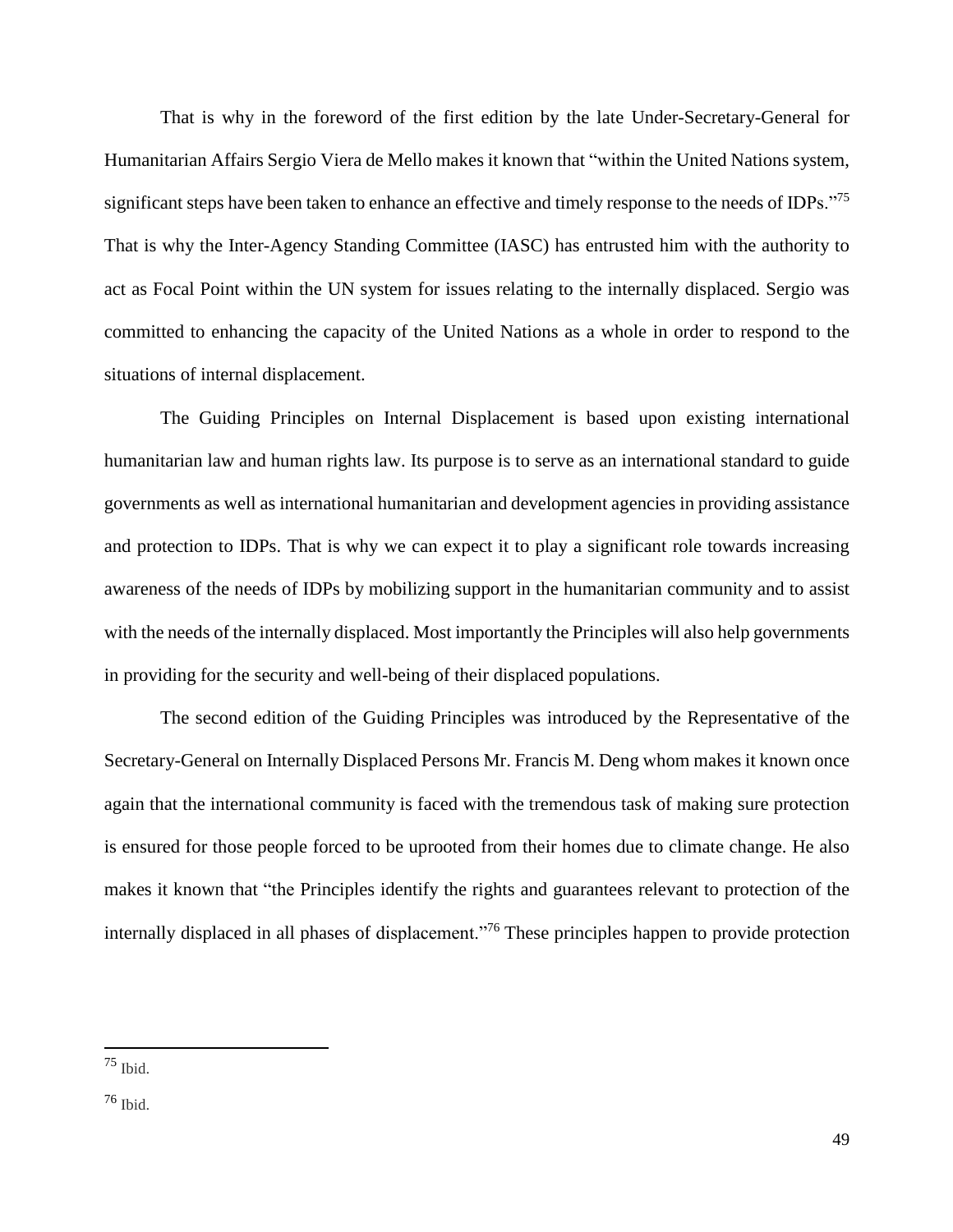That is why in the foreword of the first edition by the late Under-Secretary-General for Humanitarian Affairs Sergio Viera de Mello makes it known that "within the United Nations system, significant steps have been taken to enhance an effective and timely response to the needs of IDPs."[75] That is why the Inter-Agency Standing Committee (IASC) has entrusted him with the authority to act as Focal Point within the UN system for issues relating to the internally displaced. Sergio was committed to enhancing the capacity of the United Nations as a whole in order to respond to the situations of internal displacement.

The Guiding Principles on Internal Displacement is based upon existing international humanitarian law and human rights law. Its purpose is to serve as an international standard to guide governments as well as international humanitarian and development agencies in providing assistance and protection to IDPs. That is why we can expect it to play a significant role towards increasing awareness of the needs of IDPs by mobilizing support in the humanitarian community and to assist with the needs of the internally displaced. Most importantly the Principles will also help governments in providing for the security and well-being of their displaced populations.

The second edition of the Guiding Principles was introduced by the Representative of the Secretary-General on Internally Displaced Persons Mr. Francis M. Deng whom makes it known once again that the international community is faced with the tremendous task of making sure protection is ensured for those people forced to be uprooted from their homes due to climate change. He also makes it known that "the Principles identify the rights and guarantees relevant to protection of the internally displaced in all phases of displacement."[76] These principles happen to provide protection

---

[75] Ibid.

[76] Ibid.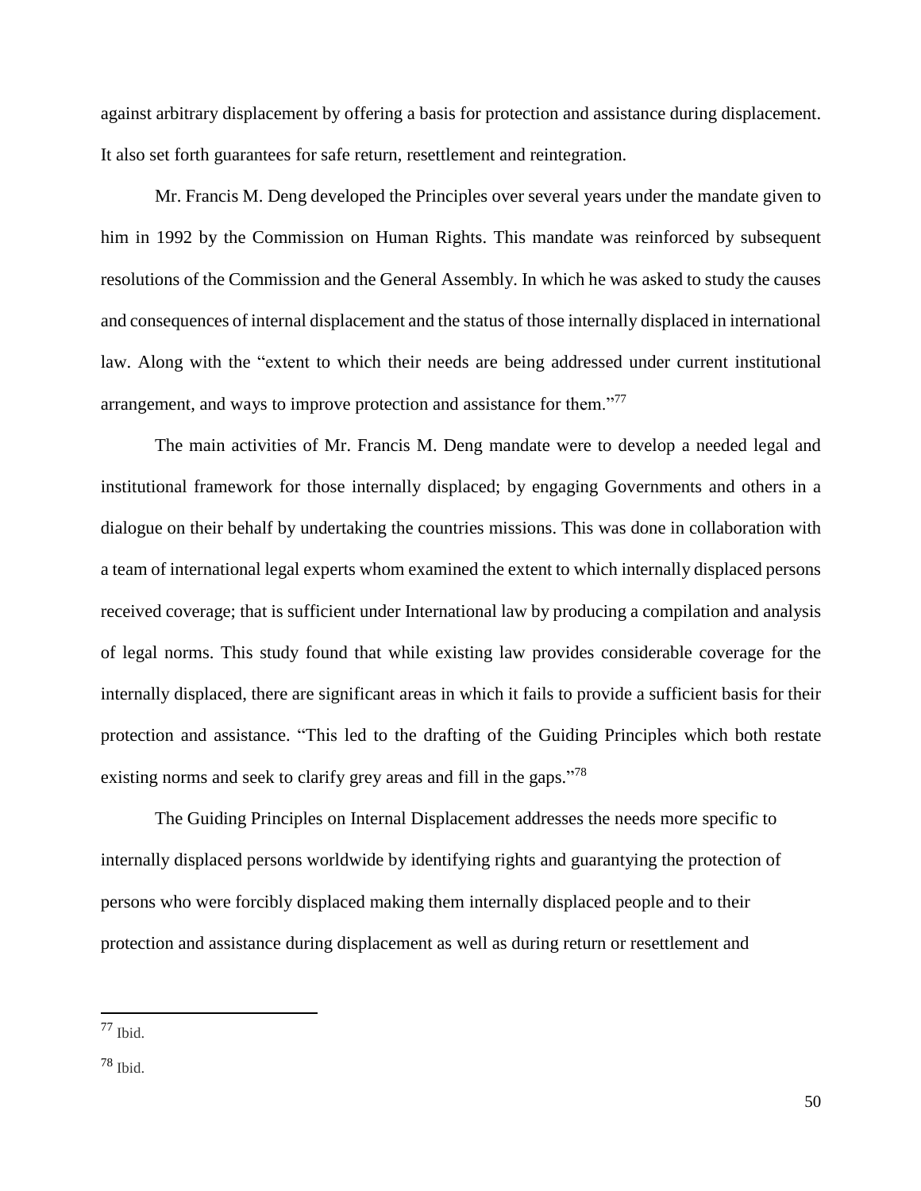against arbitrary displacement by offering a basis for protection and assistance during displacement. It also set forth guarantees for safe return, resettlement and reintegration.

Mr. Francis M. Deng developed the Principles over several years under the mandate given to him in 1992 by the Commission on Human Rights. This mandate was reinforced by subsequent resolutions of the Commission and the General Assembly. In which he was asked to study the causes and consequences of internal displacement and the status of those internally displaced in international law. Along with the "extent to which their needs are being addressed under current institutional arrangement, and ways to improve protection and assistance for them."[77]

The main activities of Mr. Francis M. Deng mandate were to develop a needed legal and institutional framework for those internally displaced; by engaging Governments and others in a dialogue on their behalf by undertaking the countries missions. This was done in collaboration with a team of international legal experts whom examined the extent to which internally displaced persons received coverage; that is sufficient under International law by producing a compilation and analysis of legal norms. This study found that while existing law provides considerable coverage for the internally displaced, there are significant areas in which it fails to provide a sufficient basis for their protection and assistance. "This led to the drafting of the Guiding Principles which both restate existing norms and seek to clarify grey areas and fill in the gaps."[78]

The Guiding Principles on Internal Displacement addresses the needs more specific to internally displaced persons worldwide by identifying rights and guarantying the protection of persons who were forcibly displaced making them internally displaced people and to their protection and assistance during displacement as well as during return or resettlement and

---

[77] Ibid.

[78] Ibid.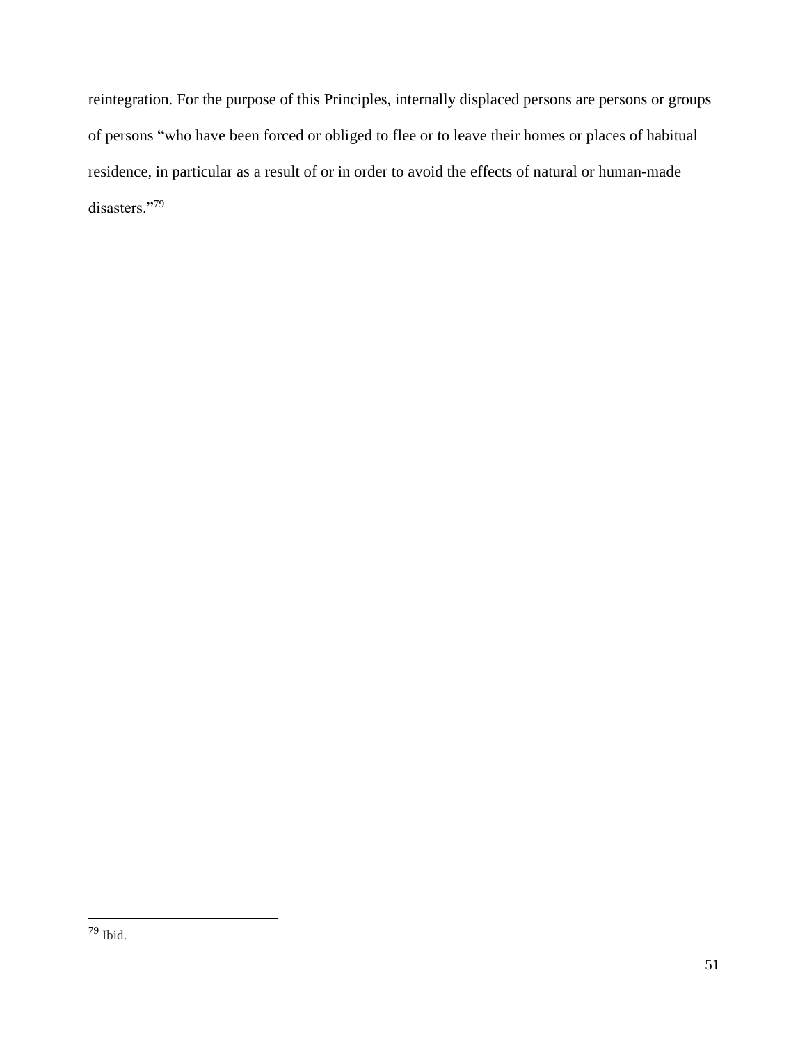reintegration. For the purpose of this Principles, internally displaced persons are persons or groups of persons "who have been forced or obliged to flee or to leave their homes or places of habitual residence, in particular as a result of or in order to avoid the effects of natural or human-made disasters."[79]

---

[79] Ibid.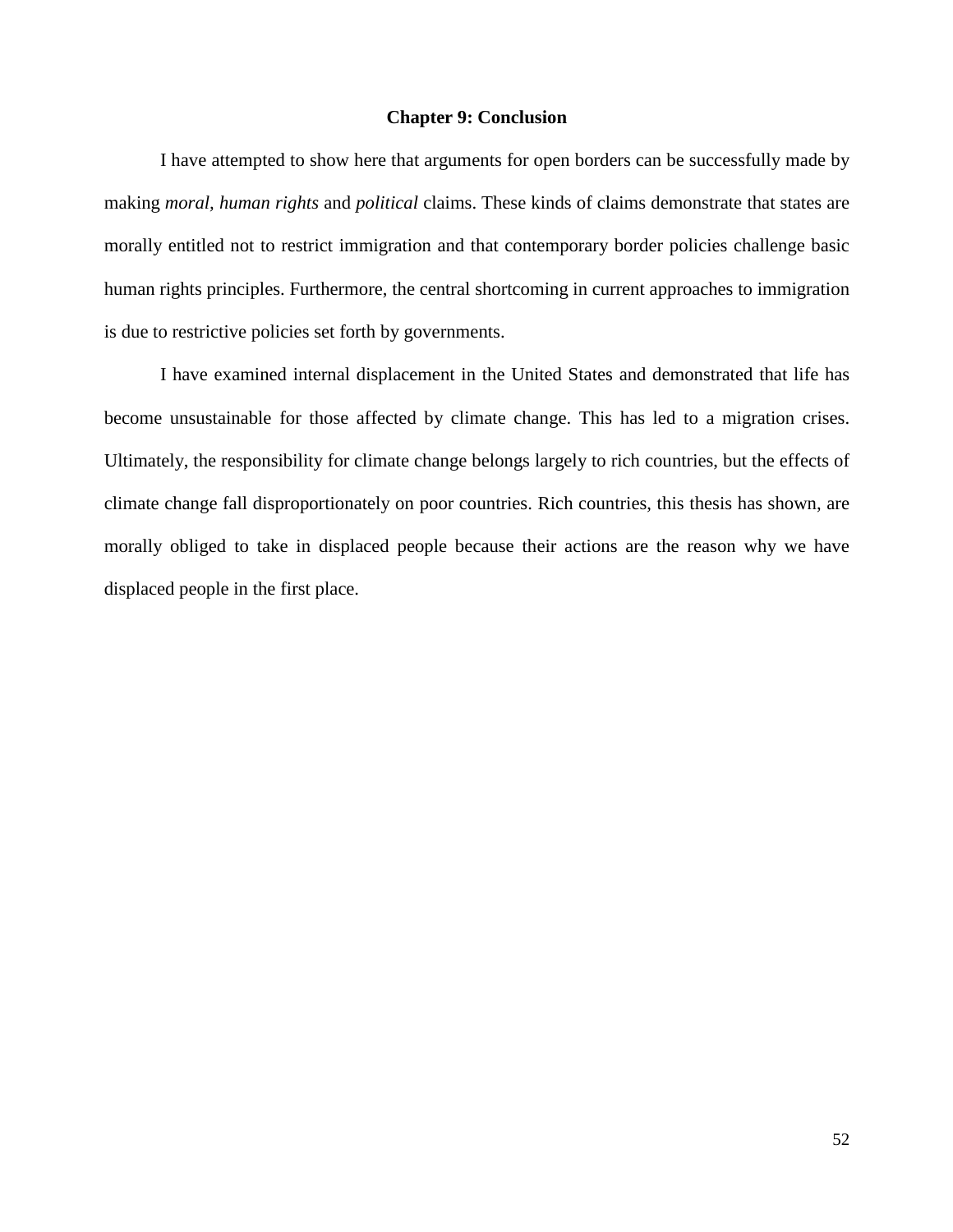## Chapter 9: Conclusion

I have attempted to show here that arguments for open borders can be successfully made by making *moral, human rights* and *political* claims. These kinds of claims demonstrate that states are morally entitled not to restrict immigration and that contemporary border policies challenge basic human rights principles. Furthermore, the central shortcoming in current approaches to immigration is due to restrictive policies set forth by governments.

I have examined internal displacement in the United States and demonstrated that life has become unsustainable for those affected by climate change. This has led to a migration crises. Ultimately, the responsibility for climate change belongs largely to rich countries, but the effects of climate change fall disproportionately on poor countries. Rich countries, this thesis has shown, are morally obliged to take in displaced people because their actions are the reason why we have displaced people in the first place.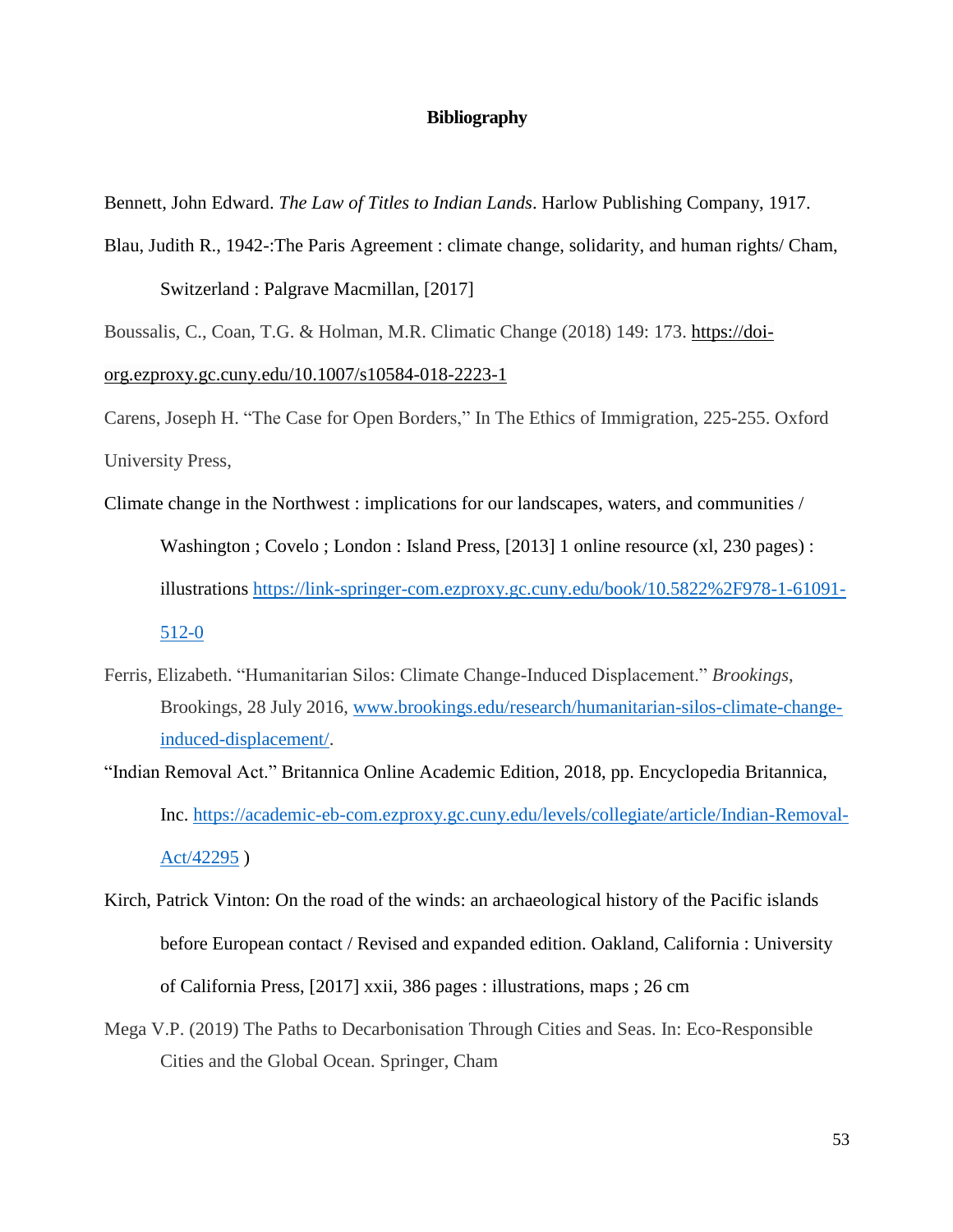**Bibliography**

Bennett, John Edward. *The Law of Titles to Indian Lands*. Harlow Publishing Company, 1917.

Blau, Judith R., 1942-:The Paris Agreement : climate change, solidarity, and human rights/ Cham, Switzerland : Palgrave Macmillan, [2017]

Boussalis, C., Coan, T.G. & Holman, M.R. Climatic Change (2018) 149: 173. https://doi-org.ezproxy.gc.cuny.edu/10.1007/s10584-018-2223-1

Carens, Joseph H. "The Case for Open Borders," In The Ethics of Immigration, 225-255. Oxford University Press,

Climate change in the Northwest : implications for our landscapes, waters, and communities / Washington ; Covelo ; London : Island Press, [2013] 1 online resource (xl, 230 pages) : illustrations https://link-springer-com.ezproxy.gc.cuny.edu/book/10.5822%2F978-1-61091-512-0

Ferris, Elizabeth. "Humanitarian Silos: Climate Change-Induced Displacement." *Brookings*, Brookings, 28 July 2016, www.brookings.edu/research/humanitarian-silos-climate-change-induced-displacement/.

"Indian Removal Act." Britannica Online Academic Edition, 2018, pp. Encyclopedia Britannica, Inc. https://academic-eb-com.ezproxy.gc.cuny.edu/levels/collegiate/article/Indian-Removal-Act/42295 )

Kirch, Patrick Vinton: On the road of the winds: an archaeological history of the Pacific islands before European contact / Revised and expanded edition. Oakland, California : University of California Press, [2017] xxii, 386 pages : illustrations, maps ; 26 cm

Mega V.P. (2019) The Paths to Decarbonisation Through Cities and Seas. In: Eco-Responsible Cities and the Global Ocean. Springer, Cham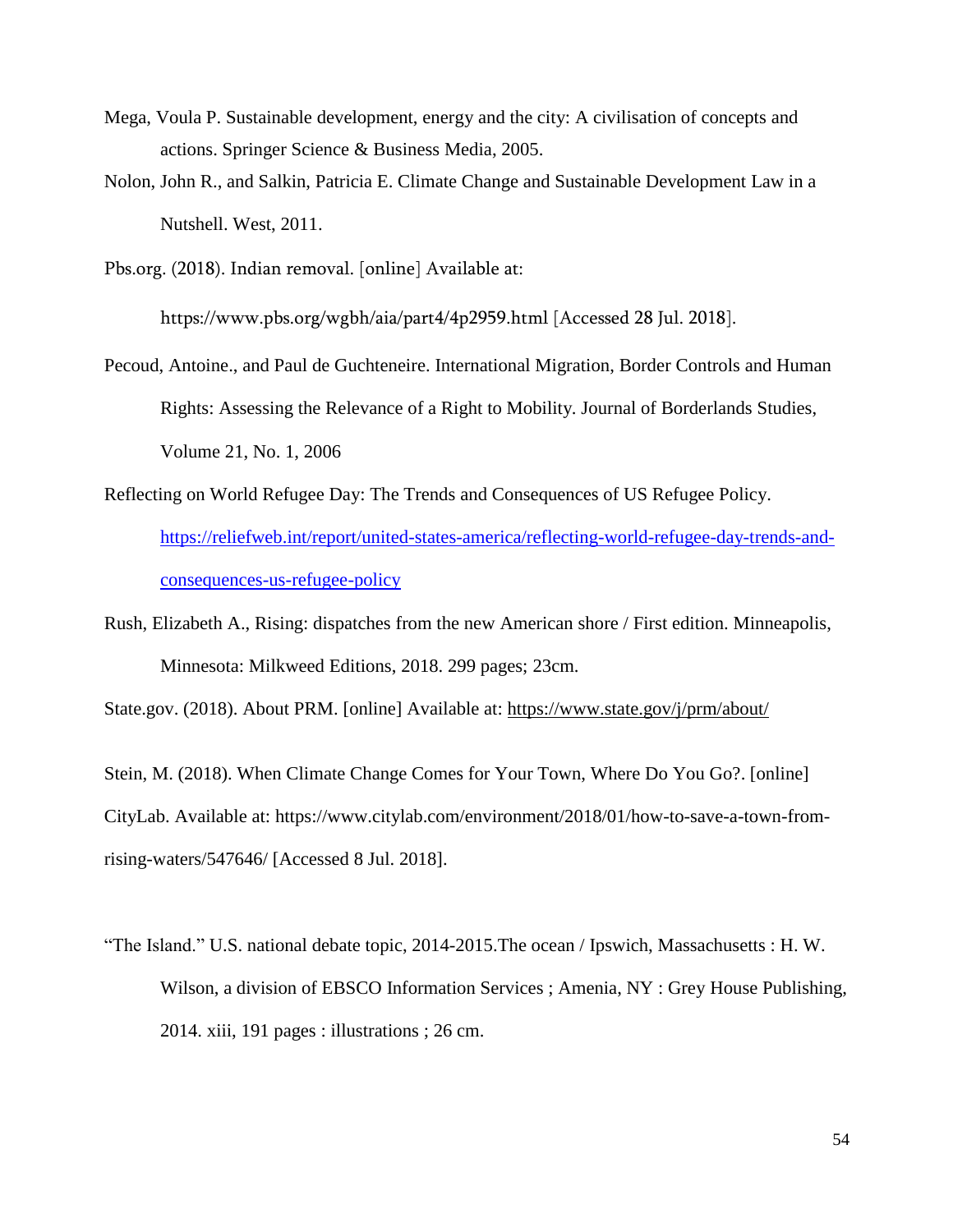Mega, Voula P. Sustainable development, energy and the city: A civilisation of concepts and actions. Springer Science & Business Media, 2005.

Nolon, John R., and Salkin, Patricia E. Climate Change and Sustainable Development Law in a Nutshell. West, 2011.

Pbs.org. (2018). Indian removal. [online] Available at: https://www.pbs.org/wgbh/aia/part4/4p2959.html [Accessed 28 Jul. 2018].

Pecoud, Antoine., and Paul de Guchteneire. International Migration, Border Controls and Human Rights: Assessing the Relevance of a Right to Mobility. Journal of Borderlands Studies, Volume 21, No. 1, 2006

Reflecting on World Refugee Day: The Trends and Consequences of US Refugee Policy. https://reliefweb.int/report/united-states-america/reflecting-world-refugee-day-trends-and-consequences-us-refugee-policy

Rush, Elizabeth A., Rising: dispatches from the new American shore / First edition. Minneapolis, Minnesota: Milkweed Editions, 2018. 299 pages; 23cm.

State.gov. (2018). About PRM. [online] Available at: https://www.state.gov/j/prm/about/

Stein, M. (2018). When Climate Change Comes for Your Town, Where Do You Go?. [online] CityLab. Available at: https://www.citylab.com/environment/2018/01/how-to-save-a-town-from-rising-waters/547646/ [Accessed 8 Jul. 2018].

"The Island." U.S. national debate topic, 2014-2015.The ocean / Ipswich, Massachusetts : H. W. Wilson, a division of EBSCO Information Services ; Amenia, NY : Grey House Publishing, 2014. xiii, 191 pages : illustrations ; 26 cm.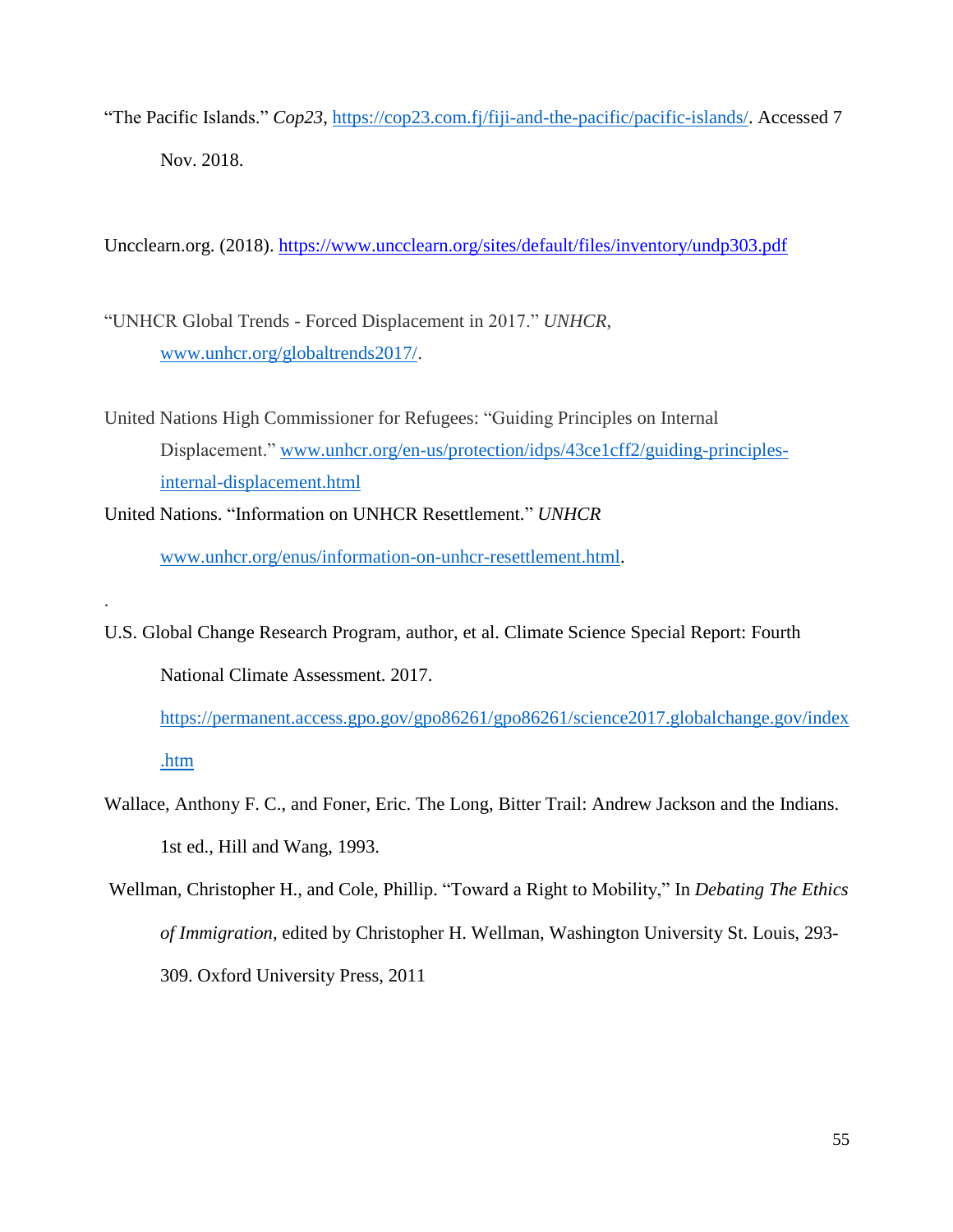“The Pacific Islands.” *Cop23*, https://cop23.com.fj/fiji-and-the-pacific/pacific-islands/. Accessed 7 Nov. 2018.

Uncclearn.org. (2018). https://www.uncclearn.org/sites/default/files/inventory/undp303.pdf

“UNHCR Global Trends - Forced Displacement in 2017.” *UNHCR*, www.unhcr.org/globaltrends2017/.

United Nations High Commissioner for Refugees: “Guiding Principles on Internal Displacement.” www.unhcr.org/en-us/protection/idps/43ce1cff2/guiding-principles-internal-displacement.html

United Nations. “Information on UNHCR Resettlement.” *UNHCR* www.unhcr.org/enus/information-on-unhcr-resettlement.html.

.

U.S. Global Change Research Program, author, et al. Climate Science Special Report: Fourth National Climate Assessment. 2017. https://permanent.access.gpo.gov/gpo86261/gpo86261/science2017.globalchange.gov/index.htm

Wallace, Anthony F. C., and Foner, Eric. The Long, Bitter Trail: Andrew Jackson and the Indians. 1st ed., Hill and Wang, 1993.

Wellman, Christopher H., and Cole, Phillip. “Toward a Right to Mobility,” In *Debating The Ethics of Immigration*, edited by Christopher H. Wellman, Washington University St. Louis, 293-309. Oxford University Press, 2011